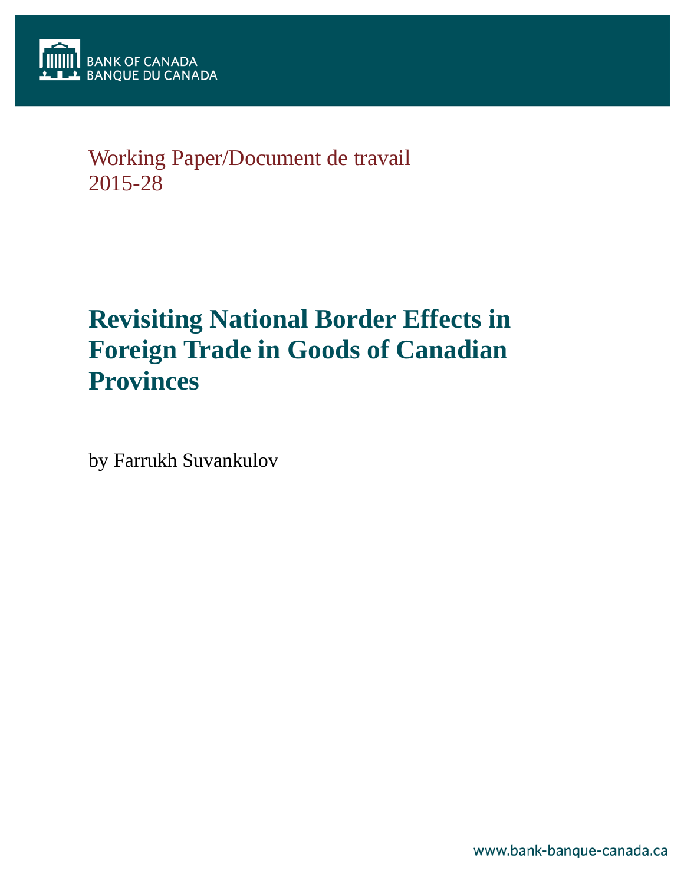BANK OF CANADA
BANQUE DU CANADA

Working Paper/Document de travail
2015-28

# Revisiting National Border Effects in Foreign Trade in Goods of Canadian Provinces

by Farrukh Suvankulov

www.bank-banque-canada.ca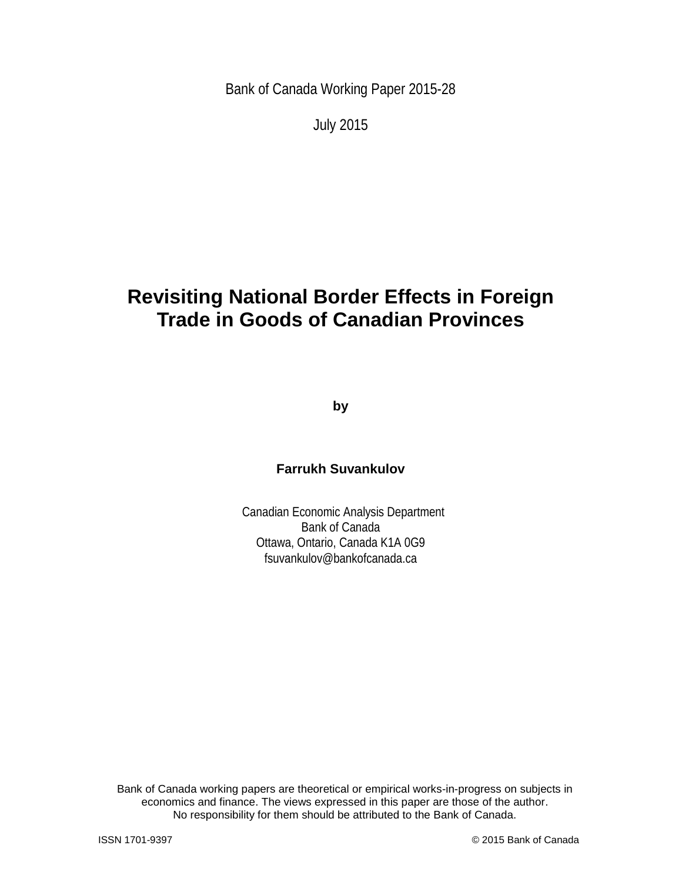Bank of Canada Working Paper 2015-28

July 2015

# Revisiting National Border Effects in Foreign Trade in Goods of Canadian Provinces

by

**Farrukh Suvankulov**

Canadian Economic Analysis Department
Bank of Canada
Ottawa, Ontario, Canada K1A 0G9
fsuvankulov@bankofcanada.ca

Bank of Canada working papers are theoretical or empirical works-in-progress on subjects in economics and finance. The views expressed in this paper are those of the author. No responsibility for them should be attributed to the Bank of Canada.

ISSN 1701-9397 © 2015 Bank of Canada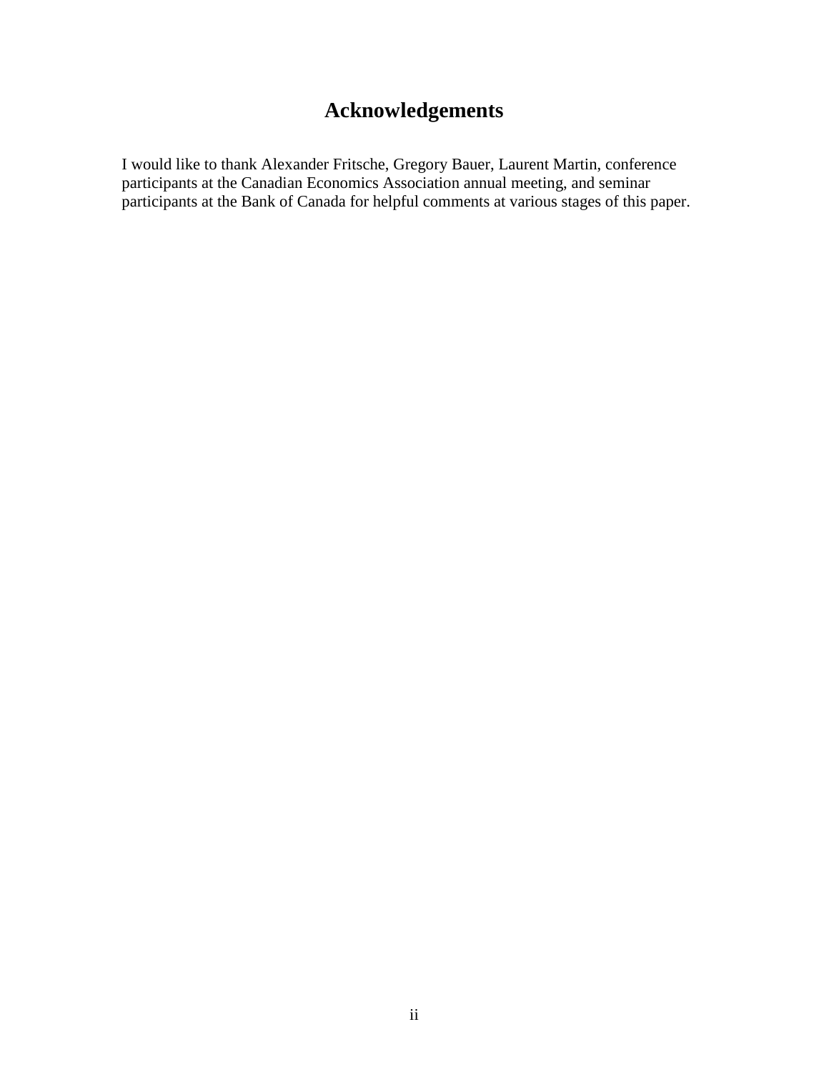# Acknowledgements

I would like to thank Alexander Fritsche, Gregory Bauer, Laurent Martin, conference participants at the Canadian Economics Association annual meeting, and seminar participants at the Bank of Canada for helpful comments at various stages of this paper.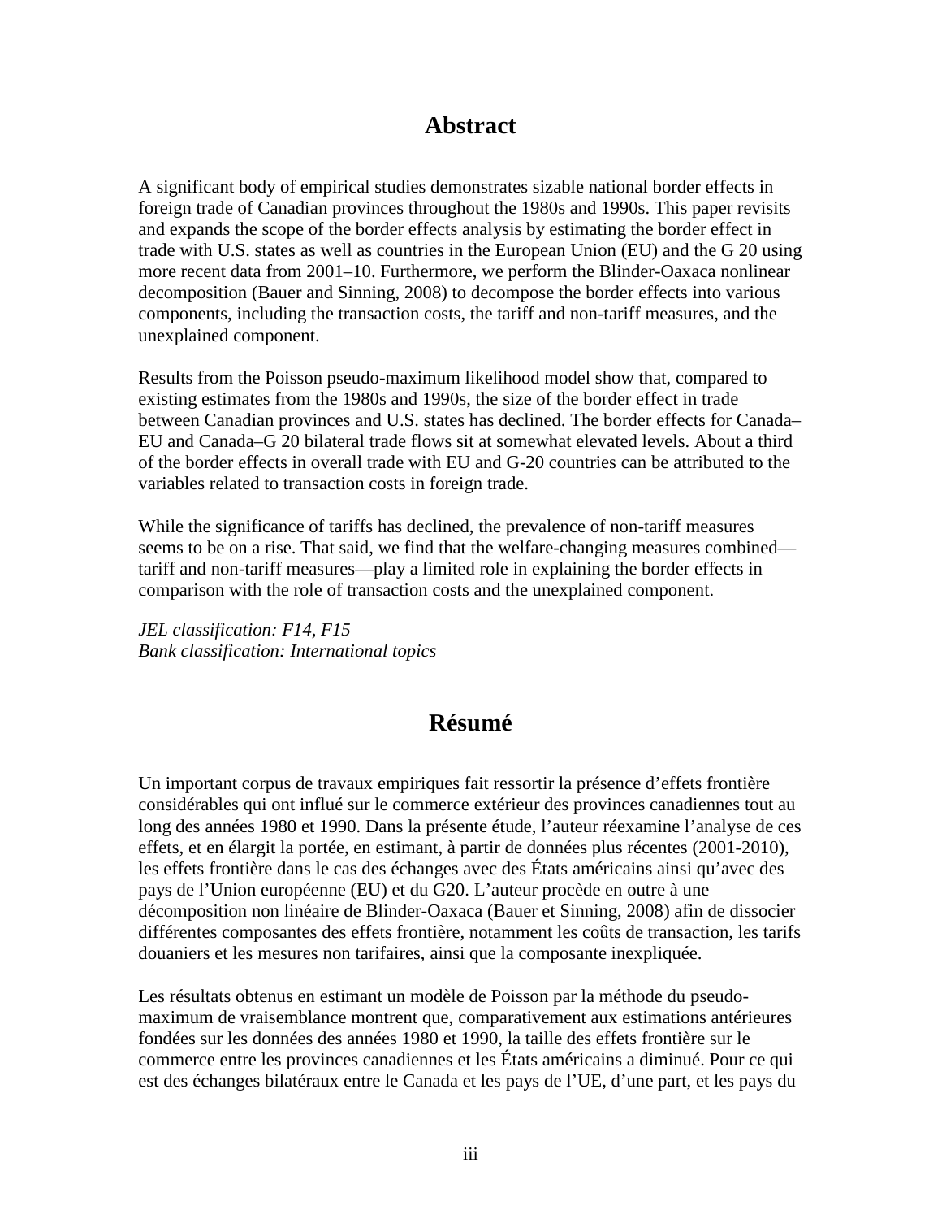## Abstract

A significant body of empirical studies demonstrates sizable national border effects in foreign trade of Canadian provinces throughout the 1980s and 1990s. This paper revisits and expands the scope of the border effects analysis by estimating the border effect in trade with U.S. states as well as countries in the European Union (EU) and the G 20 using more recent data from 2001–10. Furthermore, we perform the Blinder-Oaxaca nonlinear decomposition (Bauer and Sinning, 2008) to decompose the border effects into various components, including the transaction costs, the tariff and non-tariff measures, and the unexplained component.

Results from the Poisson pseudo-maximum likelihood model show that, compared to existing estimates from the 1980s and 1990s, the size of the border effect in trade between Canadian provinces and U.S. states has declined. The border effects for Canada–EU and Canada–G 20 bilateral trade flows sit at somewhat elevated levels. About a third of the border effects in overall trade with EU and G-20 countries can be attributed to the variables related to transaction costs in foreign trade.

While the significance of tariffs has declined, the prevalence of non-tariff measures seems to be on a rise. That said, we find that the welfare-changing measures combined—tariff and non-tariff measures—play a limited role in explaining the border effects in comparison with the role of transaction costs and the unexplained component.

*JEL classification: F14, F15*
*Bank classification: International topics*

## Résumé

Un important corpus de travaux empiriques fait ressortir la présence d'effets frontière considérables qui ont influé sur le commerce extérieur des provinces canadiennes tout au long des années 1980 et 1990. Dans la présente étude, l'auteur réexamine l'analyse de ces effets, et en élargit la portée, en estimant, à partir de données plus récentes (2001-2010), les effets frontière dans le cas des échanges avec des États américains ainsi qu'avec des pays de l'Union européenne (EU) et du G20. L'auteur procède en outre à une décomposition non linéaire de Blinder-Oaxaca (Bauer et Sinning, 2008) afin de dissocier différentes composantes des effets frontière, notamment les coûts de transaction, les tarifs douaniers et les mesures non tarifaires, ainsi que la composante inexpliquée.

Les résultats obtenus en estimant un modèle de Poisson par la méthode du pseudo-maximum de vraisemblance montrent que, comparativement aux estimations antérieures fondées sur les données des années 1980 et 1990, la taille des effets frontière sur le commerce entre les provinces canadiennes et les États américains a diminué. Pour ce qui est des échanges bilatéraux entre le Canada et les pays de l'UE, d'une part, et les pays du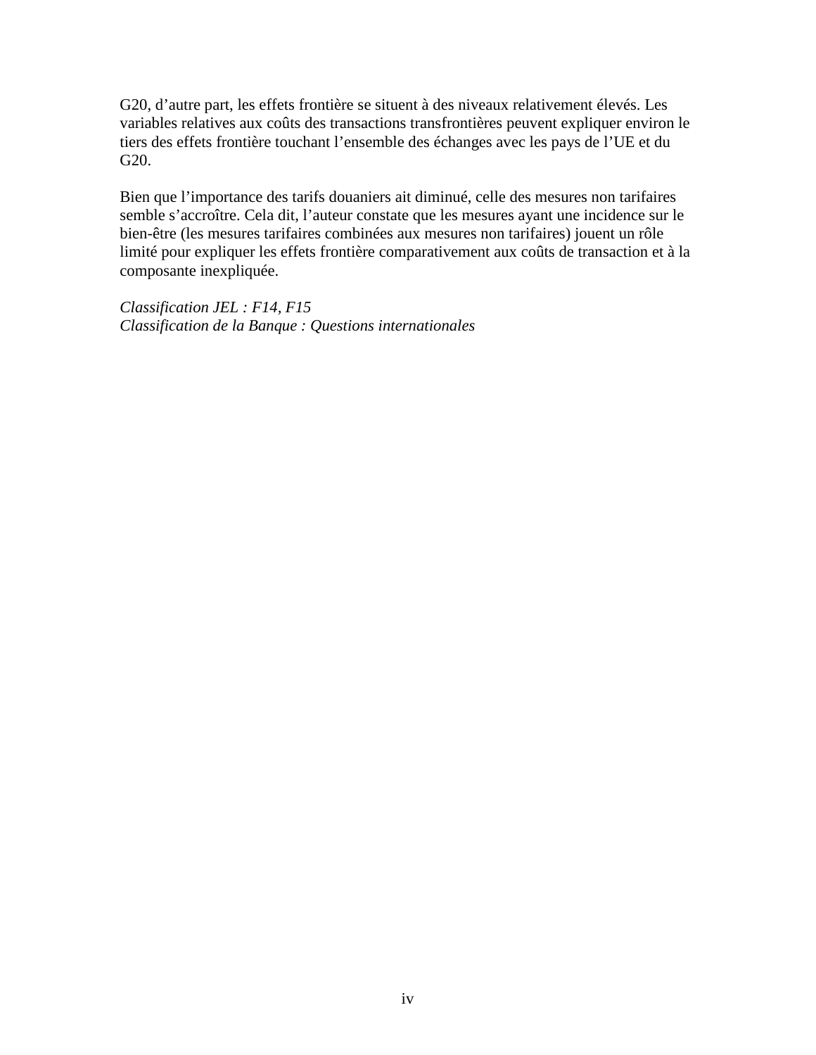G20, d'autre part, les effets frontière se situent à des niveaux relativement élevés. Les variables relatives aux coûts des transactions transfrontières peuvent expliquer environ le tiers des effets frontière touchant l'ensemble des échanges avec les pays de l'UE et du G20.

Bien que l'importance des tarifs douaniers ait diminué, celle des mesures non tarifaires semble s'accroître. Cela dit, l'auteur constate que les mesures ayant une incidence sur le bien-être (les mesures tarifaires combinées aux mesures non tarifaires) jouent un rôle limité pour expliquer les effets frontière comparativement aux coûts de transaction et à la composante inexpliquée.

*Classification JEL : F14, F15*
*Classification de la Banque : Questions internationales*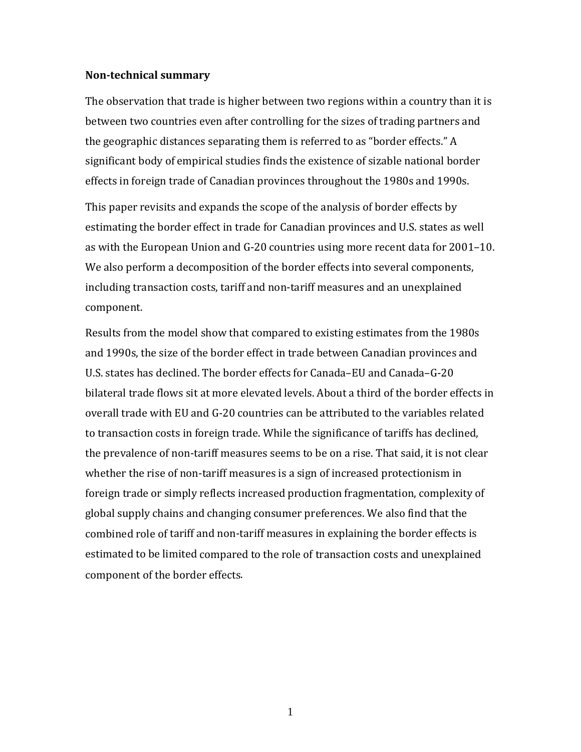**Non-technical summary**

The observation that trade is higher between two regions within a country than it is between two countries even after controlling for the sizes of trading partners and the geographic distances separating them is referred to as "border effects." A significant body of empirical studies finds the existence of sizable national border effects in foreign trade of Canadian provinces throughout the 1980s and 1990s.

This paper revisits and expands the scope of the analysis of border effects by estimating the border effect in trade for Canadian provinces and U.S. states as well as with the European Union and G-20 countries using more recent data for 2001–10. We also perform a decomposition of the border effects into several components, including transaction costs, tariff and non-tariff measures and an unexplained component.

Results from the model show that compared to existing estimates from the 1980s and 1990s, the size of the border effect in trade between Canadian provinces and U.S. states has declined. The border effects for Canada–EU and Canada–G-20 bilateral trade flows sit at more elevated levels. About a third of the border effects in overall trade with EU and G-20 countries can be attributed to the variables related to transaction costs in foreign trade. While the significance of tariffs has declined, the prevalence of non-tariff measures seems to be on a rise. That said, it is not clear whether the rise of non-tariff measures is a sign of increased protectionism in foreign trade or simply reflects increased production fragmentation, complexity of global supply chains and changing consumer preferences. We also find that the combined role of tariff and non-tariff measures in explaining the border effects is estimated to be limited compared to the role of transaction costs and unexplained component of the border effects.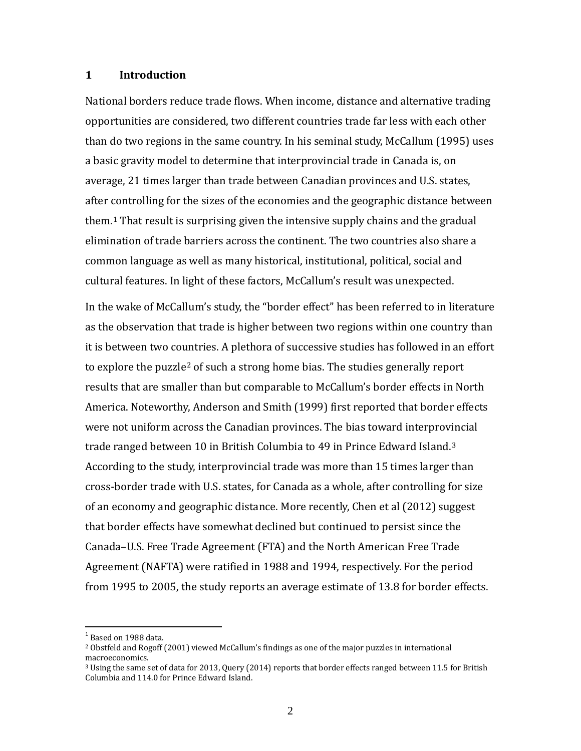## 1 Introduction

National borders reduce trade flows. When income, distance and alternative trading opportunities are considered, two different countries trade far less with each other than do two regions in the same country. In his seminal study, McCallum (1995) uses a basic gravity model to determine that interprovincial trade in Canada is, on average, 21 times larger than trade between Canadian provinces and U.S. states, after controlling for the sizes of the economies and the geographic distance between them.[1] That result is surprising given the intensive supply chains and the gradual elimination of trade barriers across the continent. The two countries also share a common language as well as many historical, institutional, political, social and cultural features. In light of these factors, McCallum's result was unexpected.

In the wake of McCallum's study, the "border effect" has been referred to in literature as the observation that trade is higher between two regions within one country than it is between two countries. A plethora of successive studies has followed in an effort to explore the puzzle[2] of such a strong home bias. The studies generally report results that are smaller than but comparable to McCallum's border effects in North America. Noteworthy, Anderson and Smith (1999) first reported that border effects were not uniform across the Canadian provinces. The bias toward interprovincial trade ranged between 10 in British Columbia to 49 in Prince Edward Island.[3] According to the study, interprovincial trade was more than 15 times larger than cross-border trade with U.S. states, for Canada as a whole, after controlling for size of an economy and geographic distance. More recently, Chen et al (2012) suggest that border effects have somewhat declined but continued to persist since the Canada–U.S. Free Trade Agreement (FTA) and the North American Free Trade Agreement (NAFTA) were ratified in 1988 and 1994, respectively. For the period from 1995 to 2005, the study reports an average estimate of 13.8 for border effects.

---

[1] Based on 1988 data.

[2] Obstfeld and Rogoff (2001) viewed McCallum's findings as one of the major puzzles in international macroeconomics.

[3] Using the same set of data for 2013, Query (2014) reports that border effects ranged between 11.5 for British Columbia and 114.0 for Prince Edward Island.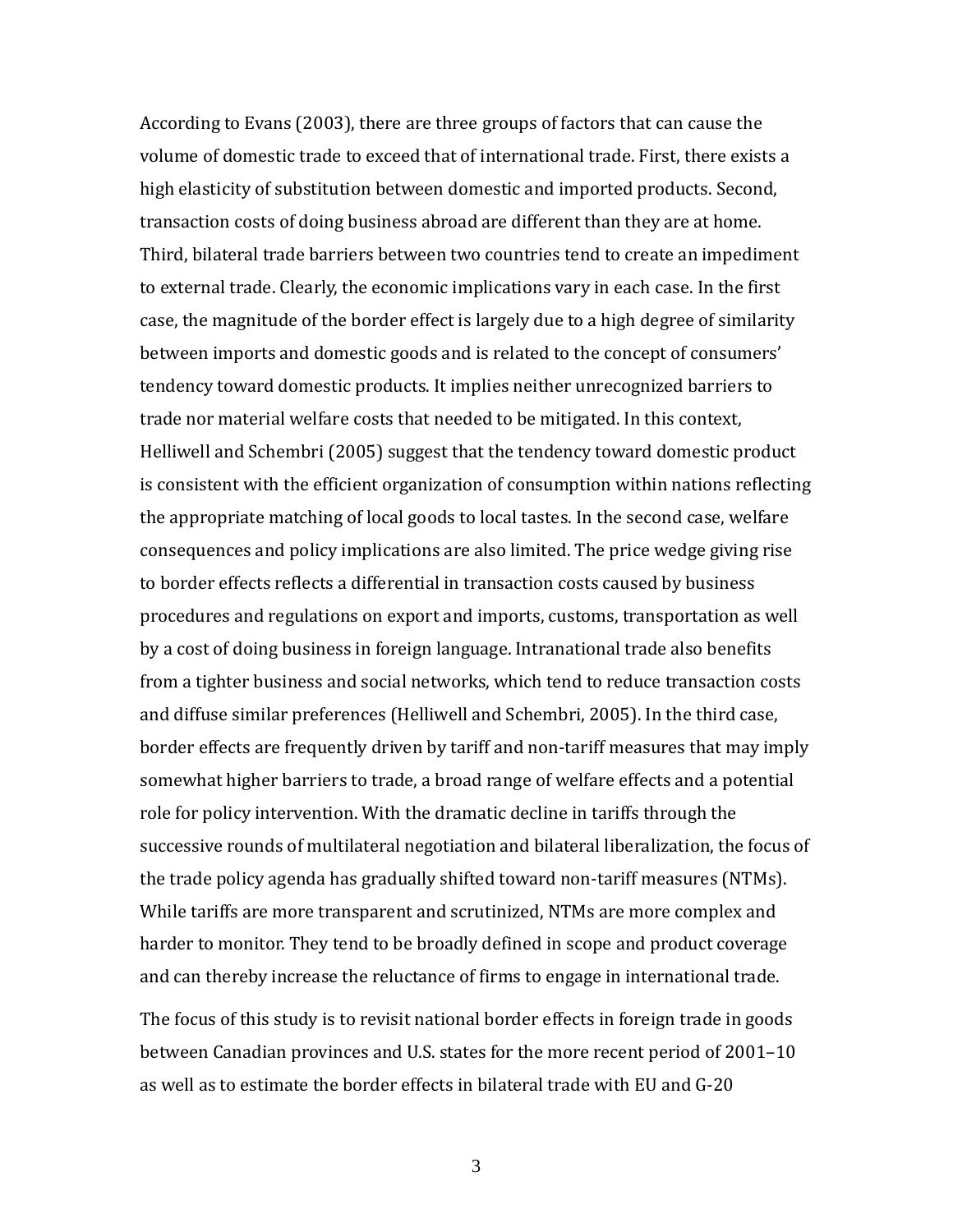According to Evans (2003), there are three groups of factors that can cause the volume of domestic trade to exceed that of international trade. First, there exists a high elasticity of substitution between domestic and imported products. Second, transaction costs of doing business abroad are different than they are at home. Third, bilateral trade barriers between two countries tend to create an impediment to external trade. Clearly, the economic implications vary in each case. In the first case, the magnitude of the border effect is largely due to a high degree of similarity between imports and domestic goods and is related to the concept of consumers' tendency toward domestic products. It implies neither unrecognized barriers to trade nor material welfare costs that needed to be mitigated. In this context, Helliwell and Schembri (2005) suggest that the tendency toward domestic product is consistent with the efficient organization of consumption within nations reflecting the appropriate matching of local goods to local tastes. In the second case, welfare consequences and policy implications are also limited. The price wedge giving rise to border effects reflects a differential in transaction costs caused by business procedures and regulations on export and imports, customs, transportation as well by a cost of doing business in foreign language. Intranational trade also benefits from a tighter business and social networks, which tend to reduce transaction costs and diffuse similar preferences (Helliwell and Schembri, 2005). In the third case, border effects are frequently driven by tariff and non-tariff measures that may imply somewhat higher barriers to trade, a broad range of welfare effects and a potential role for policy intervention. With the dramatic decline in tariffs through the successive rounds of multilateral negotiation and bilateral liberalization, the focus of the trade policy agenda has gradually shifted toward non-tariff measures (NTMs). While tariffs are more transparent and scrutinized, NTMs are more complex and harder to monitor. They tend to be broadly defined in scope and product coverage and can thereby increase the reluctance of firms to engage in international trade.

The focus of this study is to revisit national border effects in foreign trade in goods between Canadian provinces and U.S. states for the more recent period of 2001–10 as well as to estimate the border effects in bilateral trade with EU and G-20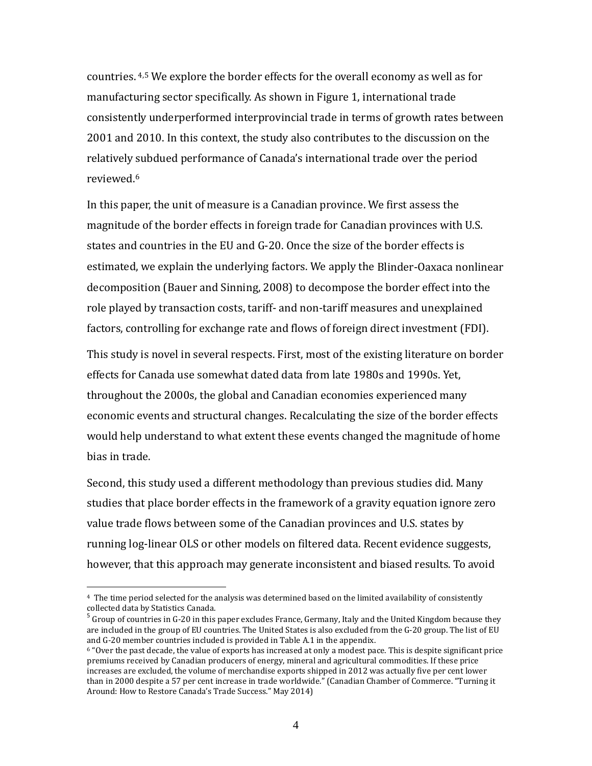countries. [4,5] We explore the border effects for the overall economy as well as for manufacturing sector specifically. As shown in Figure 1, international trade consistently underperformed interprovincial trade in terms of growth rates between 2001 and 2010. In this context, the study also contributes to the discussion on the relatively subdued performance of Canada's international trade over the period reviewed.[6]

In this paper, the unit of measure is a Canadian province. We first assess the magnitude of the border effects in foreign trade for Canadian provinces with U.S. states and countries in the EU and G-20. Once the size of the border effects is estimated, we explain the underlying factors. We apply the Blinder-Oaxaca nonlinear decomposition (Bauer and Sinning, 2008) to decompose the border effect into the role played by transaction costs, tariff- and non-tariff measures and unexplained factors, controlling for exchange rate and flows of foreign direct investment (FDI).

This study is novel in several respects. First, most of the existing literature on border effects for Canada use somewhat dated data from late 1980s and 1990s. Yet, throughout the 2000s, the global and Canadian economies experienced many economic events and structural changes. Recalculating the size of the border effects would help understand to what extent these events changed the magnitude of home bias in trade.

Second, this study used a different methodology than previous studies did. Many studies that place border effects in the framework of a gravity equation ignore zero value trade flows between some of the Canadian provinces and U.S. states by running log-linear OLS or other models on filtered data. Recent evidence suggests, however, that this approach may generate inconsistent and biased results. To avoid

---

[4] The time period selected for the analysis was determined based on the limited availability of consistently collected data by Statistics Canada.

[5] Group of countries in G-20 in this paper excludes France, Germany, Italy and the United Kingdom because they are included in the group of EU countries. The United States is also excluded from the G-20 group. The list of EU and G-20 member countries included is provided in Table A.1 in the appendix.

[6] "Over the past decade, the value of exports has increased at only a modest pace. This is despite significant price premiums received by Canadian producers of energy, mineral and agricultural commodities. If these price increases are excluded, the volume of merchandise exports shipped in 2012 was actually five per cent lower than in 2000 despite a 57 per cent increase in trade worldwide." (Canadian Chamber of Commerce. "Turning it Around: How to Restore Canada's Trade Success." May 2014)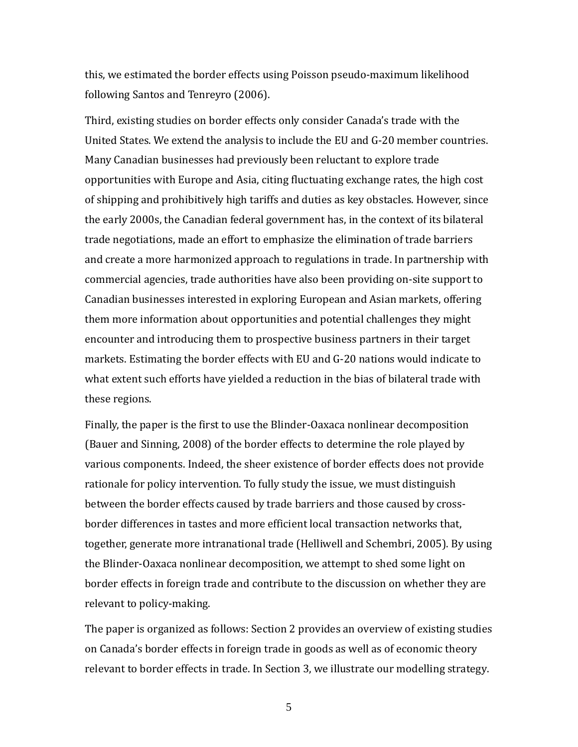this, we estimated the border effects using Poisson pseudo-maximum likelihood following Santos and Tenreyro (2006).

Third, existing studies on border effects only consider Canada's trade with the United States. We extend the analysis to include the EU and G-20 member countries. Many Canadian businesses had previously been reluctant to explore trade opportunities with Europe and Asia, citing fluctuating exchange rates, the high cost of shipping and prohibitively high tariffs and duties as key obstacles. However, since the early 2000s, the Canadian federal government has, in the context of its bilateral trade negotiations, made an effort to emphasize the elimination of trade barriers and create a more harmonized approach to regulations in trade. In partnership with commercial agencies, trade authorities have also been providing on-site support to Canadian businesses interested in exploring European and Asian markets, offering them more information about opportunities and potential challenges they might encounter and introducing them to prospective business partners in their target markets. Estimating the border effects with EU and G-20 nations would indicate to what extent such efforts have yielded a reduction in the bias of bilateral trade with these regions.

Finally, the paper is the first to use the Blinder-Oaxaca nonlinear decomposition (Bauer and Sinning, 2008) of the border effects to determine the role played by various components. Indeed, the sheer existence of border effects does not provide rationale for policy intervention. To fully study the issue, we must distinguish between the border effects caused by trade barriers and those caused by cross-border differences in tastes and more efficient local transaction networks that, together, generate more intranational trade (Helliwell and Schembri, 2005). By using the Blinder-Oaxaca nonlinear decomposition, we attempt to shed some light on border effects in foreign trade and contribute to the discussion on whether they are relevant to policy-making.

The paper is organized as follows: Section 2 provides an overview of existing studies on Canada's border effects in foreign trade in goods as well as of economic theory relevant to border effects in trade. In Section 3, we illustrate our modelling strategy.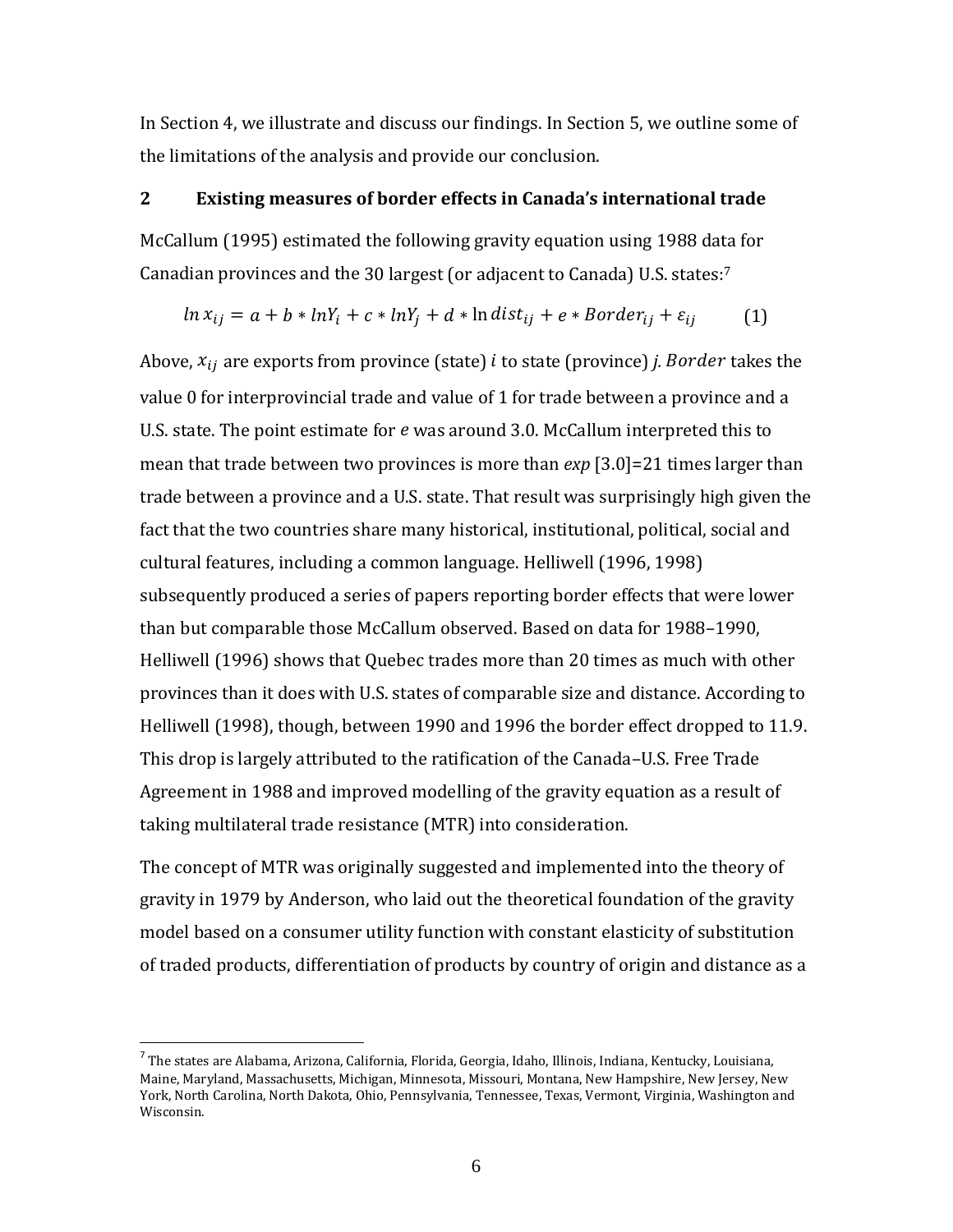In Section 4, we illustrate and discuss our findings. In Section 5, we outline some of the limitations of the analysis and provide our conclusion.

## 2 Existing measures of border effects in Canada's international trade

McCallum (1995) estimated the following gravity equation using 1988 data for Canadian provinces and the 30 largest (or adjacent to Canada) U.S. states:[7]

$$ln\, x_{ij} = a + b * lnY_i + c * lnY_j + d * \ln dist_{ij} + e * Border_{ij} + \varepsilon_{ij} \qquad (1)$$

Above, $x_{ij}$ are exports from province (state) $i$ to state (province) $j$. $Border$ takes the value 0 for interprovincial trade and value of 1 for trade between a province and a U.S. state. The point estimate for $e$ was around 3.0. McCallum interpreted this to mean that trade between two provinces is more than *exp* [3.0]=21 times larger than trade between a province and a U.S. state. That result was surprisingly high given the fact that the two countries share many historical, institutional, political, social and cultural features, including a common language. Helliwell (1996, 1998) subsequently produced a series of papers reporting border effects that were lower than but comparable those McCallum observed. Based on data for 1988–1990, Helliwell (1996) shows that Quebec trades more than 20 times as much with other provinces than it does with U.S. states of comparable size and distance. According to Helliwell (1998), though, between 1990 and 1996 the border effect dropped to 11.9. This drop is largely attributed to the ratification of the Canada–U.S. Free Trade Agreement in 1988 and improved modelling of the gravity equation as a result of taking multilateral trade resistance (MTR) into consideration.

The concept of MTR was originally suggested and implemented into the theory of gravity in 1979 by Anderson, who laid out the theoretical foundation of the gravity model based on a consumer utility function with constant elasticity of substitution of traded products, differentiation of products by country of origin and distance as a

[7] The states are Alabama, Arizona, California, Florida, Georgia, Idaho, Illinois, Indiana, Kentucky, Louisiana, Maine, Maryland, Massachusetts, Michigan, Minnesota, Missouri, Montana, New Hampshire, New Jersey, New York, North Carolina, North Dakota, Ohio, Pennsylvania, Tennessee, Texas, Vermont, Virginia, Washington and Wisconsin.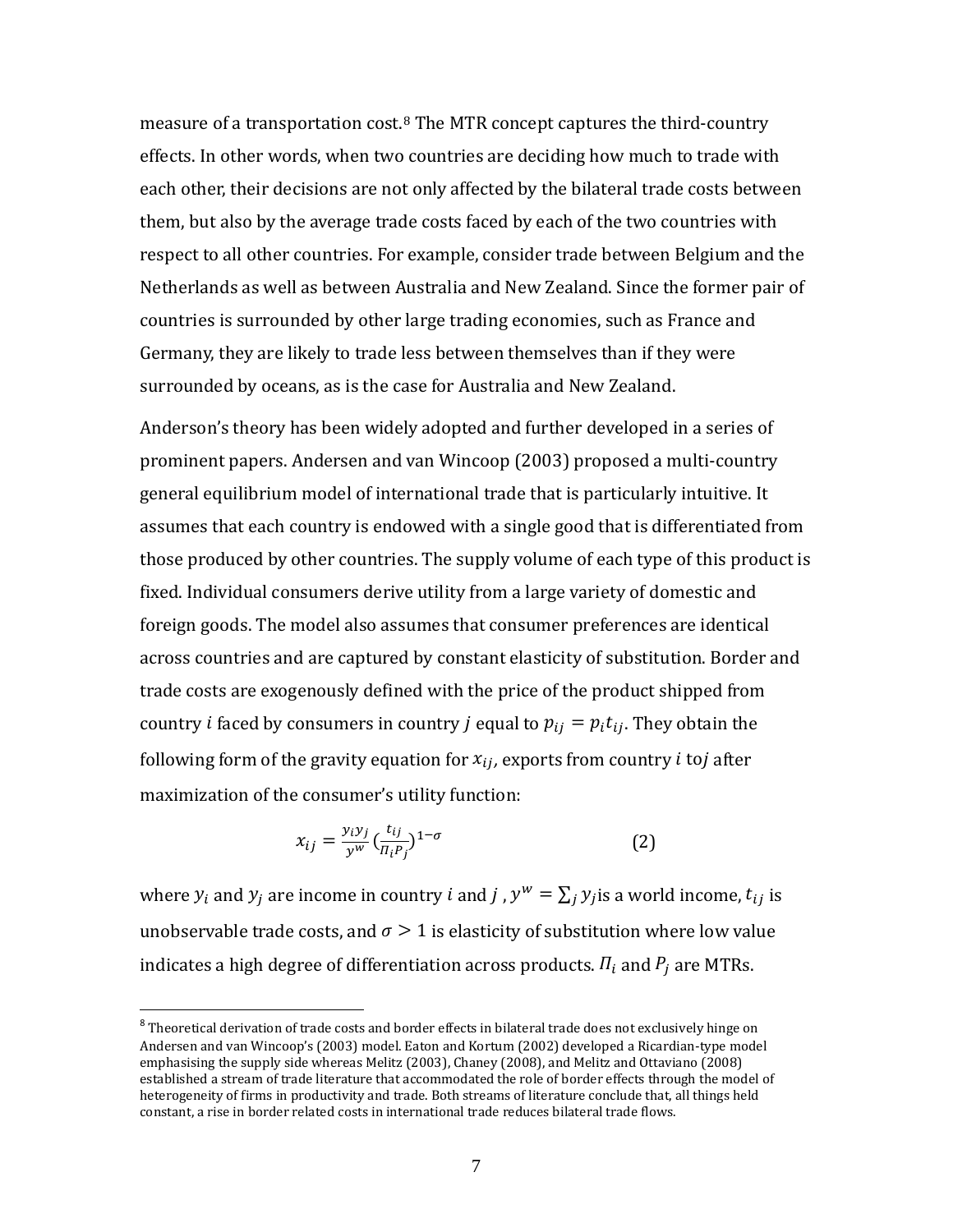measure of a transportation cost.[8] The MTR concept captures the third-country effects. In other words, when two countries are deciding how much to trade with each other, their decisions are not only affected by the bilateral trade costs between them, but also by the average trade costs faced by each of the two countries with respect to all other countries. For example, consider trade between Belgium and the Netherlands as well as between Australia and New Zealand. Since the former pair of countries is surrounded by other large trading economies, such as France and Germany, they are likely to trade less between themselves than if they were surrounded by oceans, as is the case for Australia and New Zealand.

Anderson's theory has been widely adopted and further developed in a series of prominent papers. Andersen and van Wincoop (2003) proposed a multi-country general equilibrium model of international trade that is particularly intuitive. It assumes that each country is endowed with a single good that is differentiated from those produced by other countries. The supply volume of each type of this product is fixed. Individual consumers derive utility from a large variety of domestic and foreign goods. The model also assumes that consumer preferences are identical across countries and are captured by constant elasticity of substitution. Border and trade costs are exogenously defined with the price of the product shipped from country $i$ faced by consumers in country $j$ equal to $p_{ij} = p_i t_{ij}$. They obtain the following form of the gravity equation for $x_{ij}$, exports from country $i$ to $j$ after maximization of the consumer's utility function:

$$x_{ij} = \frac{y_i y_j}{y^w} \left(\frac{t_{ij}}{\Pi_i P_j}\right)^{1-\sigma} \qquad (2)$$

where $y_i$ and $y_j$ are income in country $i$ and $j$ , $y^w = \sum_j y_j$ is a world income, $t_{ij}$ is unobservable trade costs, and $\sigma > 1$ is elasticity of substitution where low value indicates a high degree of differentiation across products. $\Pi_i$ and $P_j$ are MTRs.

[8] Theoretical derivation of trade costs and border effects in bilateral trade does not exclusively hinge on Andersen and van Wincoop's (2003) model. Eaton and Kortum (2002) developed a Ricardian-type model emphasising the supply side whereas Melitz (2003), Chaney (2008), and Melitz and Ottaviano (2008) established a stream of trade literature that accommodated the role of border effects through the model of heterogeneity of firms in productivity and trade. Both streams of literature conclude that, all things held constant, a rise in border related costs in international trade reduces bilateral trade flows.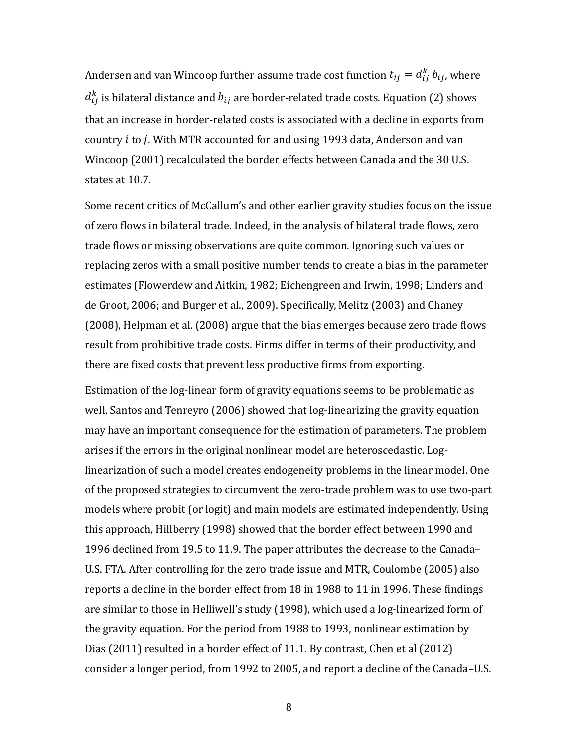Andersen and van Wincoop further assume trade cost function $t_{ij} = d_{ij}^{k}\, b_{ij}$, where $d_{ij}^{k}$ is bilateral distance and $b_{ij}$ are border-related trade costs. Equation (2) shows that an increase in border-related costs is associated with a decline in exports from country $i$ to $j$. With MTR accounted for and using 1993 data, Anderson and van Wincoop (2001) recalculated the border effects between Canada and the 30 U.S. states at 10.7.

Some recent critics of McCallum's and other earlier gravity studies focus on the issue of zero flows in bilateral trade. Indeed, in the analysis of bilateral trade flows, zero trade flows or missing observations are quite common. Ignoring such values or replacing zeros with a small positive number tends to create a bias in the parameter estimates (Flowerdew and Aitkin, 1982; Eichengreen and Irwin, 1998; Linders and de Groot, 2006; and Burger et al., 2009). Specifically, Melitz (2003) and Chaney (2008), Helpman et al. (2008) argue that the bias emerges because zero trade flows result from prohibitive trade costs. Firms differ in terms of their productivity, and there are fixed costs that prevent less productive firms from exporting.

Estimation of the log-linear form of gravity equations seems to be problematic as well. Santos and Tenreyro (2006) showed that log-linearizing the gravity equation may have an important consequence for the estimation of parameters. The problem arises if the errors in the original nonlinear model are heteroscedastic. Log-linearization of such a model creates endogeneity problems in the linear model. One of the proposed strategies to circumvent the zero-trade problem was to use two-part models where probit (or logit) and main models are estimated independently. Using this approach, Hillberry (1998) showed that the border effect between 1990 and 1996 declined from 19.5 to 11.9. The paper attributes the decrease to the Canada–U.S. FTA. After controlling for the zero trade issue and MTR, Coulombe (2005) also reports a decline in the border effect from 18 in 1988 to 11 in 1996. These findings are similar to those in Helliwell's study (1998), which used a log-linearized form of the gravity equation. For the period from 1988 to 1993, nonlinear estimation by Dias (2011) resulted in a border effect of 11.1. By contrast, Chen et al (2012) consider a longer period, from 1992 to 2005, and report a decline of the Canada–U.S.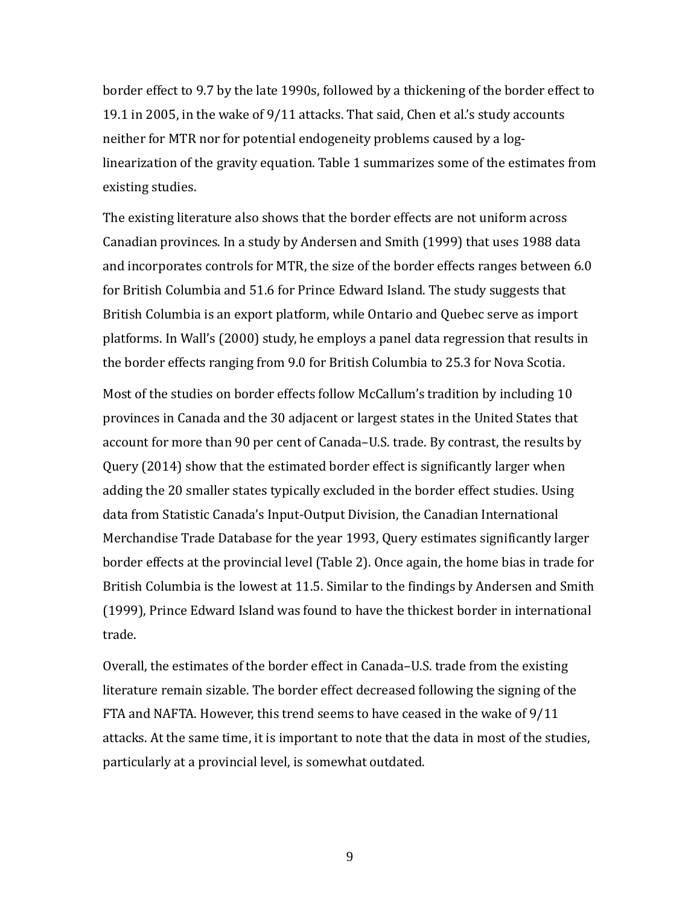border effect to 9.7 by the late 1990s, followed by a thickening of the border effect to 19.1 in 2005, in the wake of 9/11 attacks. That said, Chen et al.'s study accounts neither for MTR nor for potential endogeneity problems caused by a log-linearization of the gravity equation. Table 1 summarizes some of the estimates from existing studies.

The existing literature also shows that the border effects are not uniform across Canadian provinces. In a study by Andersen and Smith (1999) that uses 1988 data and incorporates controls for MTR, the size of the border effects ranges between 6.0 for British Columbia and 51.6 for Prince Edward Island. The study suggests that British Columbia is an export platform, while Ontario and Quebec serve as import platforms. In Wall's (2000) study, he employs a panel data regression that results in the border effects ranging from 9.0 for British Columbia to 25.3 for Nova Scotia.

Most of the studies on border effects follow McCallum's tradition by including 10 provinces in Canada and the 30 adjacent or largest states in the United States that account for more than 90 per cent of Canada–U.S. trade. By contrast, the results by Query (2014) show that the estimated border effect is significantly larger when adding the 20 smaller states typically excluded in the border effect studies. Using data from Statistic Canada's Input-Output Division, the Canadian International Merchandise Trade Database for the year 1993, Query estimates significantly larger border effects at the provincial level (Table 2). Once again, the home bias in trade for British Columbia is the lowest at 11.5. Similar to the findings by Andersen and Smith (1999), Prince Edward Island was found to have the thickest border in international trade.

Overall, the estimates of the border effect in Canada–U.S. trade from the existing literature remain sizable. The border effect decreased following the signing of the FTA and NAFTA. However, this trend seems to have ceased in the wake of 9/11 attacks. At the same time, it is important to note that the data in most of the studies, particularly at a provincial level, is somewhat outdated.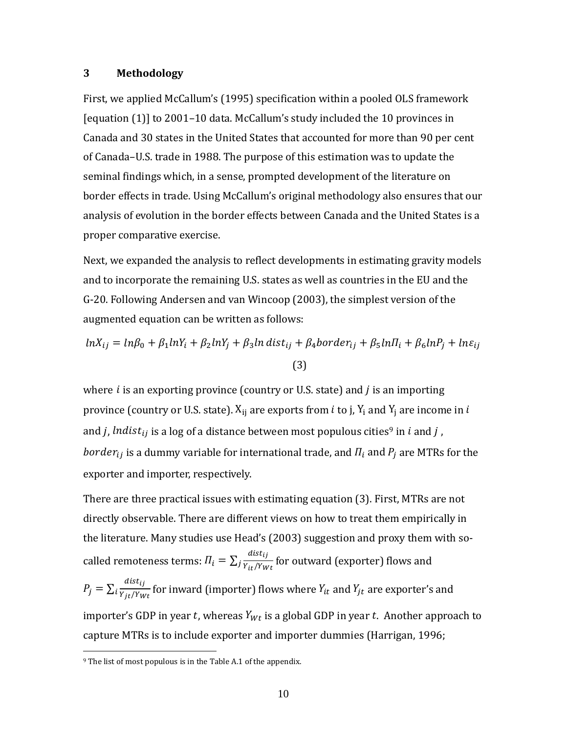## 3 Methodology

First, we applied McCallum's (1995) specification within a pooled OLS framework [equation (1)] to 2001–10 data. McCallum's study included the 10 provinces in Canada and 30 states in the United States that accounted for more than 90 per cent of Canada–U.S. trade in 1988. The purpose of this estimation was to update the seminal findings which, in a sense, prompted development of the literature on border effects in trade. Using McCallum's original methodology also ensures that our analysis of evolution in the border effects between Canada and the United States is a proper comparative exercise.

Next, we expanded the analysis to reflect developments in estimating gravity models and to incorporate the remaining U.S. states as well as countries in the EU and the G-20. Following Andersen and van Wincoop (2003), the simplest version of the augmented equation can be written as follows:

$$lnX_{ij} = ln\beta_0 + \beta_1 lnY_i + \beta_2 lnY_j + \beta_3 ln\, dist_{ij} + \beta_4 border_{ij} + \beta_5 ln\Pi_i + \beta_6 lnP_j + ln\varepsilon_{ij} \quad (3)$$

where $i$ is an exporting province (country or U.S. state) and $j$ is an importing province (country or U.S. state). $X_{ij}$ are exports from $i$ to j, $Y_i$ and $Y_j$ are income in $i$ and $j$, $lndist_{ij}$ is a log of a distance between most populous cities[9] in $i$ and $j$, $border_{ij}$ is a dummy variable for international trade, and $\Pi_i$ and $P_j$ are MTRs for the exporter and importer, respectively.

There are three practical issues with estimating equation (3). First, MTRs are not directly observable. There are different views on how to treat them empirically in the literature. Many studies use Head's (2003) suggestion and proxy them with so-called remoteness terms: $\Pi_i = \sum_j \frac{dist_{ij}}{Y_{it}/Y_{Wt}}$ for outward (exporter) flows and $P_j = \sum_i \frac{dist_{ij}}{Y_{jt}/Y_{Wt}}$ for inward (importer) flows where $Y_{it}$ and $Y_{jt}$ are exporter's and importer's GDP in year $t$, whereas $Y_{Wt}$ is a global GDP in year $t$. Another approach to capture MTRs is to include exporter and importer dummies (Harrigan, 1996;

[9] The list of most populous is in the Table A.1 of the appendix.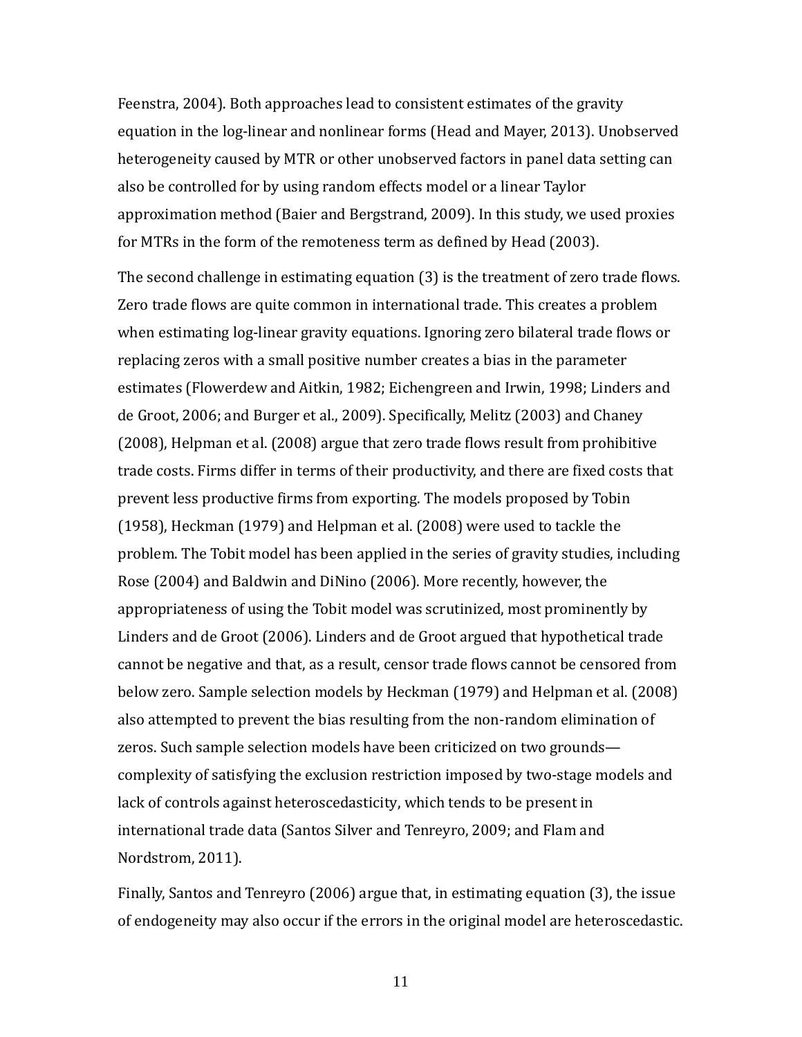Feenstra, 2004). Both approaches lead to consistent estimates of the gravity equation in the log-linear and nonlinear forms (Head and Mayer, 2013). Unobserved heterogeneity caused by MTR or other unobserved factors in panel data setting can also be controlled for by using random effects model or a linear Taylor approximation method (Baier and Bergstrand, 2009). In this study, we used proxies for MTRs in the form of the remoteness term as defined by Head (2003).

The second challenge in estimating equation (3) is the treatment of zero trade flows. Zero trade flows are quite common in international trade. This creates a problem when estimating log-linear gravity equations. Ignoring zero bilateral trade flows or replacing zeros with a small positive number creates a bias in the parameter estimates (Flowerdew and Aitkin, 1982; Eichengreen and Irwin, 1998; Linders and de Groot, 2006; and Burger et al., 2009). Specifically, Melitz (2003) and Chaney (2008), Helpman et al. (2008) argue that zero trade flows result from prohibitive trade costs. Firms differ in terms of their productivity, and there are fixed costs that prevent less productive firms from exporting. The models proposed by Tobin (1958), Heckman (1979) and Helpman et al. (2008) were used to tackle the problem. The Tobit model has been applied in the series of gravity studies, including Rose (2004) and Baldwin and DiNino (2006). More recently, however, the appropriateness of using the Tobit model was scrutinized, most prominently by Linders and de Groot (2006). Linders and de Groot argued that hypothetical trade cannot be negative and that, as a result, censor trade flows cannot be censored from below zero. Sample selection models by Heckman (1979) and Helpman et al. (2008) also attempted to prevent the bias resulting from the non-random elimination of zeros. Such sample selection models have been criticized on two grounds—complexity of satisfying the exclusion restriction imposed by two-stage models and lack of controls against heteroscedasticity, which tends to be present in international trade data (Santos Silver and Tenreyro, 2009; and Flam and Nordstrom, 2011).

Finally, Santos and Tenreyro (2006) argue that, in estimating equation (3), the issue of endogeneity may also occur if the errors in the original model are heteroscedastic.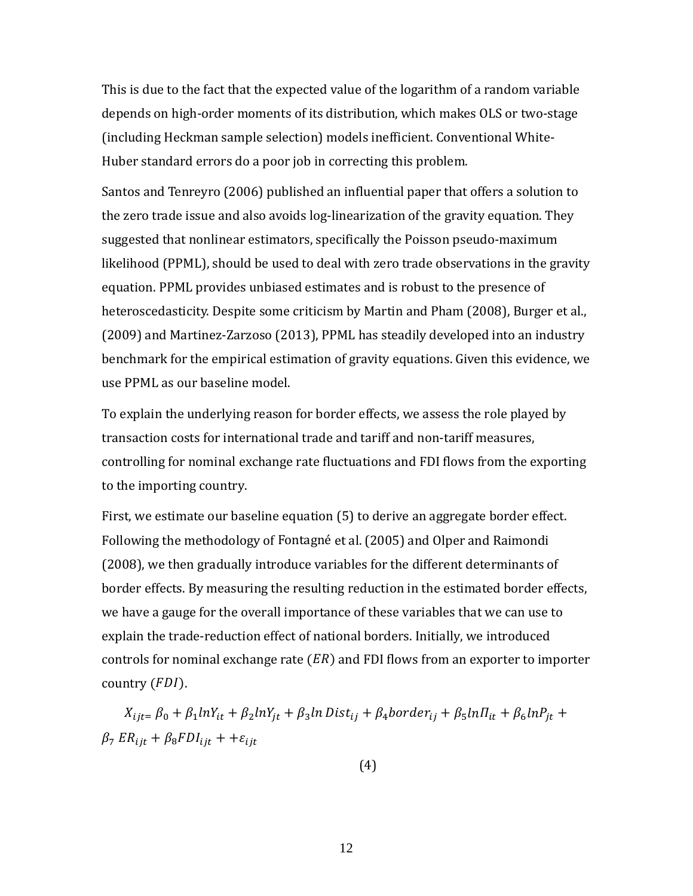This is due to the fact that the expected value of the logarithm of a random variable depends on high-order moments of its distribution, which makes OLS or two-stage (including Heckman sample selection) models inefficient. Conventional White-Huber standard errors do a poor job in correcting this problem.

Santos and Tenreyro (2006) published an influential paper that offers a solution to the zero trade issue and also avoids log-linearization of the gravity equation. They suggested that nonlinear estimators, specifically the Poisson pseudo-maximum likelihood (PPML), should be used to deal with zero trade observations in the gravity equation. PPML provides unbiased estimates and is robust to the presence of heteroscedasticity. Despite some criticism by Martin and Pham (2008), Burger et al., (2009) and Martinez-Zarzoso (2013), PPML has steadily developed into an industry benchmark for the empirical estimation of gravity equations. Given this evidence, we use PPML as our baseline model.

To explain the underlying reason for border effects, we assess the role played by transaction costs for international trade and tariff and non-tariff measures, controlling for nominal exchange rate fluctuations and FDI flows from the exporting to the importing country.

First, we estimate our baseline equation (5) to derive an aggregate border effect. Following the methodology of Fontagné et al. (2005) and Olper and Raimondi (2008), we then gradually introduce variables for the different determinants of border effects. By measuring the resulting reduction in the estimated border effects, we have a gauge for the overall importance of these variables that we can use to explain the trade-reduction effect of national borders. Initially, we introduced controls for nominal exchange rate ($ER$) and FDI flows from an exporter to importer country ($FDI$).

$$X_{ijt=} \beta_0 + \beta_1 lnY_{it} + \beta_2 lnY_{jt} + \beta_3 ln\,Dist_{ij} + \beta_4 border_{ij} + \beta_5 ln\Pi_{it} + \beta_6 lnP_{jt} + \beta_7\, ER_{ijt} + \beta_8 FDI_{ijt} + +\varepsilon_{ijt} \quad (4)$$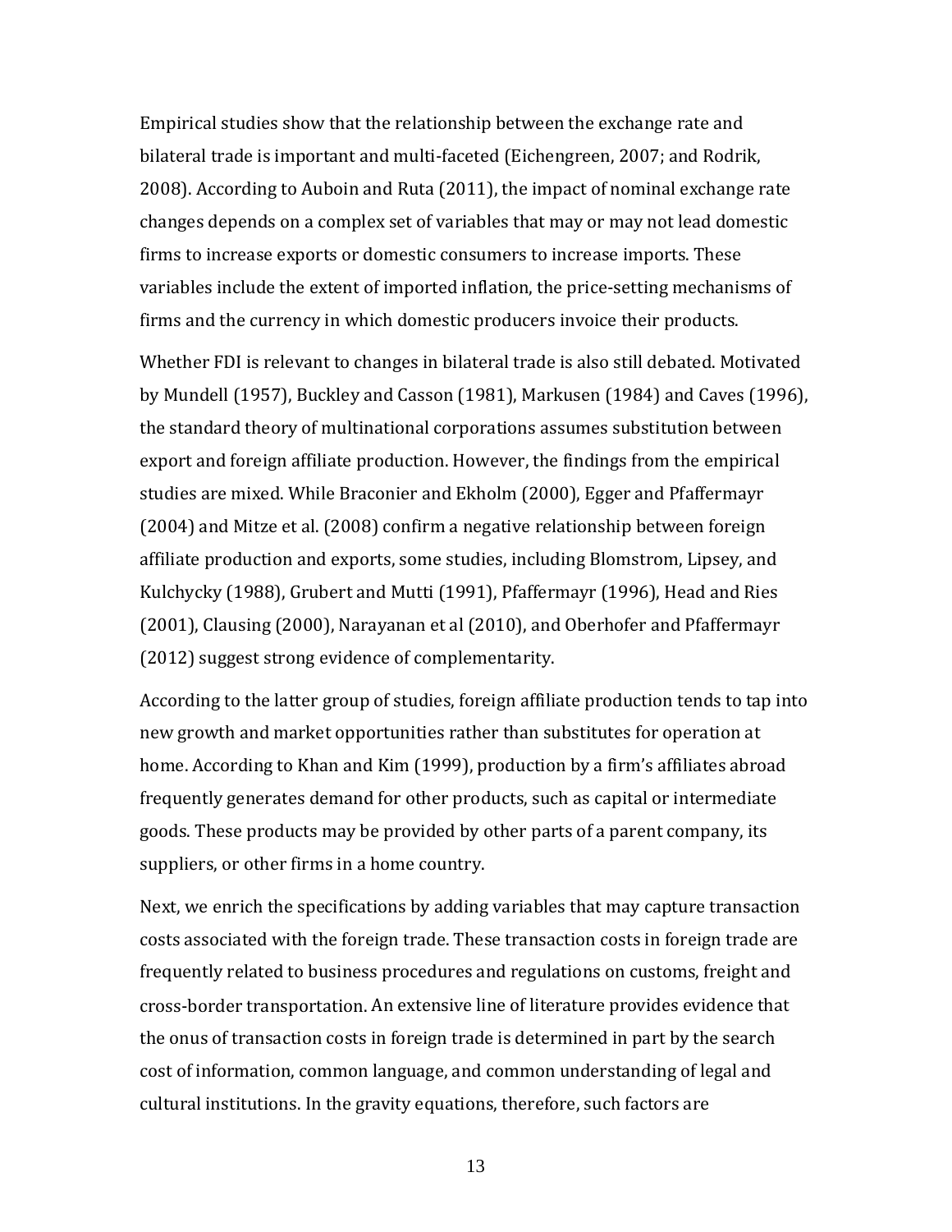Empirical studies show that the relationship between the exchange rate and bilateral trade is important and multi-faceted (Eichengreen, 2007; and Rodrik, 2008). According to Auboin and Ruta (2011), the impact of nominal exchange rate changes depends on a complex set of variables that may or may not lead domestic firms to increase exports or domestic consumers to increase imports. These variables include the extent of imported inflation, the price-setting mechanisms of firms and the currency in which domestic producers invoice their products.

Whether FDI is relevant to changes in bilateral trade is also still debated. Motivated by Mundell (1957), Buckley and Casson (1981), Markusen (1984) and Caves (1996), the standard theory of multinational corporations assumes substitution between export and foreign affiliate production. However, the findings from the empirical studies are mixed. While Braconier and Ekholm (2000), Egger and Pfaffermayr (2004) and Mitze et al. (2008) confirm a negative relationship between foreign affiliate production and exports, some studies, including Blomstrom, Lipsey, and Kulchycky (1988), Grubert and Mutti (1991), Pfaffermayr (1996), Head and Ries (2001), Clausing (2000), Narayanan et al (2010), and Oberhofer and Pfaffermayr (2012) suggest strong evidence of complementarity.

According to the latter group of studies, foreign affiliate production tends to tap into new growth and market opportunities rather than substitutes for operation at home. According to Khan and Kim (1999), production by a firm's affiliates abroad frequently generates demand for other products, such as capital or intermediate goods. These products may be provided by other parts of a parent company, its suppliers, or other firms in a home country.

Next, we enrich the specifications by adding variables that may capture transaction costs associated with the foreign trade. These transaction costs in foreign trade are frequently related to business procedures and regulations on customs, freight and cross-border transportation. An extensive line of literature provides evidence that the onus of transaction costs in foreign trade is determined in part by the search cost of information, common language, and common understanding of legal and cultural institutions. In the gravity equations, therefore, such factors are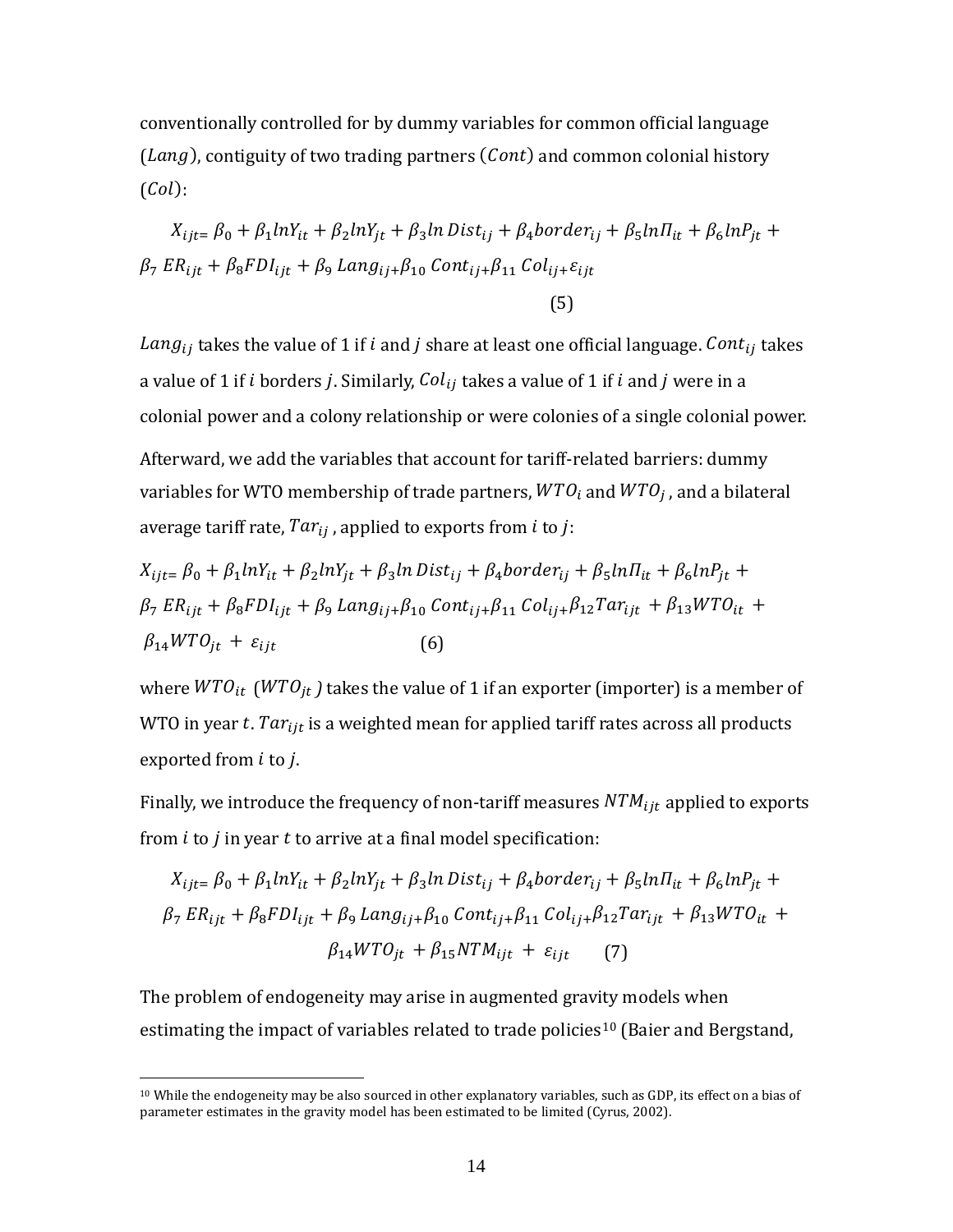conventionally controlled for by dummy variables for common official language ($Lang$), contiguity of two trading partners ($Cont$) and common colonial history ($Col$):

$$X_{ijt}= \beta_0 + \beta_1 lnY_{it} + \beta_2 lnY_{jt} + \beta_3 ln\, Dist_{ij} + \beta_4 border_{ij} + \beta_5 ln\Pi_{it} + \beta_6 lnP_{jt} + \beta_7\, ER_{ijt} + \beta_8 FDI_{ijt} + \beta_9\, Lang_{ij} + \beta_{10}\, Cont_{ij} + \beta_{11}\, Col_{ij} + \varepsilon_{ijt} \quad (5)$$

$Lang_{ij}$ takes the value of 1 if $i$ and $j$ share at least one official language. $Cont_{ij}$ takes a value of 1 if $i$ borders $j$. Similarly, $Col_{ij}$ takes a value of 1 if $i$ and $j$ were in a colonial power and a colony relationship or were colonies of a single colonial power.

Afterward, we add the variables that account for tariff-related barriers: dummy variables for WTO membership of trade partners, $WTO_i$ and $WTO_j$, and a bilateral average tariff rate, $Tar_{ij}$, applied to exports from $i$ to $j$:

$$X_{ijt}= \beta_0 + \beta_1 lnY_{it} + \beta_2 lnY_{jt} + \beta_3 ln\, Dist_{ij} + \beta_4 border_{ij} + \beta_5 ln\Pi_{it} + \beta_6 lnP_{jt} + \beta_7\, ER_{ijt} + \beta_8 FDI_{ijt} + \beta_9\, Lang_{ij} + \beta_{10}\, Cont_{ij} + \beta_{11}\, Col_{ij} + \beta_{12} Tar_{ijt} + \beta_{13} WTO_{it} + \beta_{14} WTO_{jt} + \varepsilon_{ijt} \quad (6)$$

where $WTO_{it}$ ($WTO_{jt}$) takes the value of 1 if an exporter (importer) is a member of WTO in year $t$. $Tar_{ijt}$ is a weighted mean for applied tariff rates across all products exported from $i$ to $j$.

Finally, we introduce the frequency of non-tariff measures $NTM_{ijt}$ applied to exports from $i$ to $j$ in year $t$ to arrive at a final model specification:

$$X_{ijt}= \beta_0 + \beta_1 lnY_{it} + \beta_2 lnY_{jt} + \beta_3 ln\, Dist_{ij} + \beta_4 border_{ij} + \beta_5 ln\Pi_{it} + \beta_6 lnP_{jt} + \beta_7\, ER_{ijt} + \beta_8 FDI_{ijt} + \beta_9\, Lang_{ij} + \beta_{10}\, Cont_{ij} + \beta_{11}\, Col_{ij} + \beta_{12} Tar_{ijt} + \beta_{13} WTO_{it} + \beta_{14} WTO_{jt} + \beta_{15} NTM_{ijt} + \varepsilon_{ijt} \quad (7)$$

The problem of endogeneity may arise in augmented gravity models when estimating the impact of variables related to trade policies[10] (Baier and Bergstand,

[10] While the endogeneity may be also sourced in other explanatory variables, such as GDP, its effect on a bias of parameter estimates in the gravity model has been estimated to be limited (Cyrus, 2002).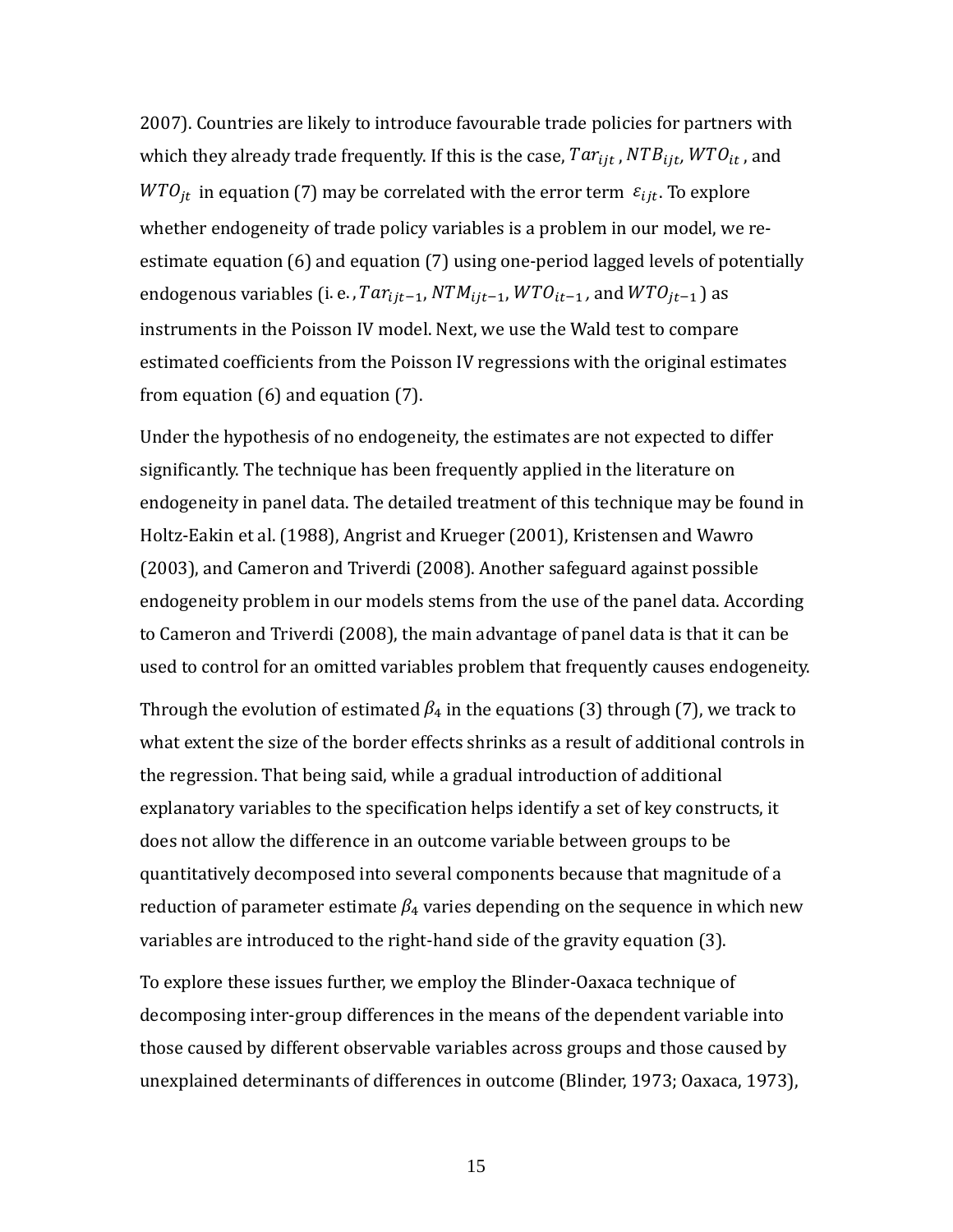2007). Countries are likely to introduce favourable trade policies for partners with which they already trade frequently. If this is the case, $Tar_{ijt}$ , $NTB_{ijt}$, $WTO_{it}$ , and $WTO_{jt}$ in equation (7) may be correlated with the error term $\varepsilon_{ijt}$. To explore whether endogeneity of trade policy variables is a problem in our model, we re-estimate equation (6) and equation (7) using one-period lagged levels of potentially endogenous variables (i. e. , $Tar_{ijt-1}$, $NTM_{ijt-1}$, $WTO_{it-1}$ , and $WTO_{jt-1}$ ) as instruments in the Poisson IV model. Next, we use the Wald test to compare estimated coefficients from the Poisson IV regressions with the original estimates from equation (6) and equation (7).

Under the hypothesis of no endogeneity, the estimates are not expected to differ significantly. The technique has been frequently applied in the literature on endogeneity in panel data. The detailed treatment of this technique may be found in Holtz-Eakin et al. (1988), Angrist and Krueger (2001), Kristensen and Wawro (2003), and Cameron and Triverdi (2008). Another safeguard against possible endogeneity problem in our models stems from the use of the panel data. According to Cameron and Triverdi (2008), the main advantage of panel data is that it can be used to control for an omitted variables problem that frequently causes endogeneity.

Through the evolution of estimated $\beta_4$ in the equations (3) through (7), we track to what extent the size of the border effects shrinks as a result of additional controls in the regression. That being said, while a gradual introduction of additional explanatory variables to the specification helps identify a set of key constructs, it does not allow the difference in an outcome variable between groups to be quantitatively decomposed into several components because that magnitude of a reduction of parameter estimate $\beta_4$ varies depending on the sequence in which new variables are introduced to the right-hand side of the gravity equation (3).

To explore these issues further, we employ the Blinder-Oaxaca technique of decomposing inter-group differences in the means of the dependent variable into those caused by different observable variables across groups and those caused by unexplained determinants of differences in outcome (Blinder, 1973; Oaxaca, 1973),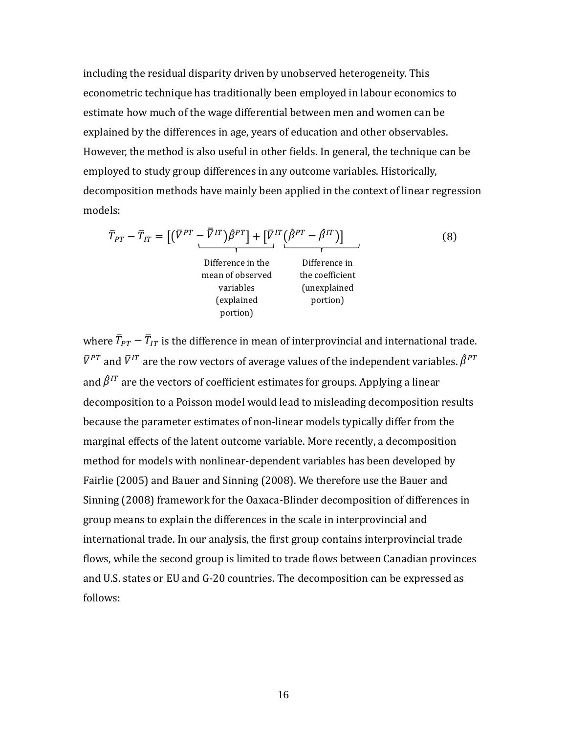including the residual disparity driven by unobserved heterogeneity. This econometric technique has traditionally been employed in labour economics to estimate how much of the wage differential between men and women can be explained by the differences in age, years of education and other observables. However, the method is also useful in other fields. In general, the technique can be employed to study group differences in any outcome variables. Historically, decomposition methods have mainly been applied in the context of linear regression models:

$$\bar{T}_{PT} - \bar{T}_{IT} = \underbrace{\left[\left(\bar{V}^{PT} - \bar{\bar{V}}^{IT}\right)\hat{\beta}^{PT}\right]}_{\substack{\text{Difference in the} \\ \text{mean of observed} \\ \text{variables} \\ \text{(explained} \\ \text{portion)}}} + \left[\bar{V}^{IT}\underbrace{\left(\hat{\beta}^{PT} - \hat{\beta}^{IT}\right)\right]}_{\substack{\text{Difference in} \\ \text{the coefficient} \\ \text{(unexplained} \\ \text{portion)}}} \tag{8}$$

where $\bar{T}_{PT} - \bar{T}_{IT}$ is the difference in mean of interprovincial and international trade. $\bar{V}^{PT}$ and $\bar{V}^{IT}$ are the row vectors of average values of the independent variables. $\hat{\beta}^{PT}$ and $\hat{\beta}^{IT}$ are the vectors of coefficient estimates for groups. Applying a linear decomposition to a Poisson model would lead to misleading decomposition results because the parameter estimates of non-linear models typically differ from the marginal effects of the latent outcome variable. More recently, a decomposition method for models with nonlinear-dependent variables has been developed by Fairlie (2005) and Bauer and Sinning (2008). We therefore use the Bauer and Sinning (2008) framework for the Oaxaca-Blinder decomposition of differences in group means to explain the differences in the scale in interprovincial and international trade. In our analysis, the first group contains interprovincial trade flows, while the second group is limited to trade flows between Canadian provinces and U.S. states or EU and G-20 countries. The decomposition can be expressed as follows: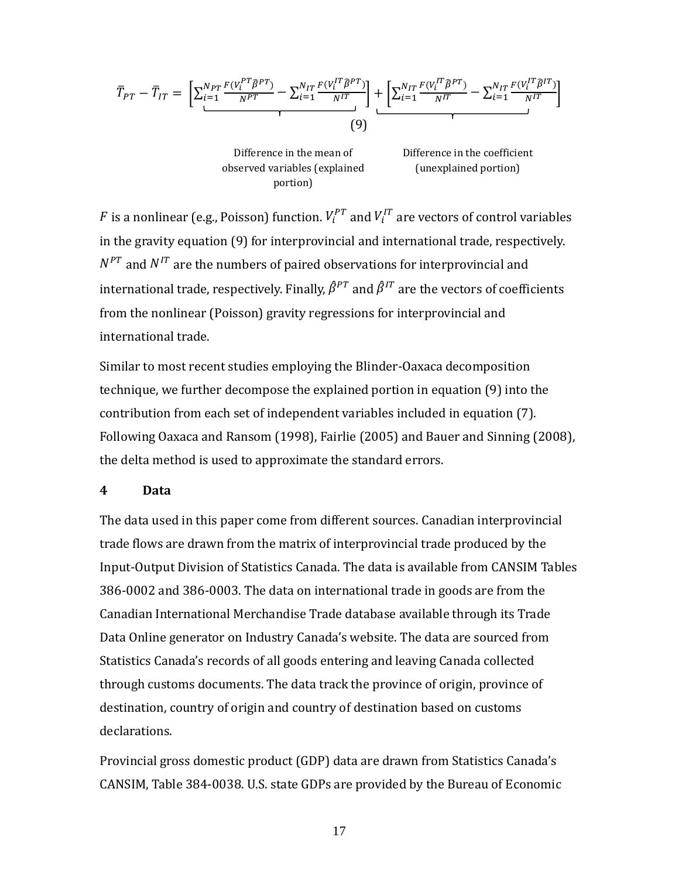$$\bar{T}_{PT} - \bar{T}_{IT} = \underbrace{\left[\sum_{i=1}^{N_{PT}} \frac{F(V_i^{PT}\hat{\beta}^{PT})}{N^{PT}} - \sum_{i=1}^{N_{IT}} \frac{F(V_i^{IT}\hat{\beta}^{PT})}{N^{IT}}\right]}_{\text{Difference in the mean of observed variables (explained portion)}} + \underbrace{\left[\sum_{i=1}^{N_{IT}} \frac{F(V_i^{IT}\hat{\beta}^{PT})}{N^{IT}} - \sum_{i=1}^{N_{IT}} \frac{F(V_i^{IT}\hat{\beta}^{IT})}{N^{IT}}\right]}_{\text{Difference in the coefficient (unexplained portion)}} \quad (9)$$

$F$ is a nonlinear (e.g., Poisson) function. $V_i^{PT}$ and $V_i^{IT}$ are vectors of control variables in the gravity equation (9) for interprovincial and international trade, respectively. $N^{PT}$ and $N^{IT}$ are the numbers of paired observations for interprovincial and international trade, respectively. Finally, $\hat{\beta}^{PT}$ and $\hat{\beta}^{IT}$ are the vectors of coefficients from the nonlinear (Poisson) gravity regressions for interprovincial and international trade.

Similar to most recent studies employing the Blinder-Oaxaca decomposition technique, we further decompose the explained portion in equation (9) into the contribution from each set of independent variables included in equation (7). Following Oaxaca and Ransom (1998), Fairlie (2005) and Bauer and Sinning (2008), the delta method is used to approximate the standard errors.

## 4 Data

The data used in this paper come from different sources. Canadian interprovincial trade flows are drawn from the matrix of interprovincial trade produced by the Input-Output Division of Statistics Canada. The data is available from CANSIM Tables 386-0002 and 386-0003. The data on international trade in goods are from the Canadian International Merchandise Trade database available through its Trade Data Online generator on Industry Canada's website. The data are sourced from Statistics Canada's records of all goods entering and leaving Canada collected through customs documents. The data track the province of origin, province of destination, country of origin and country of destination based on customs declarations.

Provincial gross domestic product (GDP) data are drawn from Statistics Canada's CANSIM, Table 384-0038. U.S. state GDPs are provided by the Bureau of Economic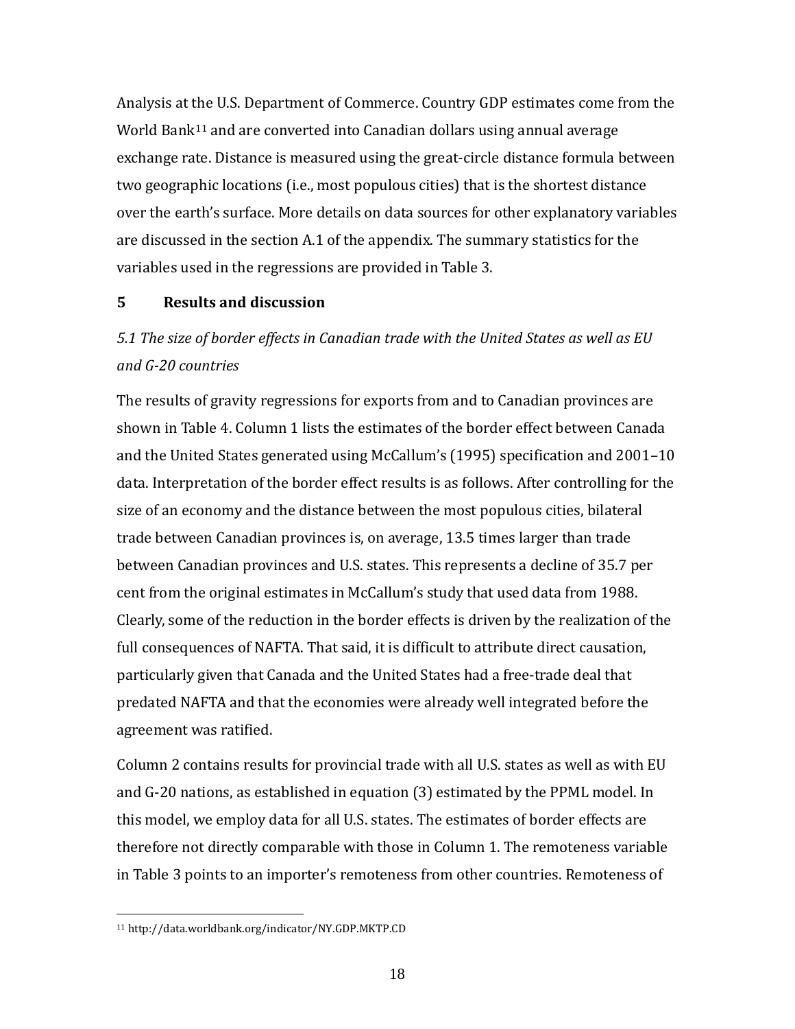Analysis at the U.S. Department of Commerce. Country GDP estimates come from the World Bank[11] and are converted into Canadian dollars using annual average exchange rate. Distance is measured using the great-circle distance formula between two geographic locations (i.e., most populous cities) that is the shortest distance over the earth's surface. More details on data sources for other explanatory variables are discussed in the section A.1 of the appendix. The summary statistics for the variables used in the regressions are provided in Table 3.

## 5 Results and discussion

### *5.1 The size of border effects in Canadian trade with the United States as well as EU and G-20 countries*

The results of gravity regressions for exports from and to Canadian provinces are shown in Table 4. Column 1 lists the estimates of the border effect between Canada and the United States generated using McCallum's (1995) specification and 2001–10 data. Interpretation of the border effect results is as follows. After controlling for the size of an economy and the distance between the most populous cities, bilateral trade between Canadian provinces is, on average, 13.5 times larger than trade between Canadian provinces and U.S. states. This represents a decline of 35.7 per cent from the original estimates in McCallum's study that used data from 1988. Clearly, some of the reduction in the border effects is driven by the realization of the full consequences of NAFTA. That said, it is difficult to attribute direct causation, particularly given that Canada and the United States had a free-trade deal that predated NAFTA and that the economies were already well integrated before the agreement was ratified.

Column 2 contains results for provincial trade with all U.S. states as well as with EU and G-20 nations, as established in equation (3) estimated by the PPML model. In this model, we employ data for all U.S. states. The estimates of border effects are therefore not directly comparable with those in Column 1. The remoteness variable in Table 3 points to an importer's remoteness from other countries. Remoteness of

[11] http://data.worldbank.org/indicator/NY.GDP.MKTP.CD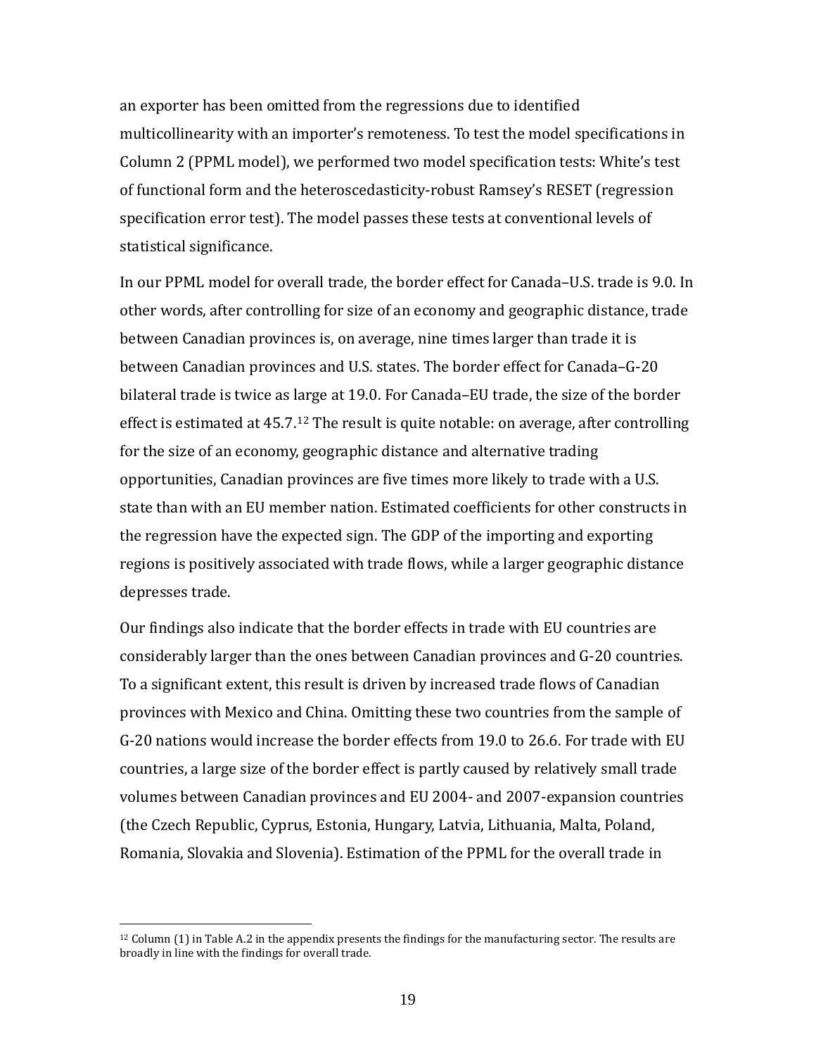an exporter has been omitted from the regressions due to identified multicollinearity with an importer's remoteness. To test the model specifications in Column 2 (PPML model), we performed two model specification tests: White's test of functional form and the heteroscedasticity-robust Ramsey's RESET (regression specification error test). The model passes these tests at conventional levels of statistical significance.

In our PPML model for overall trade, the border effect for Canada–U.S. trade is 9.0. In other words, after controlling for size of an economy and geographic distance, trade between Canadian provinces is, on average, nine times larger than trade it is between Canadian provinces and U.S. states. The border effect for Canada–G-20 bilateral trade is twice as large at 19.0. For Canada–EU trade, the size of the border effect is estimated at 45.7.[12] The result is quite notable: on average, after controlling for the size of an economy, geographic distance and alternative trading opportunities, Canadian provinces are five times more likely to trade with a U.S. state than with an EU member nation. Estimated coefficients for other constructs in the regression have the expected sign. The GDP of the importing and exporting regions is positively associated with trade flows, while a larger geographic distance depresses trade.

Our findings also indicate that the border effects in trade with EU countries are considerably larger than the ones between Canadian provinces and G-20 countries. To a significant extent, this result is driven by increased trade flows of Canadian provinces with Mexico and China. Omitting these two countries from the sample of G-20 nations would increase the border effects from 19.0 to 26.6. For trade with EU countries, a large size of the border effect is partly caused by relatively small trade volumes between Canadian provinces and EU 2004- and 2007-expansion countries (the Czech Republic, Cyprus, Estonia, Hungary, Latvia, Lithuania, Malta, Poland, Romania, Slovakia and Slovenia). Estimation of the PPML for the overall trade in

[12] Column (1) in Table A.2 in the appendix presents the findings for the manufacturing sector. The results are broadly in line with the findings for overall trade.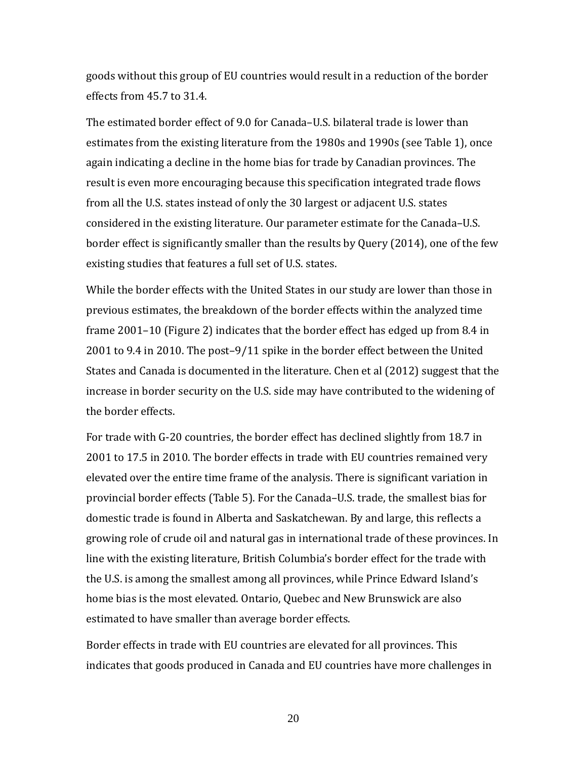goods without this group of EU countries would result in a reduction of the border effects from 45.7 to 31.4.

The estimated border effect of 9.0 for Canada–U.S. bilateral trade is lower than estimates from the existing literature from the 1980s and 1990s (see Table 1), once again indicating a decline in the home bias for trade by Canadian provinces. The result is even more encouraging because this specification integrated trade flows from all the U.S. states instead of only the 30 largest or adjacent U.S. states considered in the existing literature. Our parameter estimate for the Canada–U.S. border effect is significantly smaller than the results by Query (2014), one of the few existing studies that features a full set of U.S. states.

While the border effects with the United States in our study are lower than those in previous estimates, the breakdown of the border effects within the analyzed time frame 2001–10 (Figure 2) indicates that the border effect has edged up from 8.4 in 2001 to 9.4 in 2010. The post–9/11 spike in the border effect between the United States and Canada is documented in the literature. Chen et al (2012) suggest that the increase in border security on the U.S. side may have contributed to the widening of the border effects.

For trade with G-20 countries, the border effect has declined slightly from 18.7 in 2001 to 17.5 in 2010. The border effects in trade with EU countries remained very elevated over the entire time frame of the analysis. There is significant variation in provincial border effects (Table 5). For the Canada–U.S. trade, the smallest bias for domestic trade is found in Alberta and Saskatchewan. By and large, this reflects a growing role of crude oil and natural gas in international trade of these provinces. In line with the existing literature, British Columbia's border effect for the trade with the U.S. is among the smallest among all provinces, while Prince Edward Island's home bias is the most elevated. Ontario, Quebec and New Brunswick are also estimated to have smaller than average border effects.

Border effects in trade with EU countries are elevated for all provinces. This indicates that goods produced in Canada and EU countries have more challenges in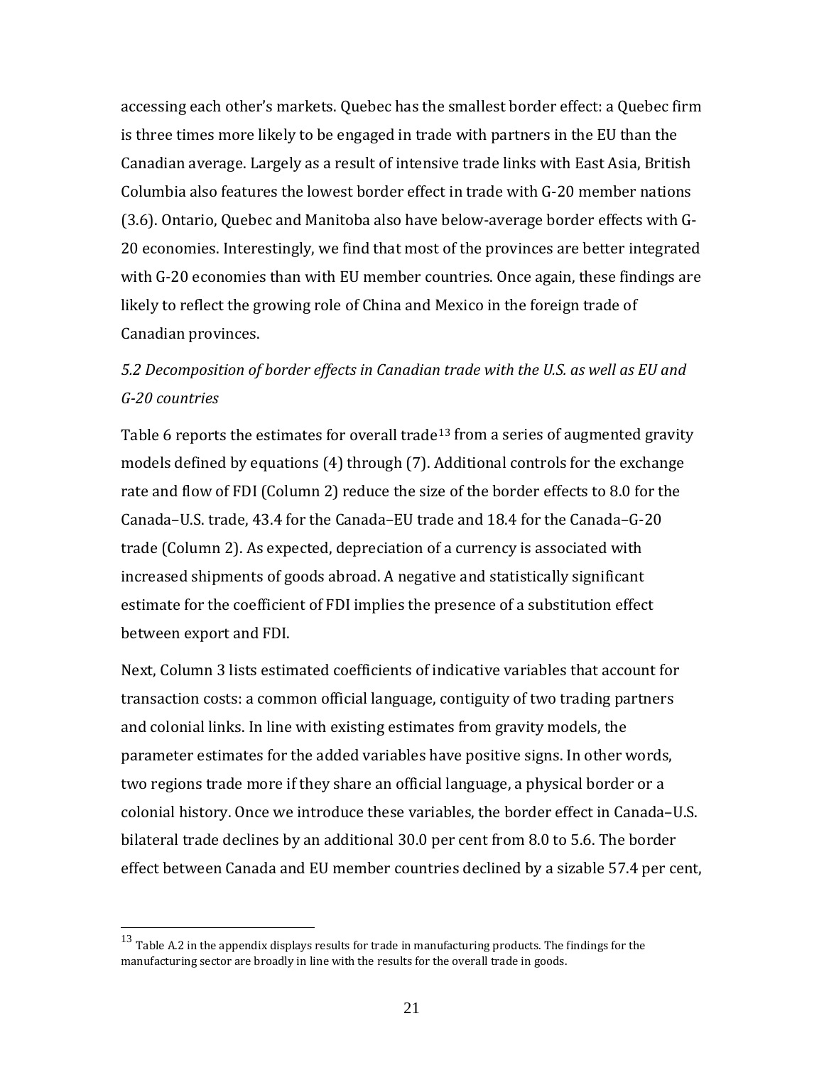accessing each other's markets. Quebec has the smallest border effect: a Quebec firm is three times more likely to be engaged in trade with partners in the EU than the Canadian average. Largely as a result of intensive trade links with East Asia, British Columbia also features the lowest border effect in trade with G-20 member nations (3.6). Ontario, Quebec and Manitoba also have below-average border effects with G-20 economies. Interestingly, we find that most of the provinces are better integrated with G-20 economies than with EU member countries. Once again, these findings are likely to reflect the growing role of China and Mexico in the foreign trade of Canadian provinces.

*5.2 Decomposition of border effects in Canadian trade with the U.S. as well as EU and G-20 countries*

Table 6 reports the estimates for overall trade[13] from a series of augmented gravity models defined by equations (4) through (7). Additional controls for the exchange rate and flow of FDI (Column 2) reduce the size of the border effects to 8.0 for the Canada–U.S. trade, 43.4 for the Canada–EU trade and 18.4 for the Canada–G-20 trade (Column 2). As expected, depreciation of a currency is associated with increased shipments of goods abroad. A negative and statistically significant estimate for the coefficient of FDI implies the presence of a substitution effect between export and FDI.

Next, Column 3 lists estimated coefficients of indicative variables that account for transaction costs: a common official language, contiguity of two trading partners and colonial links. In line with existing estimates from gravity models, the parameter estimates for the added variables have positive signs. In other words, two regions trade more if they share an official language, a physical border or a colonial history. Once we introduce these variables, the border effect in Canada–U.S. bilateral trade declines by an additional 30.0 per cent from 8.0 to 5.6. The border effect between Canada and EU member countries declined by a sizable 57.4 per cent,

[13] Table A.2 in the appendix displays results for trade in manufacturing products. The findings for the manufacturing sector are broadly in line with the results for the overall trade in goods.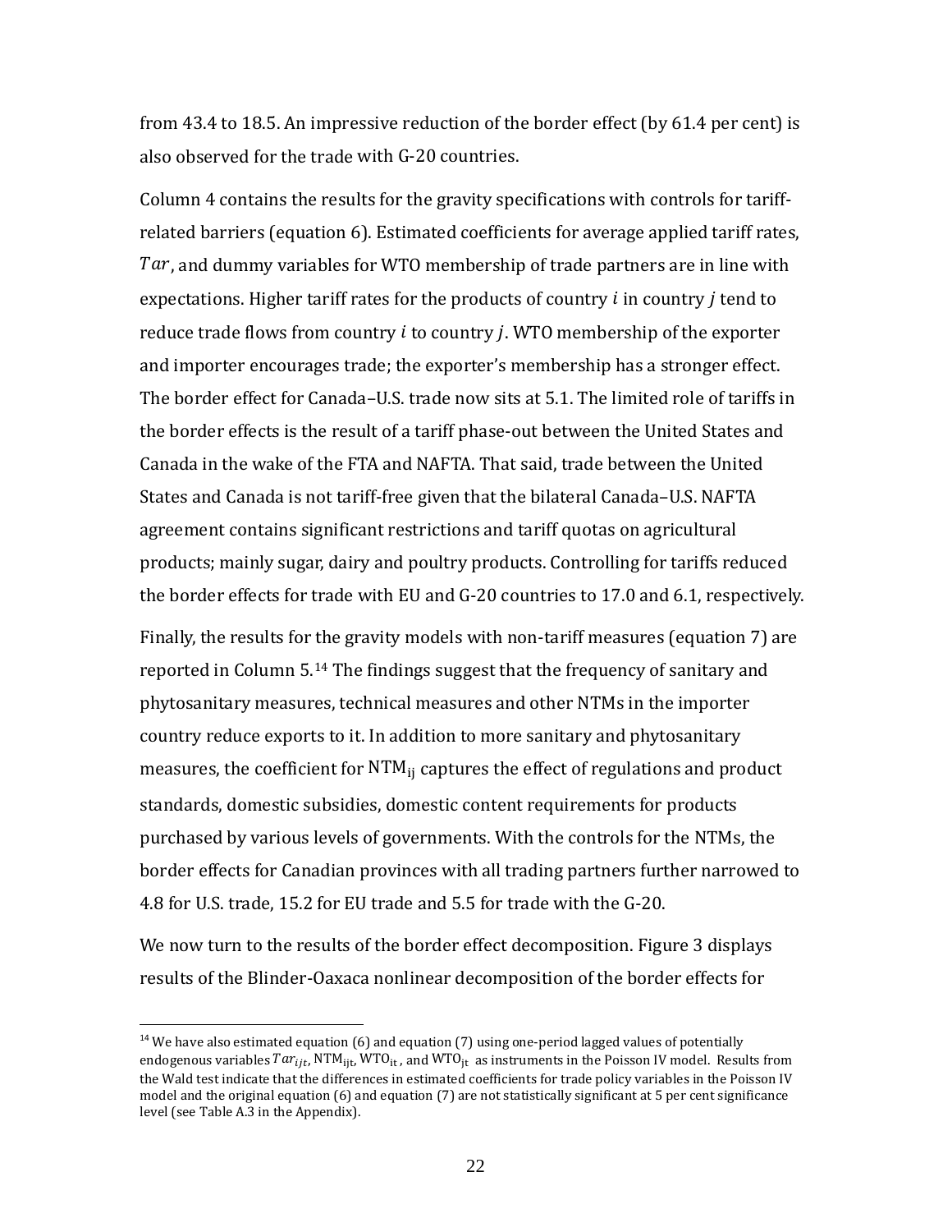from 43.4 to 18.5. An impressive reduction of the border effect (by 61.4 per cent) is also observed for the trade with G-20 countries.

Column 4 contains the results for the gravity specifications with controls for tariff-related barriers (equation 6). Estimated coefficients for average applied tariff rates, $Tar$, and dummy variables for WTO membership of trade partners are in line with expectations. Higher tariff rates for the products of country $i$ in country $j$ tend to reduce trade flows from country $i$ to country $j$. WTO membership of the exporter and importer encourages trade; the exporter's membership has a stronger effect. The border effect for Canada–U.S. trade now sits at 5.1. The limited role of tariffs in the border effects is the result of a tariff phase-out between the United States and Canada in the wake of the FTA and NAFTA. That said, trade between the United States and Canada is not tariff-free given that the bilateral Canada–U.S. NAFTA agreement contains significant restrictions and tariff quotas on agricultural products; mainly sugar, dairy and poultry products. Controlling for tariffs reduced the border effects for trade with EU and G-20 countries to 17.0 and 6.1, respectively.

Finally, the results for the gravity models with non-tariff measures (equation 7) are reported in Column 5.[14] The findings suggest that the frequency of sanitary and phytosanitary measures, technical measures and other NTMs in the importer country reduce exports to it. In addition to more sanitary and phytosanitary measures, the coefficient for $\mathrm{NTM}_{ij}$ captures the effect of regulations and product standards, domestic subsidies, domestic content requirements for products purchased by various levels of governments. With the controls for the NTMs, the border effects for Canadian provinces with all trading partners further narrowed to 4.8 for U.S. trade, 15.2 for EU trade and 5.5 for trade with the G-20.

We now turn to the results of the border effect decomposition. Figure 3 displays results of the Blinder-Oaxaca nonlinear decomposition of the border effects for

[14] We have also estimated equation (6) and equation (7) using one-period lagged values of potentially endogenous variables $Tar_{ijt}$, $\mathrm{NTM}_{ijt}$, $\mathrm{WTO}_{it}$, and $\mathrm{WTO}_{jt}$ as instruments in the Poisson IV model. Results from the Wald test indicate that the differences in estimated coefficients for trade policy variables in the Poisson IV model and the original equation (6) and equation (7) are not statistically significant at 5 per cent significance level (see Table A.3 in the Appendix).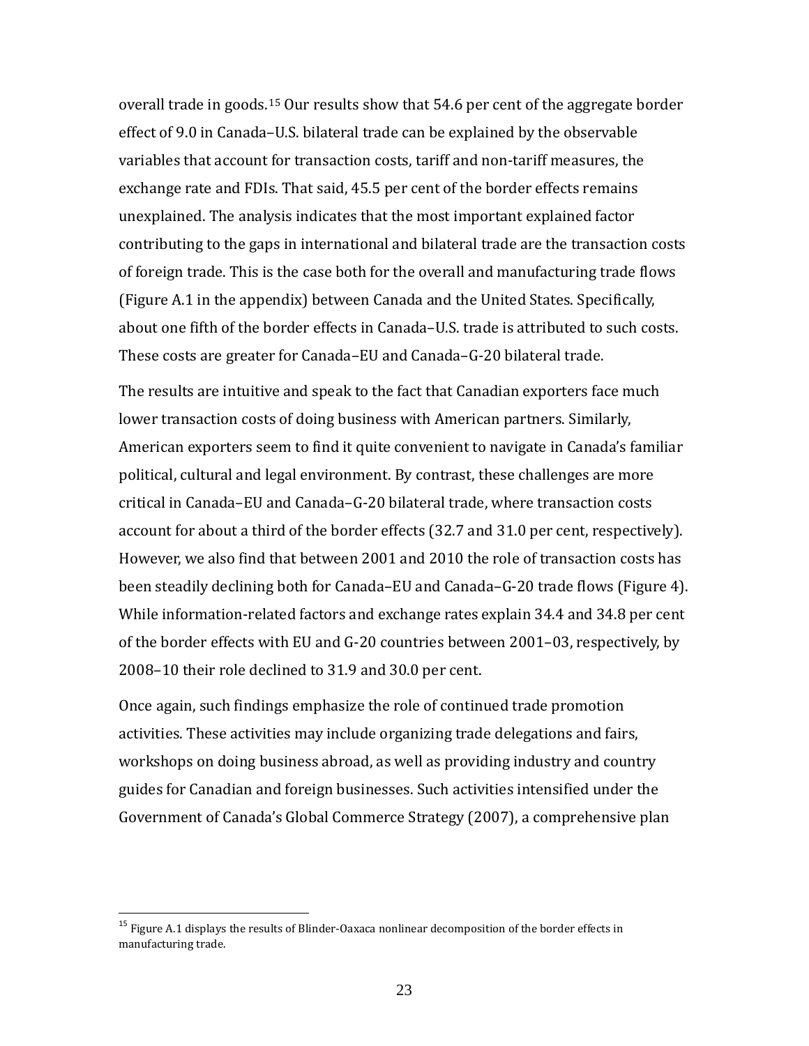overall trade in goods.[15] Our results show that 54.6 per cent of the aggregate border effect of 9.0 in Canada–U.S. bilateral trade can be explained by the observable variables that account for transaction costs, tariff and non-tariff measures, the exchange rate and FDIs. That said, 45.5 per cent of the border effects remains unexplained. The analysis indicates that the most important explained factor contributing to the gaps in international and bilateral trade are the transaction costs of foreign trade. This is the case both for the overall and manufacturing trade flows (Figure A.1 in the appendix) between Canada and the United States. Specifically, about one fifth of the border effects in Canada–U.S. trade is attributed to such costs. These costs are greater for Canada–EU and Canada–G-20 bilateral trade.

The results are intuitive and speak to the fact that Canadian exporters face much lower transaction costs of doing business with American partners. Similarly, American exporters seem to find it quite convenient to navigate in Canada's familiar political, cultural and legal environment. By contrast, these challenges are more critical in Canada–EU and Canada–G-20 bilateral trade, where transaction costs account for about a third of the border effects (32.7 and 31.0 per cent, respectively). However, we also find that between 2001 and 2010 the role of transaction costs has been steadily declining both for Canada–EU and Canada–G-20 trade flows (Figure 4). While information-related factors and exchange rates explain 34.4 and 34.8 per cent of the border effects with EU and G-20 countries between 2001–03, respectively, by 2008–10 their role declined to 31.9 and 30.0 per cent.

Once again, such findings emphasize the role of continued trade promotion activities. These activities may include organizing trade delegations and fairs, workshops on doing business abroad, as well as providing industry and country guides for Canadian and foreign businesses. Such activities intensified under the Government of Canada's Global Commerce Strategy (2007), a comprehensive plan

[15] Figure A.1 displays the results of Blinder-Oaxaca nonlinear decomposition of the border effects in manufacturing trade.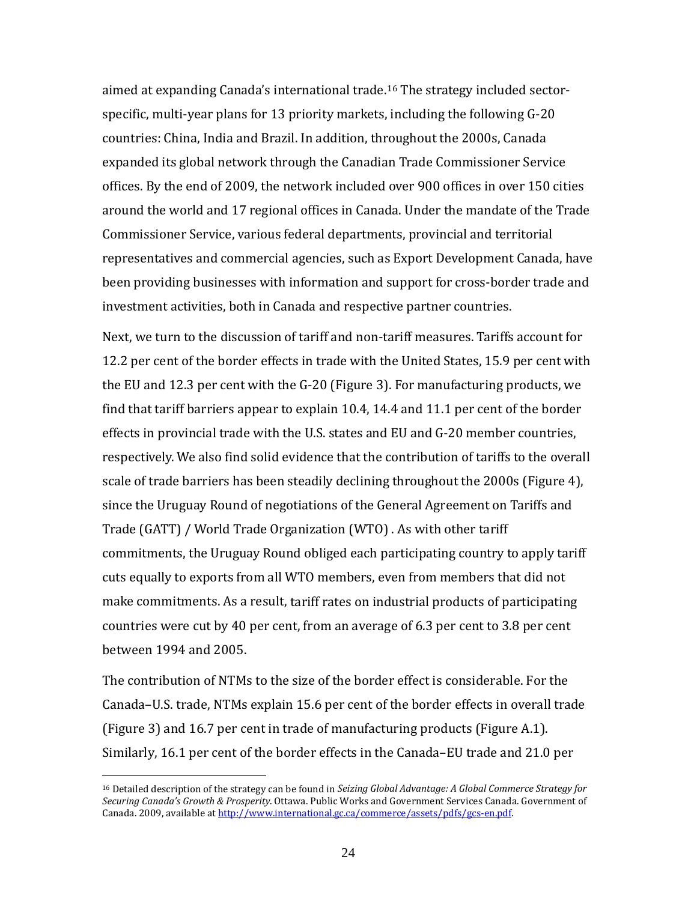aimed at expanding Canada's international trade.[16] The strategy included sector-specific, multi-year plans for 13 priority markets, including the following G-20 countries: China, India and Brazil. In addition, throughout the 2000s, Canada expanded its global network through the Canadian Trade Commissioner Service offices. By the end of 2009, the network included over 900 offices in over 150 cities around the world and 17 regional offices in Canada. Under the mandate of the Trade Commissioner Service, various federal departments, provincial and territorial representatives and commercial agencies, such as Export Development Canada, have been providing businesses with information and support for cross-border trade and investment activities, both in Canada and respective partner countries.

Next, we turn to the discussion of tariff and non-tariff measures. Tariffs account for 12.2 per cent of the border effects in trade with the United States, 15.9 per cent with the EU and 12.3 per cent with the G-20 (Figure 3). For manufacturing products, we find that tariff barriers appear to explain 10.4, 14.4 and 11.1 per cent of the border effects in provincial trade with the U.S. states and EU and G-20 member countries, respectively. We also find solid evidence that the contribution of tariffs to the overall scale of trade barriers has been steadily declining throughout the 2000s (Figure 4), since the Uruguay Round of negotiations of the General Agreement on Tariffs and Trade (GATT) / World Trade Organization (WTO) . As with other tariff commitments, the Uruguay Round obliged each participating country to apply tariff cuts equally to exports from all WTO members, even from members that did not make commitments. As a result, tariff rates on industrial products of participating countries were cut by 40 per cent, from an average of 6.3 per cent to 3.8 per cent between 1994 and 2005.

The contribution of NTMs to the size of the border effect is considerable. For the Canada–U.S. trade, NTMs explain 15.6 per cent of the border effects in overall trade (Figure 3) and 16.7 per cent in trade of manufacturing products (Figure A.1). Similarly, 16.1 per cent of the border effects in the Canada–EU trade and 21.0 per

[16] Detailed description of the strategy can be found in *Seizing Global Advantage: A Global Commerce Strategy for Securing Canada's Growth & Prosperity*. Ottawa. Public Works and Government Services Canada. Government of Canada. 2009, available at http://www.international.gc.ca/commerce/assets/pdfs/gcs-en.pdf.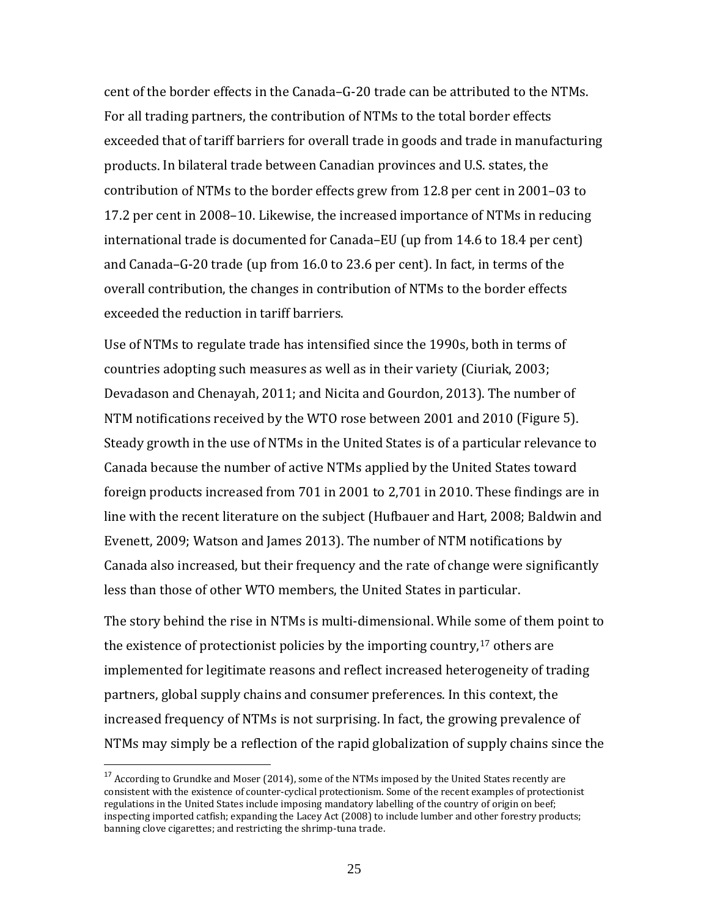cent of the border effects in the Canada–G-20 trade can be attributed to the NTMs. For all trading partners, the contribution of NTMs to the total border effects exceeded that of tariff barriers for overall trade in goods and trade in manufacturing products. In bilateral trade between Canadian provinces and U.S. states, the contribution of NTMs to the border effects grew from 12.8 per cent in 2001–03 to 17.2 per cent in 2008–10. Likewise, the increased importance of NTMs in reducing international trade is documented for Canada–EU (up from 14.6 to 18.4 per cent) and Canada–G-20 trade (up from 16.0 to 23.6 per cent). In fact, in terms of the overall contribution, the changes in contribution of NTMs to the border effects exceeded the reduction in tariff barriers.

Use of NTMs to regulate trade has intensified since the 1990s, both in terms of countries adopting such measures as well as in their variety (Ciuriak, 2003; Devadason and Chenayah, 2011; and Nicita and Gourdon, 2013). The number of NTM notifications received by the WTO rose between 2001 and 2010 (Figure 5). Steady growth in the use of NTMs in the United States is of a particular relevance to Canada because the number of active NTMs applied by the United States toward foreign products increased from 701 in 2001 to 2,701 in 2010. These findings are in line with the recent literature on the subject (Hufbauer and Hart, 2008; Baldwin and Evenett, 2009; Watson and James 2013). The number of NTM notifications by Canada also increased, but their frequency and the rate of change were significantly less than those of other WTO members, the United States in particular.

The story behind the rise in NTMs is multi-dimensional. While some of them point to the existence of protectionist policies by the importing country,[17] others are implemented for legitimate reasons and reflect increased heterogeneity of trading partners, global supply chains and consumer preferences. In this context, the increased frequency of NTMs is not surprising. In fact, the growing prevalence of NTMs may simply be a reflection of the rapid globalization of supply chains since the

[17] According to Grundke and Moser (2014), some of the NTMs imposed by the United States recently are consistent with the existence of counter-cyclical protectionism. Some of the recent examples of protectionist regulations in the United States include imposing mandatory labelling of the country of origin on beef; inspecting imported catfish; expanding the Lacey Act (2008) to include lumber and other forestry products; banning clove cigarettes; and restricting the shrimp-tuna trade.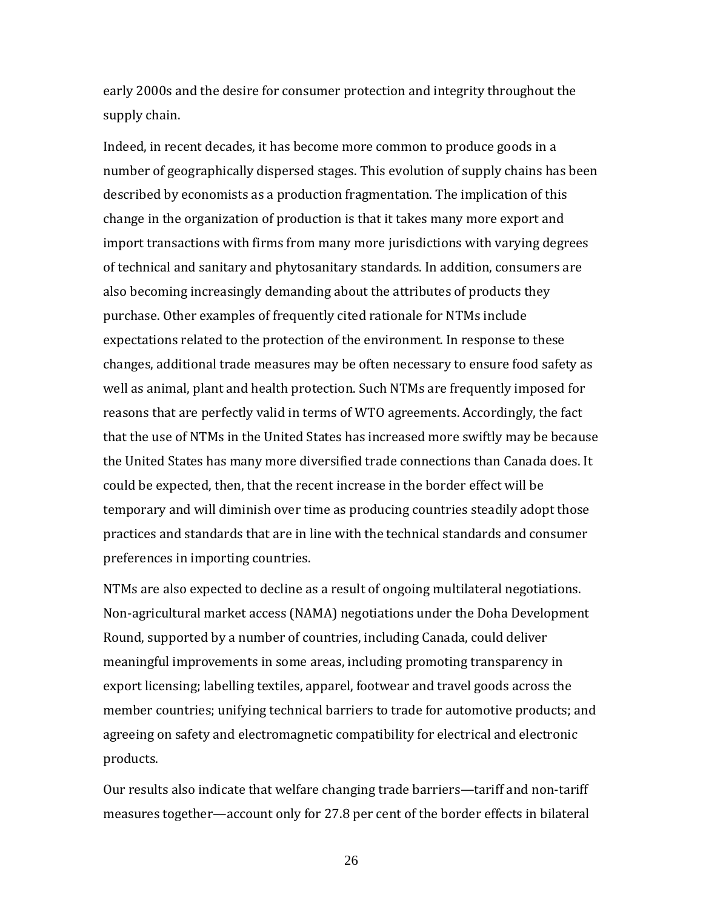early 2000s and the desire for consumer protection and integrity throughout the supply chain.

Indeed, in recent decades, it has become more common to produce goods in a number of geographically dispersed stages. This evolution of supply chains has been described by economists as a production fragmentation. The implication of this change in the organization of production is that it takes many more export and import transactions with firms from many more jurisdictions with varying degrees of technical and sanitary and phytosanitary standards. In addition, consumers are also becoming increasingly demanding about the attributes of products they purchase. Other examples of frequently cited rationale for NTMs include expectations related to the protection of the environment. In response to these changes, additional trade measures may be often necessary to ensure food safety as well as animal, plant and health protection. Such NTMs are frequently imposed for reasons that are perfectly valid in terms of WTO agreements. Accordingly, the fact that the use of NTMs in the United States has increased more swiftly may be because the United States has many more diversified trade connections than Canada does. It could be expected, then, that the recent increase in the border effect will be temporary and will diminish over time as producing countries steadily adopt those practices and standards that are in line with the technical standards and consumer preferences in importing countries.

NTMs are also expected to decline as a result of ongoing multilateral negotiations. Non-agricultural market access (NAMA) negotiations under the Doha Development Round, supported by a number of countries, including Canada, could deliver meaningful improvements in some areas, including promoting transparency in export licensing; labelling textiles, apparel, footwear and travel goods across the member countries; unifying technical barriers to trade for automotive products; and agreeing on safety and electromagnetic compatibility for electrical and electronic products.

Our results also indicate that welfare changing trade barriers—tariff and non-tariff measures together—account only for 27.8 per cent of the border effects in bilateral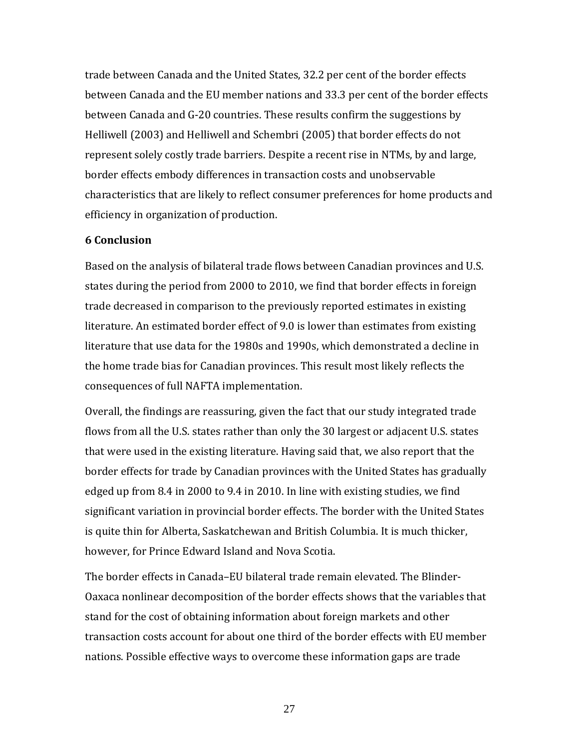trade between Canada and the United States, 32.2 per cent of the border effects between Canada and the EU member nations and 33.3 per cent of the border effects between Canada and G-20 countries. These results confirm the suggestions by Helliwell (2003) and Helliwell and Schembri (2005) that border effects do not represent solely costly trade barriers. Despite a recent rise in NTMs, by and large, border effects embody differences in transaction costs and unobservable characteristics that are likely to reflect consumer preferences for home products and efficiency in organization of production.

## 6 Conclusion

Based on the analysis of bilateral trade flows between Canadian provinces and U.S. states during the period from 2000 to 2010, we find that border effects in foreign trade decreased in comparison to the previously reported estimates in existing literature. An estimated border effect of 9.0 is lower than estimates from existing literature that use data for the 1980s and 1990s, which demonstrated a decline in the home trade bias for Canadian provinces. This result most likely reflects the consequences of full NAFTA implementation.

Overall, the findings are reassuring, given the fact that our study integrated trade flows from all the U.S. states rather than only the 30 largest or adjacent U.S. states that were used in the existing literature. Having said that, we also report that the border effects for trade by Canadian provinces with the United States has gradually edged up from 8.4 in 2000 to 9.4 in 2010. In line with existing studies, we find significant variation in provincial border effects. The border with the United States is quite thin for Alberta, Saskatchewan and British Columbia. It is much thicker, however, for Prince Edward Island and Nova Scotia.

The border effects in Canada–EU bilateral trade remain elevated. The Blinder-Oaxaca nonlinear decomposition of the border effects shows that the variables that stand for the cost of obtaining information about foreign markets and other transaction costs account for about one third of the border effects with EU member nations. Possible effective ways to overcome these information gaps are trade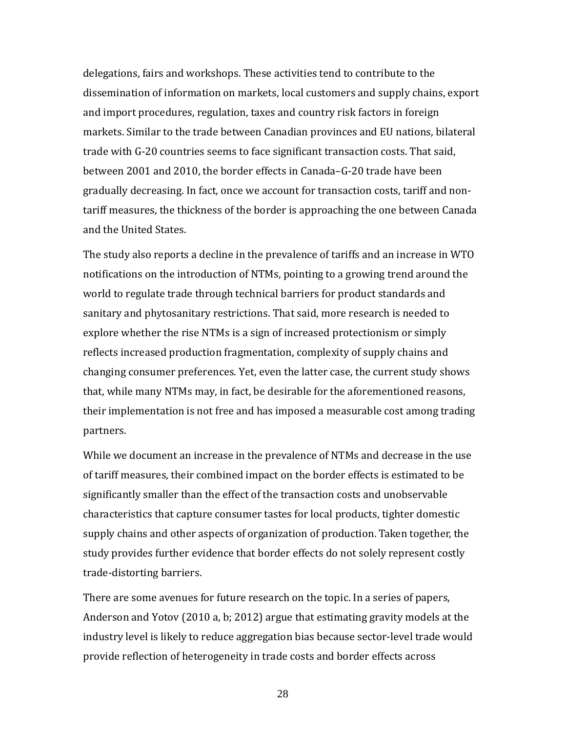delegations, fairs and workshops. These activities tend to contribute to the dissemination of information on markets, local customers and supply chains, export and import procedures, regulation, taxes and country risk factors in foreign markets. Similar to the trade between Canadian provinces and EU nations, bilateral trade with G-20 countries seems to face significant transaction costs. That said, between 2001 and 2010, the border effects in Canada–G-20 trade have been gradually decreasing. In fact, once we account for transaction costs, tariff and non-tariff measures, the thickness of the border is approaching the one between Canada and the United States.

The study also reports a decline in the prevalence of tariffs and an increase in WTO notifications on the introduction of NTMs, pointing to a growing trend around the world to regulate trade through technical barriers for product standards and sanitary and phytosanitary restrictions. That said, more research is needed to explore whether the rise NTMs is a sign of increased protectionism or simply reflects increased production fragmentation, complexity of supply chains and changing consumer preferences. Yet, even the latter case, the current study shows that, while many NTMs may, in fact, be desirable for the aforementioned reasons, their implementation is not free and has imposed a measurable cost among trading partners.

While we document an increase in the prevalence of NTMs and decrease in the use of tariff measures, their combined impact on the border effects is estimated to be significantly smaller than the effect of the transaction costs and unobservable characteristics that capture consumer tastes for local products, tighter domestic supply chains and other aspects of organization of production. Taken together, the study provides further evidence that border effects do not solely represent costly trade-distorting barriers.

There are some avenues for future research on the topic. In a series of papers, Anderson and Yotov (2010 a, b; 2012) argue that estimating gravity models at the industry level is likely to reduce aggregation bias because sector-level trade would provide reflection of heterogeneity in trade costs and border effects across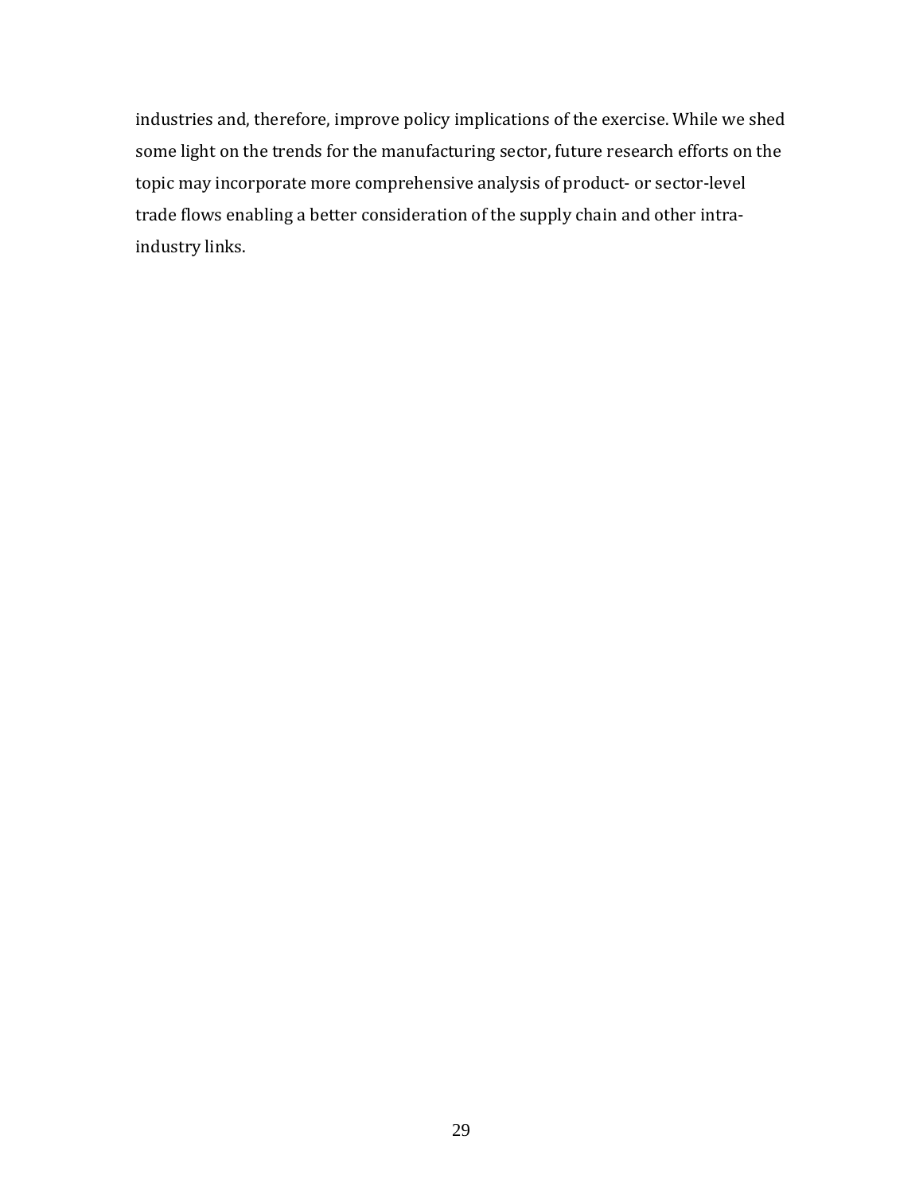industries and, therefore, improve policy implications of the exercise. While we shed some light on the trends for the manufacturing sector, future research efforts on the topic may incorporate more comprehensive analysis of product- or sector-level trade flows enabling a better consideration of the supply chain and other intra-industry links.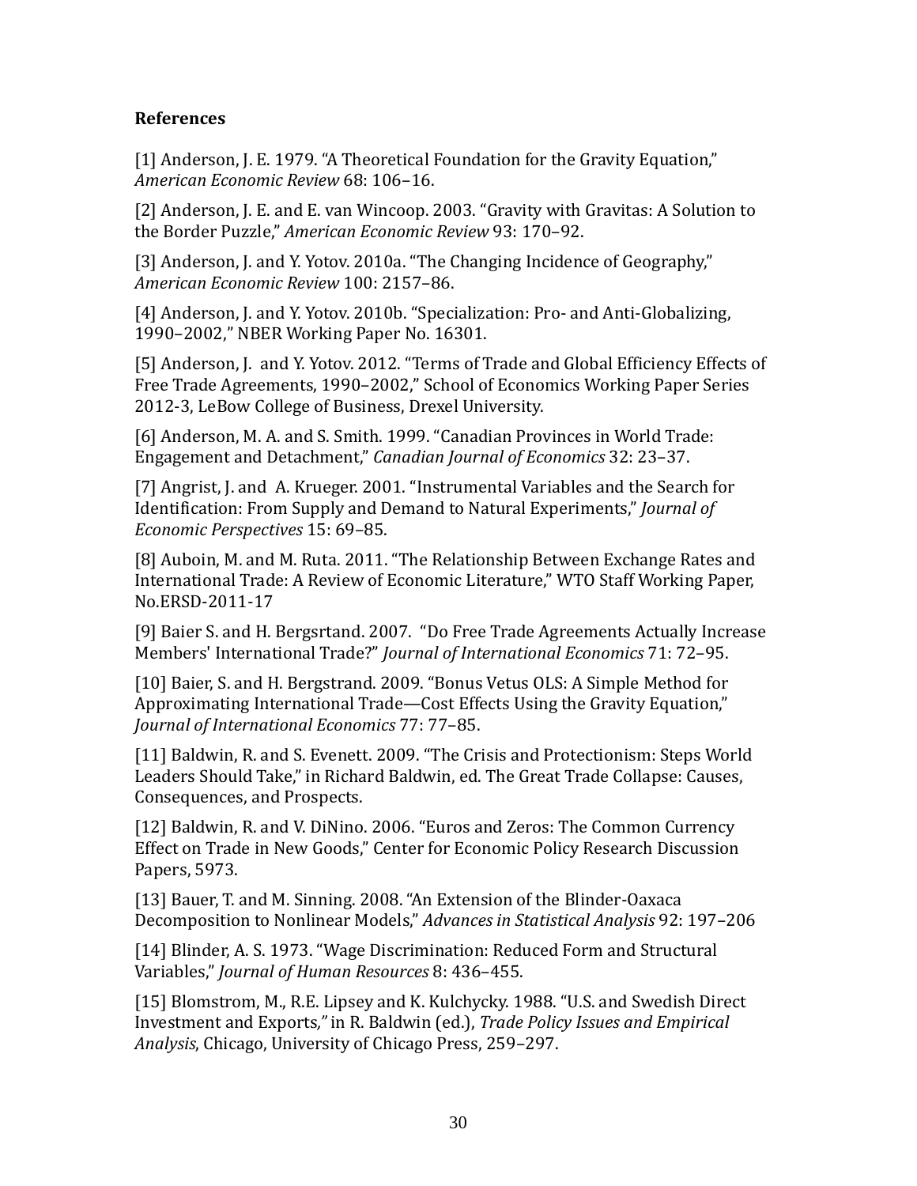**References**

[1] Anderson, J. E. 1979. "A Theoretical Foundation for the Gravity Equation," *American Economic Review* 68: 106–16.

[2] Anderson, J. E. and E. van Wincoop. 2003. "Gravity with Gravitas: A Solution to the Border Puzzle," *American Economic Review* 93: 170–92.

[3] Anderson, J. and Y. Yotov. 2010a. "The Changing Incidence of Geography," *American Economic Review* 100: 2157–86.

[4] Anderson, J. and Y. Yotov. 2010b. "Specialization: Pro- and Anti-Globalizing, 1990–2002," NBER Working Paper No. 16301.

[5] Anderson, J. and Y. Yotov. 2012. "Terms of Trade and Global Efficiency Effects of Free Trade Agreements, 1990–2002," School of Economics Working Paper Series 2012-3, LeBow College of Business, Drexel University.

[6] Anderson, M. A. and S. Smith. 1999. "Canadian Provinces in World Trade: Engagement and Detachment," *Canadian Journal of Economics* 32: 23–37.

[7] Angrist, J. and A. Krueger. 2001. "Instrumental Variables and the Search for Identification: From Supply and Demand to Natural Experiments," *Journal of Economic Perspectives* 15: 69–85.

[8] Auboin, M. and M. Ruta. 2011. "The Relationship Between Exchange Rates and International Trade: A Review of Economic Literature," WTO Staff Working Paper, No.ERSD-2011-17

[9] Baier S. and H. Bergsrtand. 2007. "Do Free Trade Agreements Actually Increase Members' International Trade?" *Journal of International Economics* 71: 72–95.

[10] Baier, S. and H. Bergstrand. 2009. "Bonus Vetus OLS: A Simple Method for Approximating International Trade—Cost Effects Using the Gravity Equation," *Journal of International Economics* 77: 77–85.

[11] Baldwin, R. and S. Evenett. 2009. "The Crisis and Protectionism: Steps World Leaders Should Take," in Richard Baldwin, ed. The Great Trade Collapse: Causes, Consequences, and Prospects.

[12] Baldwin, R. and V. DiNino. 2006. "Euros and Zeros: The Common Currency Effect on Trade in New Goods," Center for Economic Policy Research Discussion Papers, 5973.

[13] Bauer, T. and M. Sinning. 2008. "An Extension of the Blinder-Oaxaca Decomposition to Nonlinear Models," *Advances in Statistical Analysis* 92: 197–206

[14] Blinder, A. S. 1973. "Wage Discrimination: Reduced Form and Structural Variables," *Journal of Human Resources* 8: 436–455.

[15] Blomstrom, M., R.E. Lipsey and K. Kulchycky. 1988. "U.S. and Swedish Direct Investment and Exports," in R. Baldwin (ed.), *Trade Policy Issues and Empirical Analysis*, Chicago, University of Chicago Press, 259–297.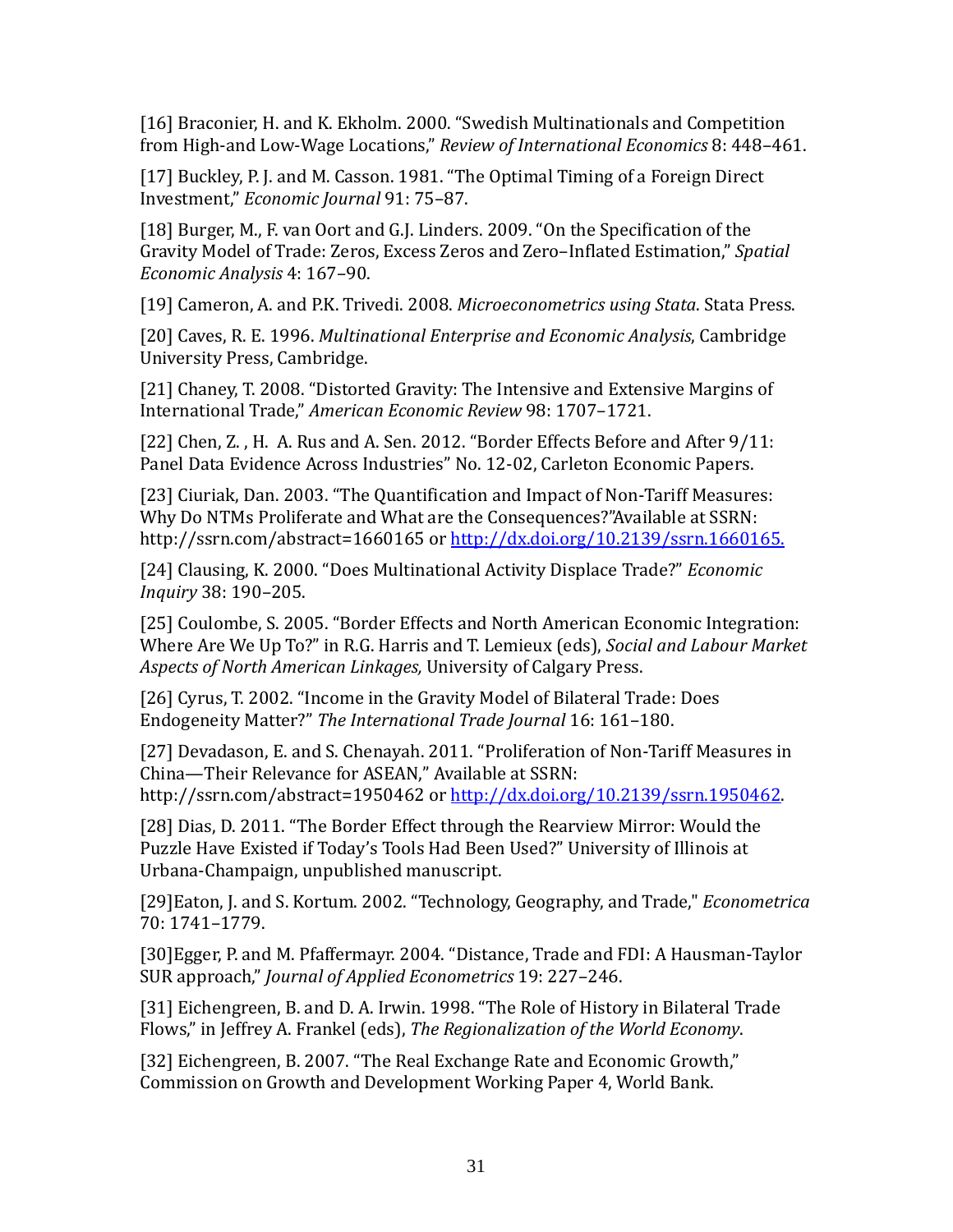[16] Braconier, H. and K. Ekholm. 2000. "Swedish Multinationals and Competition from High-and Low-Wage Locations," *Review of International Economics* 8: 448–461.

[17] Buckley, P. J. and M. Casson. 1981. "The Optimal Timing of a Foreign Direct Investment," *Economic Journal* 91: 75–87.

[18] Burger, M., F. van Oort and G.J. Linders. 2009. "On the Specification of the Gravity Model of Trade: Zeros, Excess Zeros and Zero–Inflated Estimation," *Spatial Economic Analysis* 4: 167–90.

[19] Cameron, A. and P.K. Trivedi. 2008. *Microeconometrics using Stata*. Stata Press.

[20] Caves, R. E. 1996. *Multinational Enterprise and Economic Analysis*, Cambridge University Press, Cambridge.

[21] Chaney, T. 2008. "Distorted Gravity: The Intensive and Extensive Margins of International Trade," *American Economic Review* 98: 1707–1721.

[22] Chen, Z. , H. A. Rus and A. Sen. 2012. "Border Effects Before and After 9/11: Panel Data Evidence Across Industries" No. 12-02, Carleton Economic Papers.

[23] Ciuriak, Dan. 2003. "The Quantification and Impact of Non-Tariff Measures: Why Do NTMs Proliferate and What are the Consequences?"Available at SSRN: http://ssrn.com/abstract=1660165 or http://dx.doi.org/10.2139/ssrn.1660165.

[24] Clausing, K. 2000. "Does Multinational Activity Displace Trade?" *Economic Inquiry* 38: 190–205.

[25] Coulombe, S. 2005. "Border Effects and North American Economic Integration: Where Are We Up To?" in R.G. Harris and T. Lemieux (eds), *Social and Labour Market Aspects of North American Linkages,* University of Calgary Press.

[26] Cyrus, T. 2002. "Income in the Gravity Model of Bilateral Trade: Does Endogeneity Matter?" *The International Trade Journal* 16: 161–180.

[27] Devadason, E. and S. Chenayah. 2011. "Proliferation of Non-Tariff Measures in China—Their Relevance for ASEAN," Available at SSRN: http://ssrn.com/abstract=1950462 or http://dx.doi.org/10.2139/ssrn.1950462.

[28] Dias, D. 2011. "The Border Effect through the Rearview Mirror: Would the Puzzle Have Existed if Today's Tools Had Been Used?" University of Illinois at Urbana-Champaign, unpublished manuscript.

[29]Eaton, J. and S. Kortum. 2002. "Technology, Geography, and Trade," *Econometrica* 70: 1741–1779.

[30]Egger, P. and M. Pfaffermayr. 2004. "Distance, Trade and FDI: A Hausman-Taylor SUR approach," *Journal of Applied Econometrics* 19: 227–246.

[31] Eichengreen, B. and D. A. Irwin. 1998. "The Role of History in Bilateral Trade Flows," in Jeffrey A. Frankel (eds), *The Regionalization of the World Economy*.

[32] Eichengreen, B. 2007. "The Real Exchange Rate and Economic Growth," Commission on Growth and Development Working Paper 4, World Bank.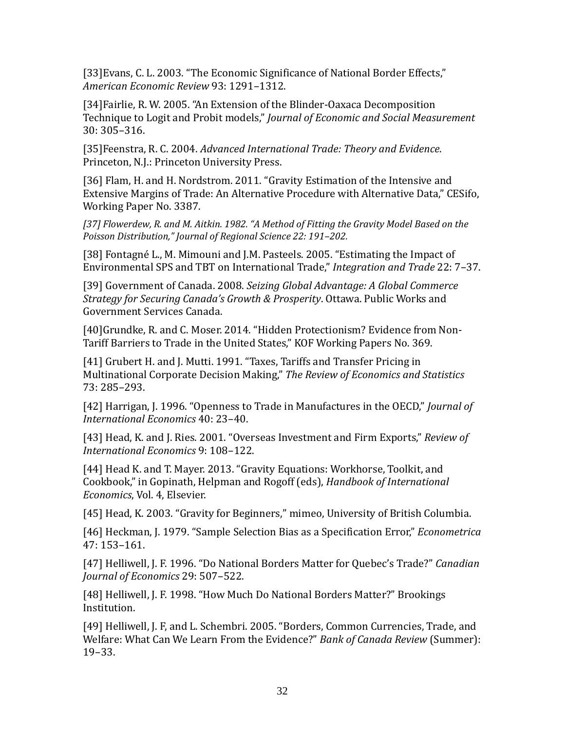[33]Evans, C. L. 2003. “The Economic Significance of National Border Effects,” *American Economic Review* 93: 1291–1312.

[34]Fairlie, R. W. 2005. “An Extension of the Blinder-Oaxaca Decomposition Technique to Logit and Probit models,” *Journal of Economic and Social Measurement* 30: 305–316.

[35]Feenstra, R. C. 2004. *Advanced International Trade: Theory and Evidence*. Princeton, N.J.: Princeton University Press.

[36] Flam, H. and H. Nordstrom. 2011. “Gravity Estimation of the Intensive and Extensive Margins of Trade: An Alternative Procedure with Alternative Data,” CESifo, Working Paper No. 3387.

*[37] Flowerdew, R. and M. Aitkin. 1982. “A Method of Fitting the Gravity Model Based on the Poisson Distribution,” Journal of Regional Science 22: 191–202.*

[38] Fontagné L., M. Mimouni and J.M. Pasteels. 2005. “Estimating the Impact of Environmental SPS and TBT on International Trade,” *Integration and Trade* 22: 7–37.

[39] Government of Canada. 2008. *Seizing Global Advantage: A Global Commerce Strategy for Securing Canada’s Growth & Prosperity*. Ottawa. Public Works and Government Services Canada.

[40]Grundke, R. and C. Moser. 2014. “Hidden Protectionism? Evidence from Non-Tariff Barriers to Trade in the United States,” KOF Working Papers No. 369.

[41] Grubert H. and J. Mutti. 1991. “Taxes, Tariffs and Transfer Pricing in Multinational Corporate Decision Making,” *The Review of Economics and Statistics* 73: 285–293.

[42] Harrigan, J. 1996. “Openness to Trade in Manufactures in the OECD,” *Journal of International Economics* 40: 23–40.

[43] Head, K. and J. Ries. 2001. “Overseas Investment and Firm Exports,” *Review of International Economics* 9: 108–122.

[44] Head K. and T. Mayer. 2013. “Gravity Equations: Workhorse, Toolkit, and Cookbook,” in Gopinath, Helpman and Rogoff (eds), *Handbook of International Economics*, Vol. 4, Elsevier.

[45] Head, K. 2003. “Gravity for Beginners,” mimeo, University of British Columbia.

[46] Heckman, J. 1979. “Sample Selection Bias as a Specification Error,” *Econometrica* 47: 153–161.

[47] Helliwell, J. F. 1996. “Do National Borders Matter for Quebec’s Trade?” *Canadian Journal of Economics* 29: 507–522.

[48] Helliwell, J. F. 1998. “How Much Do National Borders Matter?” Brookings Institution.

[49] Helliwell, J. F, and L. Schembri. 2005. “Borders, Common Currencies, Trade, and Welfare: What Can We Learn From the Evidence?” *Bank of Canada Review* (Summer): 19–33.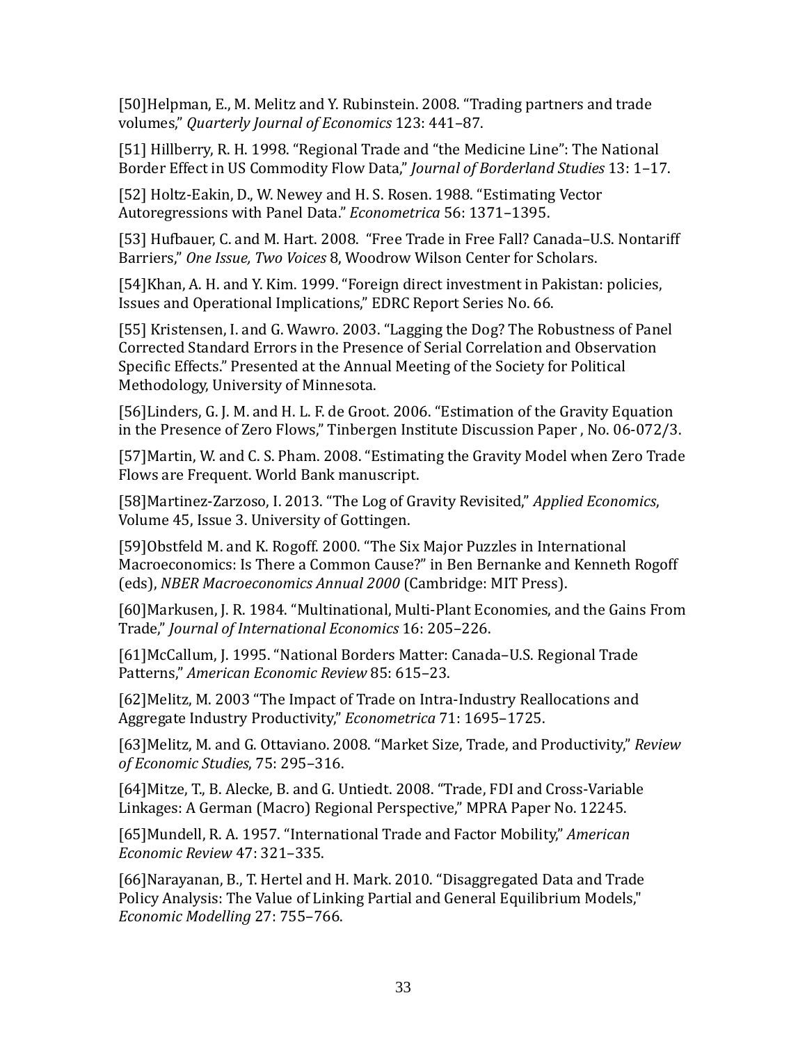[50]Helpman, E., M. Melitz and Y. Rubinstein. 2008. "Trading partners and trade volumes," *Quarterly Journal of Economics* 123: 441–87.

[51] Hillberry, R. H. 1998. "Regional Trade and "the Medicine Line": The National Border Effect in US Commodity Flow Data," *Journal of Borderland Studies* 13: 1–17.

[52] Holtz-Eakin, D., W. Newey and H. S. Rosen. 1988. "Estimating Vector Autoregressions with Panel Data." *Econometrica* 56: 1371–1395.

[53] Hufbauer, C. and M. Hart. 2008. "Free Trade in Free Fall? Canada–U.S. Nontariff Barriers," *One Issue, Two Voices* 8, Woodrow Wilson Center for Scholars.

[54]Khan, A. H. and Y. Kim. 1999. "Foreign direct investment in Pakistan: policies, Issues and Operational Implications," EDRC Report Series No. 66.

[55] Kristensen, I. and G. Wawro. 2003. "Lagging the Dog? The Robustness of Panel Corrected Standard Errors in the Presence of Serial Correlation and Observation Specific Effects." Presented at the Annual Meeting of the Society for Political Methodology, University of Minnesota.

[56]Linders, G. J. M. and H. L. F. de Groot. 2006. "Estimation of the Gravity Equation in the Presence of Zero Flows," Tinbergen Institute Discussion Paper , No. 06-072/3.

[57]Martin, W. and C. S. Pham. 2008. "Estimating the Gravity Model when Zero Trade Flows are Frequent. World Bank manuscript.

[58]Martinez-Zarzoso, I. 2013. "The Log of Gravity Revisited," *Applied Economics*, Volume 45, Issue 3. University of Gottingen.

[59]Obstfeld M. and K. Rogoff. 2000. "The Six Major Puzzles in International Macroeconomics: Is There a Common Cause?" in Ben Bernanke and Kenneth Rogoff (eds), *NBER Macroeconomics Annual 2000* (Cambridge: MIT Press).

[60]Markusen, J. R. 1984. "Multinational, Multi-Plant Economies, and the Gains From Trade," *Journal of International Economics* 16: 205–226.

[61]McCallum, J. 1995. "National Borders Matter: Canada–U.S. Regional Trade Patterns," *American Economic Review* 85: 615–23.

[62]Melitz, M. 2003 "The Impact of Trade on Intra-Industry Reallocations and Aggregate Industry Productivity," *Econometrica* 71: 1695–1725.

[63]Melitz, M. and G. Ottaviano. 2008. "Market Size, Trade, and Productivity," *Review of Economic Studies*, 75: 295–316.

[64]Mitze, T., B. Alecke, B. and G. Untiedt. 2008. "Trade, FDI and Cross-Variable Linkages: A German (Macro) Regional Perspective," MPRA Paper No. 12245.

[65]Mundell, R. A. 1957. "International Trade and Factor Mobility," *American Economic Review* 47: 321–335.

[66]Narayanan, B., T. Hertel and H. Mark. 2010. "Disaggregated Data and Trade Policy Analysis: The Value of Linking Partial and General Equilibrium Models," *Economic Modelling* 27: 755–766.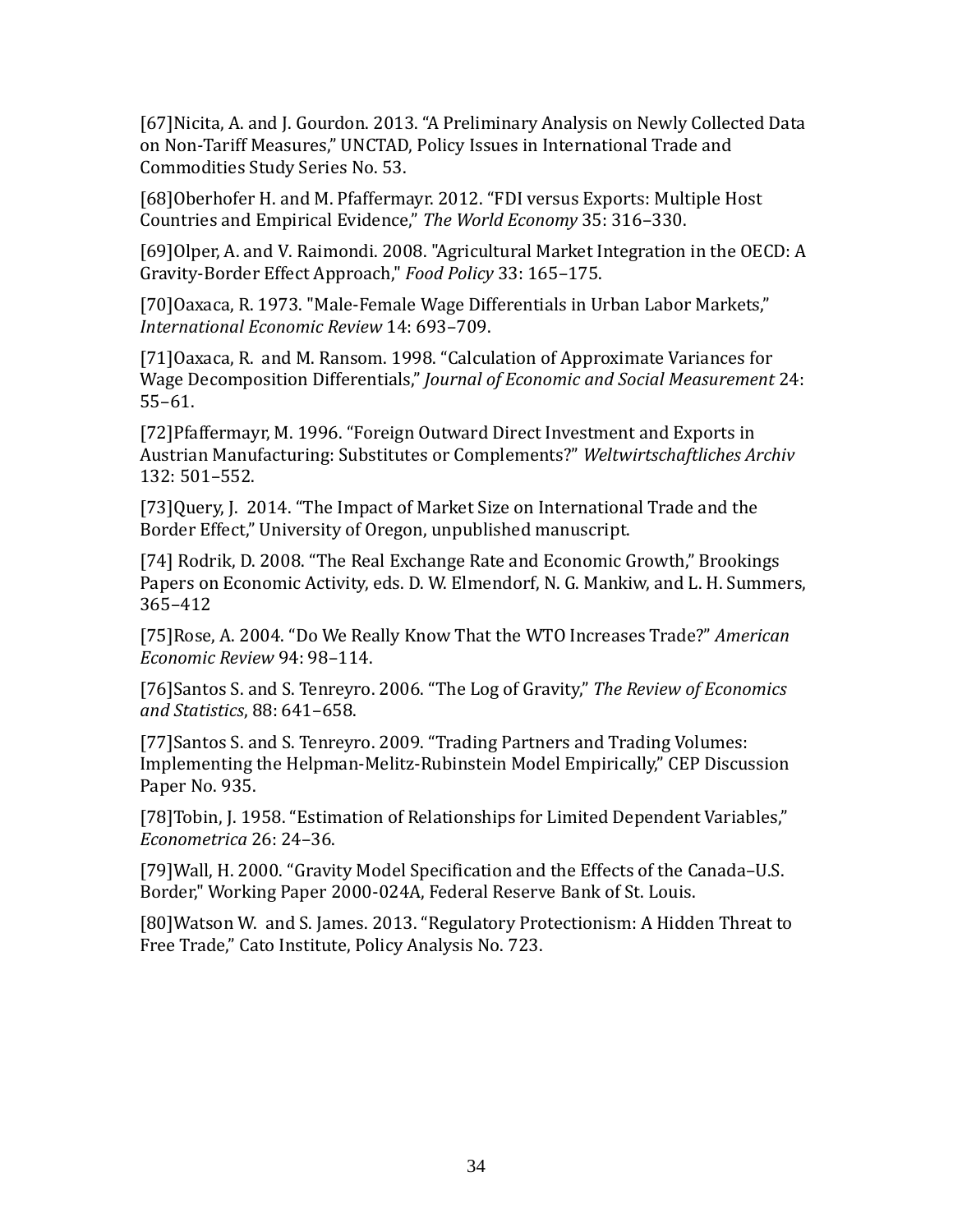[67]Nicita, A. and J. Gourdon. 2013. "A Preliminary Analysis on Newly Collected Data on Non-Tariff Measures," UNCTAD, Policy Issues in International Trade and Commodities Study Series No. 53.

[68]Oberhofer H. and M. Pfaffermayr. 2012. "FDI versus Exports: Multiple Host Countries and Empirical Evidence," *The World Economy* 35: 316–330.

[69]Olper, A. and V. Raimondi. 2008. "Agricultural Market Integration in the OECD: A Gravity-Border Effect Approach," *Food Policy* 33: 165–175.

[70]Oaxaca, R. 1973. "Male-Female Wage Differentials in Urban Labor Markets," *International Economic Review* 14: 693–709.

[71]Oaxaca, R. and M. Ransom. 1998. "Calculation of Approximate Variances for Wage Decomposition Differentials," *Journal of Economic and Social Measurement* 24: 55–61.

[72]Pfaffermayr, M. 1996. "Foreign Outward Direct Investment and Exports in Austrian Manufacturing: Substitutes or Complements?" *Weltwirtschaftliches Archiv* 132: 501–552.

[73]Query, J. 2014. "The Impact of Market Size on International Trade and the Border Effect," University of Oregon, unpublished manuscript.

[74] Rodrik, D. 2008. "The Real Exchange Rate and Economic Growth," Brookings Papers on Economic Activity, eds. D. W. Elmendorf, N. G. Mankiw, and L. H. Summers, 365–412

[75]Rose, A. 2004. "Do We Really Know That the WTO Increases Trade?" *American Economic Review* 94: 98–114.

[76]Santos S. and S. Tenreyro. 2006. "The Log of Gravity," *The Review of Economics and Statistics*, 88: 641–658.

[77]Santos S. and S. Tenreyro. 2009. "Trading Partners and Trading Volumes: Implementing the Helpman-Melitz-Rubinstein Model Empirically," CEP Discussion Paper No. 935.

[78]Tobin, J. 1958. "Estimation of Relationships for Limited Dependent Variables," *Econometrica* 26: 24–36.

[79]Wall, H. 2000. "Gravity Model Specification and the Effects of the Canada–U.S. Border," Working Paper 2000-024A, Federal Reserve Bank of St. Louis.

[80]Watson W. and S. James. 2013. "Regulatory Protectionism: A Hidden Threat to Free Trade," Cato Institute, Policy Analysis No. 723.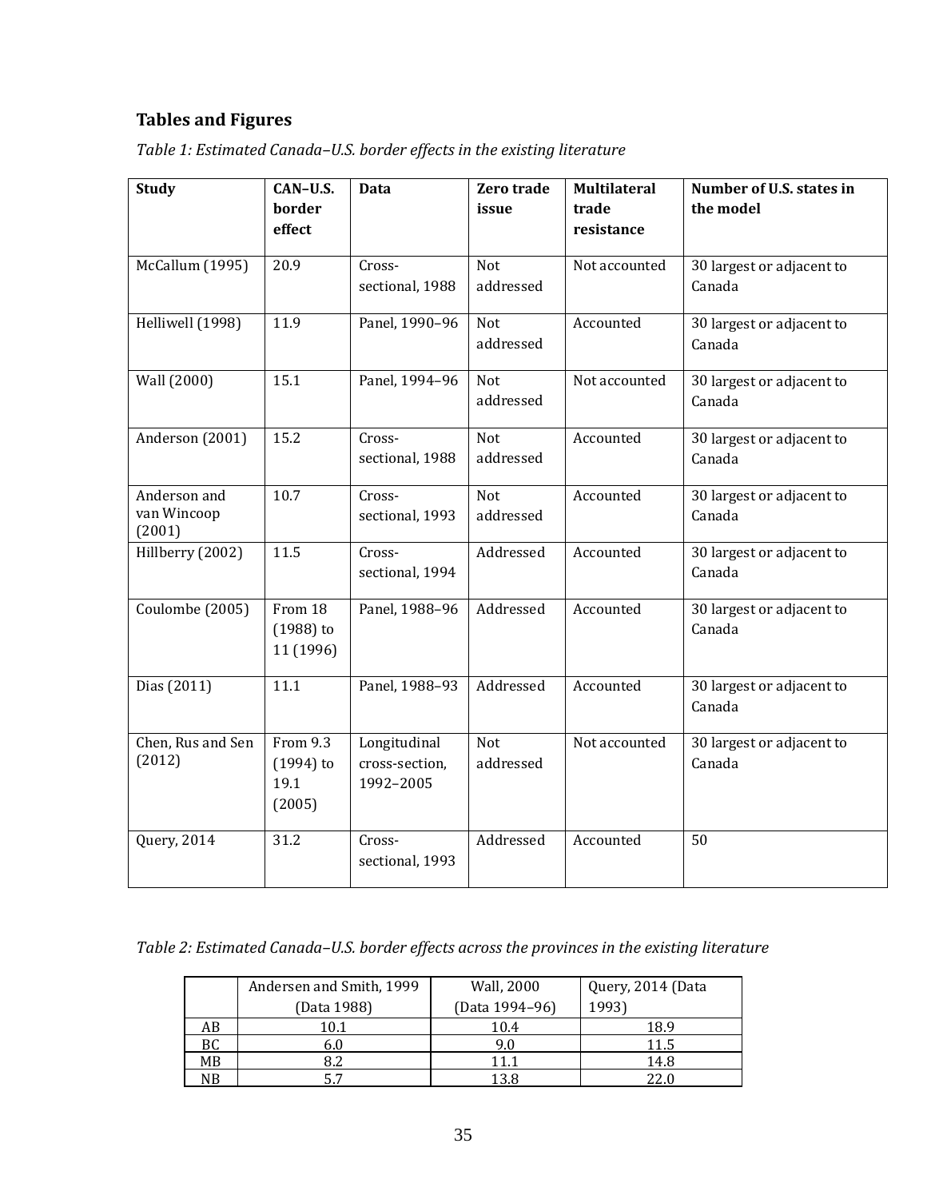## Tables and Figures

*Table 1: Estimated Canada–U.S. border effects in the existing literature*

| Study | CAN–U.S. border effect | Data | Zero trade issue | Multilateral trade resistance | Number of U.S. states in the model |
|---|---|---|---|---|---|
| McCallum (1995) | 20.9 | Cross-sectional, 1988 | Not addressed | Not accounted | 30 largest or adjacent to Canada |
| Helliwell (1998) | 11.9 | Panel, 1990–96 | Not addressed | Accounted | 30 largest or adjacent to Canada |
| Wall (2000) | 15.1 | Panel, 1994–96 | Not addressed | Not accounted | 30 largest or adjacent to Canada |
| Anderson (2001) | 15.2 | Cross-sectional, 1988 | Not addressed | Accounted | 30 largest or adjacent to Canada |
| Anderson and van Wincoop (2001) | 10.7 | Cross-sectional, 1993 | Not addressed | Accounted | 30 largest or adjacent to Canada |
| Hillberry (2002) | 11.5 | Cross-sectional, 1994 | Addressed | Accounted | 30 largest or adjacent to Canada |
| Coulombe (2005) | From 18 (1988) to 11 (1996) | Panel, 1988–96 | Addressed | Accounted | 30 largest or adjacent to Canada |
| Dias (2011) | 11.1 | Panel, 1988–93 | Addressed | Accounted | 30 largest or adjacent to Canada |
| Chen, Rus and Sen (2012) | From 9.3 (1994) to 19.1 (2005) | Longitudinal cross-section, 1992–2005 | Not addressed | Not accounted | 30 largest or adjacent to Canada |
| Query, 2014 | 31.2 | Cross-sectional, 1993 | Addressed | Accounted | 50 |

*Table 2: Estimated Canada–U.S. border effects across the provinces in the existing literature*

| | Andersen and Smith, 1999 (Data 1988) | Wall, 2000 (Data 1994–96) | Query, 2014 (Data 1993) |
|---|---|---|---|
| AB | 10.1 | 10.4 | 18.9 |
| BC | 6.0 | 9.0 | 11.5 |
| MB | 8.2 | 11.1 | 14.8 |
| NB | 5.7 | 13.8 | 22.0 |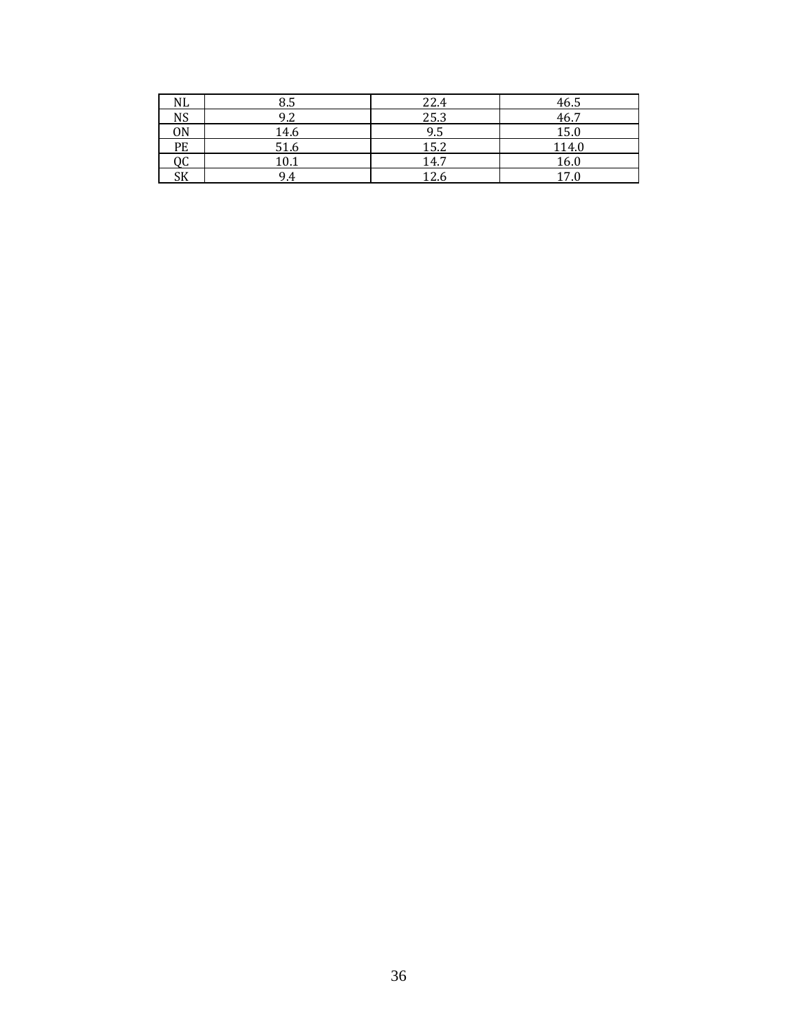| NL | 8.5 | 22.4 | 46.5 |
|---|---|---|---|
| NS | 9.2 | 25.3 | 46.7 |
| ON | 14.6 | 9.5 | 15.0 |
| PE | 51.6 | 15.2 | 114.0 |
| QC | 10.1 | 14.7 | 16.0 |
| SK | 9.4 | 12.6 | 17.0 |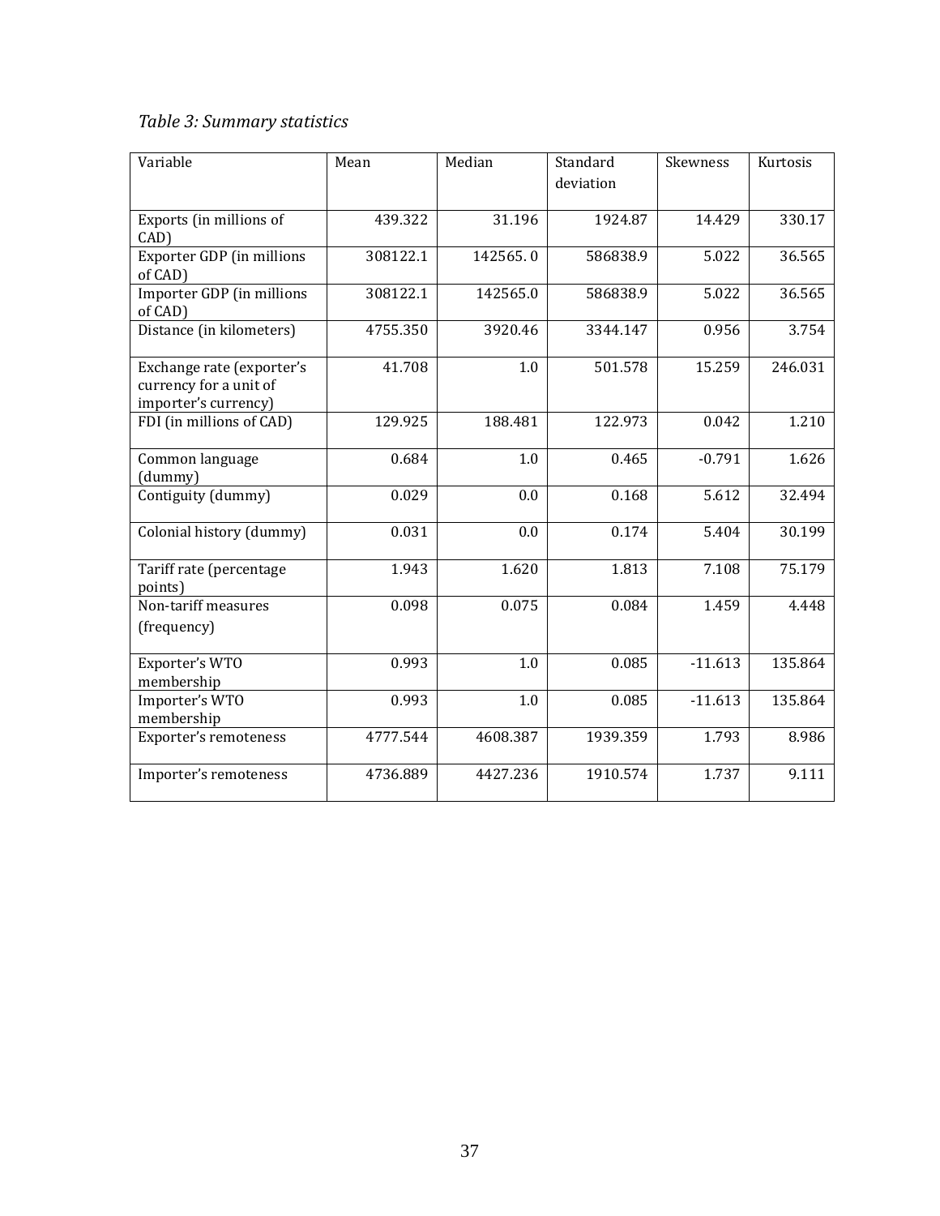*Table 3: Summary statistics*

| Variable | Mean | Median | Standard deviation | Skewness | Kurtosis |
|---|---|---|---|---|---|
| Exports (in millions of CAD) | 439.322 | 31.196 | 1924.87 | 14.429 | 330.17 |
| Exporter GDP (in millions of CAD) | 308122.1 | 142565. 0 | 586838.9 | 5.022 | 36.565 |
| Importer GDP (in millions of CAD) | 308122.1 | 142565.0 | 586838.9 | 5.022 | 36.565 |
| Distance (in kilometers) | 4755.350 | 3920.46 | 3344.147 | 0.956 | 3.754 |
| Exchange rate (exporter's currency for a unit of importer's currency) | 41.708 | 1.0 | 501.578 | 15.259 | 246.031 |
| FDI (in millions of CAD) | 129.925 | 188.481 | 122.973 | 0.042 | 1.210 |
| Common language (dummy) | 0.684 | 1.0 | 0.465 | -0.791 | 1.626 |
| Contiguity (dummy) | 0.029 | 0.0 | 0.168 | 5.612 | 32.494 |
| Colonial history (dummy) | 0.031 | 0.0 | 0.174 | 5.404 | 30.199 |
| Tariff rate (percentage points) | 1.943 | 1.620 | 1.813 | 7.108 | 75.179 |
| Non-tariff measures (frequency) | 0.098 | 0.075 | 0.084 | 1.459 | 4.448 |
| Exporter's WTO membership | 0.993 | 1.0 | 0.085 | -11.613 | 135.864 |
| Importer's WTO membership | 0.993 | 1.0 | 0.085 | -11.613 | 135.864 |
| Exporter's remoteness | 4777.544 | 4608.387 | 1939.359 | 1.793 | 8.986 |
| Importer's remoteness | 4736.889 | 4427.236 | 1910.574 | 1.737 | 9.111 |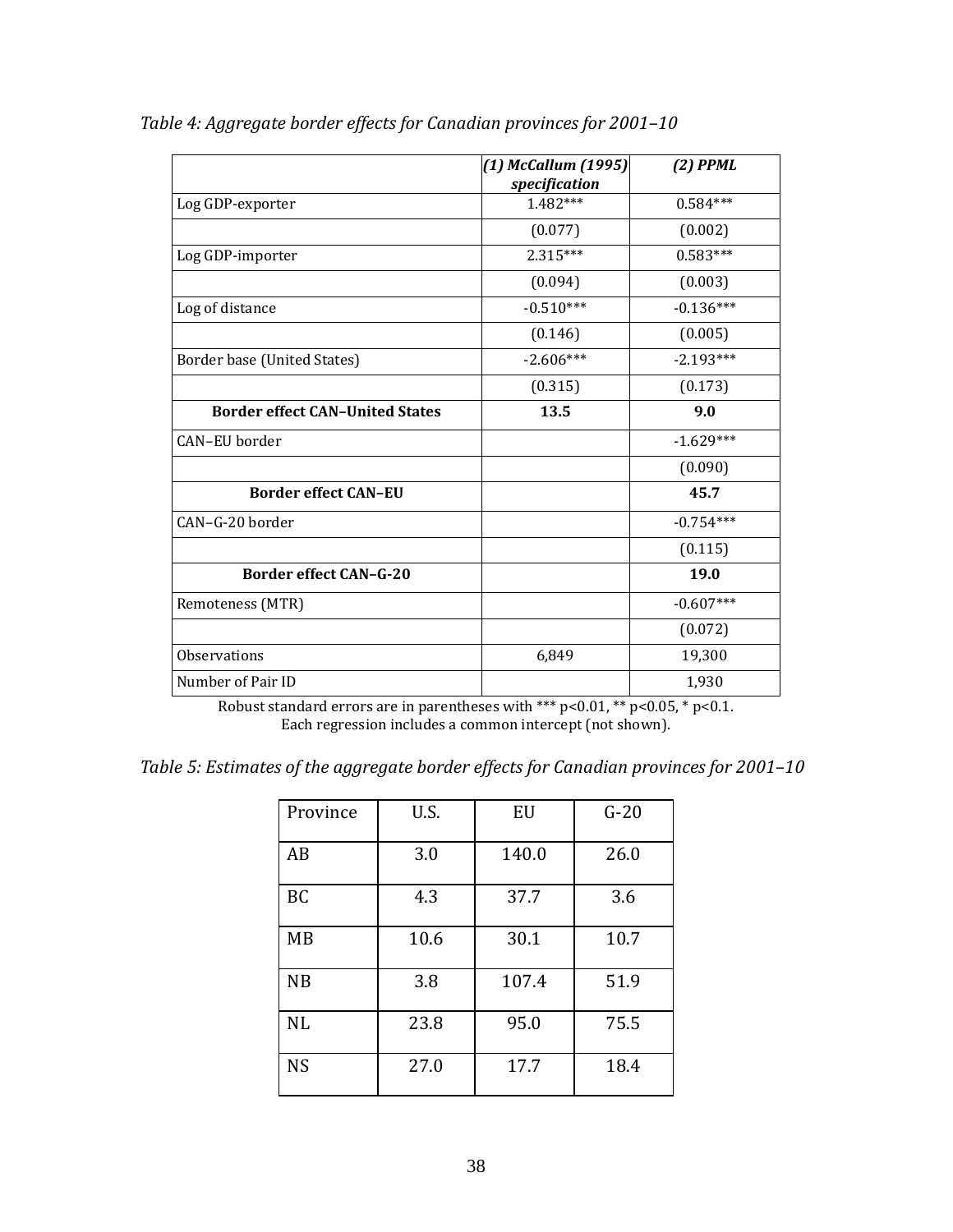*Table 4: Aggregate border effects for Canadian provinces for 2001–10*

| | ***(1) McCallum (1995) specification*** | ***(2) PPML*** |
|---|---|---|
| Log GDP-exporter | 1.482*** | 0.584*** |
| | (0.077) | (0.002) |
| Log GDP-importer | 2.315*** | 0.583*** |
| | (0.094) | (0.003) |
| Log of distance | -0.510*** | -0.136*** |
| | (0.146) | (0.005) |
| Border base (United States) | -2.606*** | -2.193*** |
| | (0.315) | (0.173) |
| **Border effect CAN–United States** | **13.5** | **9.0** |
| CAN–EU border | | -1.629*** |
| | | (0.090) |
| **Border effect CAN–EU** | | **45.7** |
| CAN–G-20 border | | -0.754*** |
| | | (0.115) |
| **Border effect CAN–G-20** | | **19.0** |
| Remoteness (MTR) | | -0.607*** |
| | | (0.072) |
| Observations | 6,849 | 19,300 |
| Number of Pair ID | | 1,930 |

Robust standard errors are in parentheses with *** p<0.01, ** p<0.05, * p<0.1.
Each regression includes a common intercept (not shown).

*Table 5: Estimates of the aggregate border effects for Canadian provinces for 2001–10*

| Province | U.S. | EU | G-20 |
|---|---|---|---|
| AB | 3.0 | 140.0 | 26.0 |
| BC | 4.3 | 37.7 | 3.6 |
| MB | 10.6 | 30.1 | 10.7 |
| NB | 3.8 | 107.4 | 51.9 |
| NL | 23.8 | 95.0 | 75.5 |
| NS | 27.0 | 17.7 | 18.4 |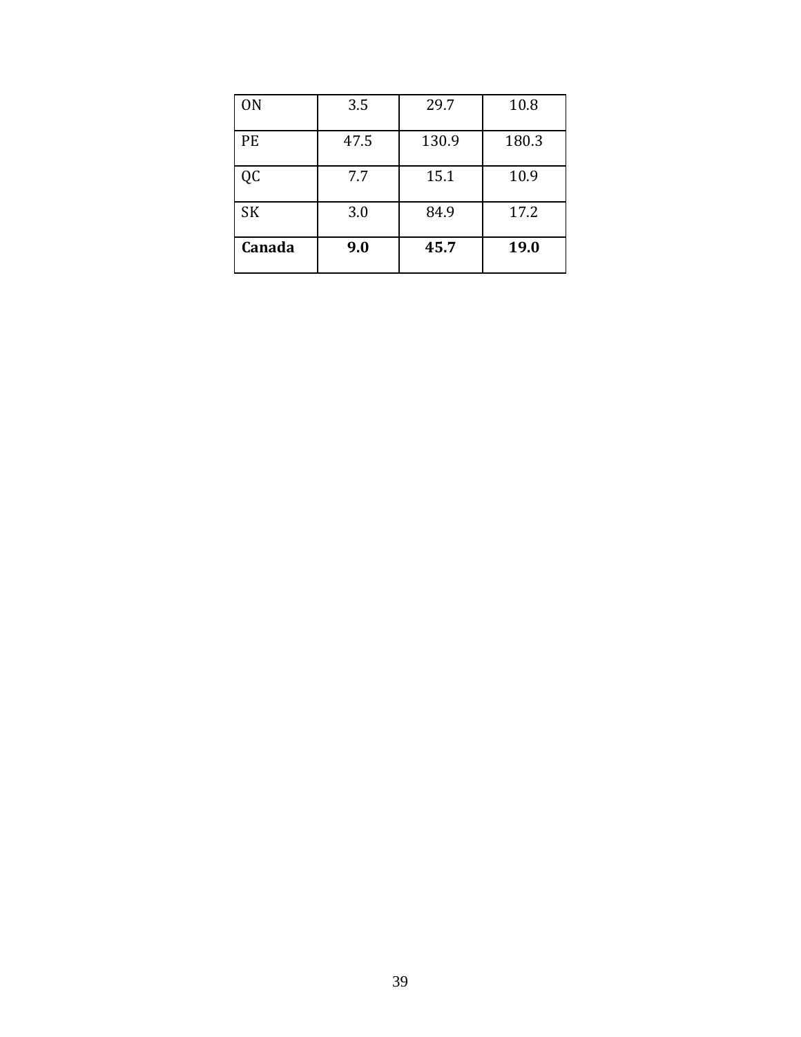| | | | |
|---|---|---|---|
| ON | 3.5 | 29.7 | 10.8 |
| PE | 47.5 | 130.9 | 180.3 |
| QC | 7.7 | 15.1 | 10.9 |
| SK | 3.0 | 84.9 | 17.2 |
| **Canada** | **9.0** | **45.7** | **19.0** |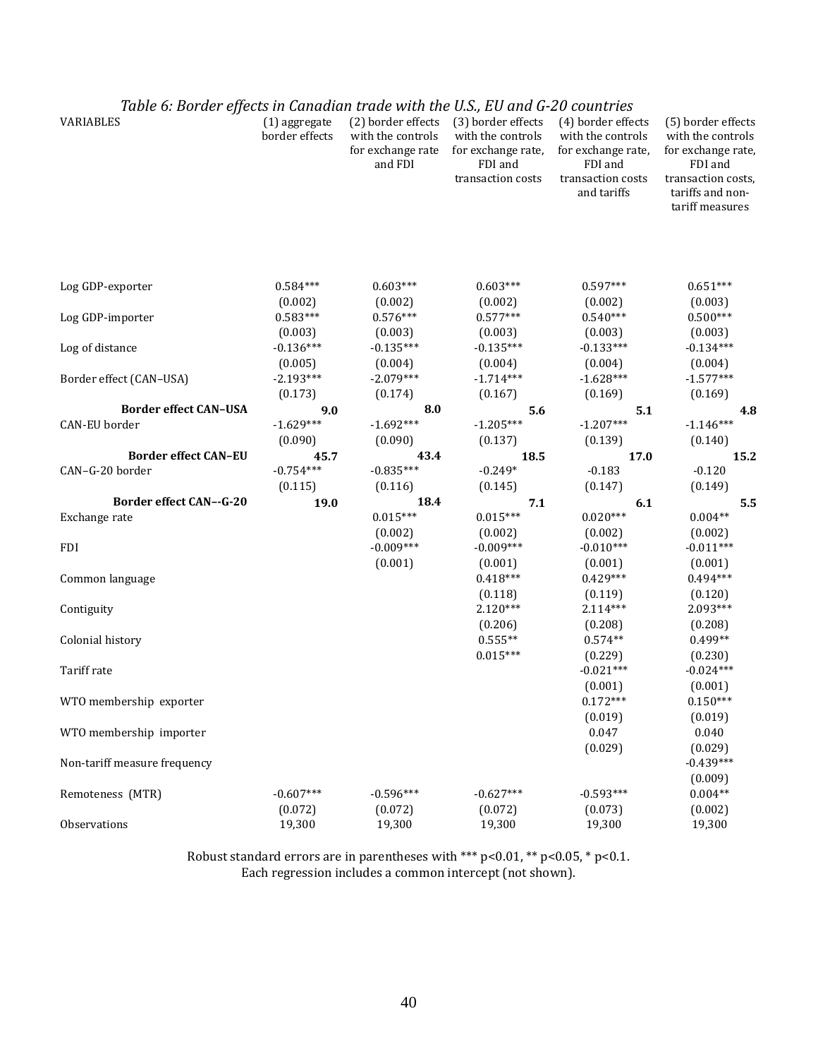*Table 6: Border effects in Canadian trade with the U.S., EU and G-20 countries*

| VARIABLES | (1) aggregate border effects | (2) border effects with the controls for exchange rate and FDI | (3) border effects with the controls for exchange rate, FDI and transaction costs | (4) border effects with the controls for exchange rate, FDI and transaction costs and tariffs | (5) border effects with the controls for exchange rate, FDI and transaction costs, tariffs and non-tariff measures |
|---|---|---|---|---|---|
| Log GDP-exporter | 0.584*** | 0.603*** | 0.603*** | 0.597*** | 0.651*** |
| | (0.002) | (0.002) | (0.002) | (0.002) | (0.003) |
| Log GDP-importer | 0.583*** | 0.576*** | 0.577*** | 0.540*** | 0.500*** |
| | (0.003) | (0.003) | (0.003) | (0.003) | (0.003) |
| Log of distance | -0.136*** | -0.135*** | -0.135*** | -0.133*** | -0.134*** |
| | (0.005) | (0.004) | (0.004) | (0.004) | (0.004) |
| Border effect (CAN–USA) | -2.193*** | -2.079*** | -1.714*** | -1.628*** | -1.577*** |
| | (0.173) | (0.174) | (0.167) | (0.169) | (0.169) |
| **Border effect CAN–USA** | **9.0** | **8.0** | **5.6** | **5.1** | **4.8** |
| CAN-EU border | -1.629*** | -1.692*** | -1.205*** | -1.207*** | -1.146*** |
| | (0.090) | (0.090) | (0.137) | (0.139) | (0.140) |
| **Border effect CAN–EU** | **45.7** | **43.4** | **18.5** | **17.0** | **15.2** |
| CAN–G-20 border | -0.754*** | -0.835*** | -0.249* | -0.183 | -0.120 |
| | (0.115) | (0.116) | (0.145) | (0.147) | (0.149) |
| **Border effect CAN--G-20** | **19.0** | **18.4** | **7.1** | **6.1** | **5.5** |
| Exchange rate | | 0.015*** | 0.015*** | 0.020*** | 0.004** |
| | | (0.002) | (0.002) | (0.002) | (0.002) |
| FDI | | -0.009*** | -0.009*** | -0.010*** | -0.011*** |
| | | (0.001) | (0.001) | (0.001) | (0.001) |
| Common language | | | 0.418*** | 0.429*** | 0.494*** |
| | | | (0.118) | (0.119) | (0.120) |
| Contiguity | | | 2.120*** | 2.114*** | 2.093*** |
| | | | (0.206) | (0.208) | (0.208) |
| Colonial history | | | 0.555** | 0.574** | 0.499** |
| | | | 0.015*** | (0.229) | (0.230) |
| Tariff rate | | | | -0.021*** | -0.024*** |
| | | | | (0.001) | (0.001) |
| WTO membership exporter | | | | 0.172*** | 0.150*** |
| | | | | (0.019) | (0.019) |
| WTO membership importer | | | | 0.047 | 0.040 |
| | | | | (0.029) | (0.029) |
| Non-tariff measure frequency | | | | | -0.439*** |
| | | | | | (0.009) |
| Remoteness (MTR) | -0.607*** | -0.596*** | -0.627*** | -0.593*** | 0.004** |
| | (0.072) | (0.072) | (0.072) | (0.073) | (0.002) |
| Observations | 19,300 | 19,300 | 19,300 | 19,300 | 19,300 |

Robust standard errors are in parentheses with *** p<0.01, ** p<0.05, * p<0.1.
Each regression includes a common intercept (not shown).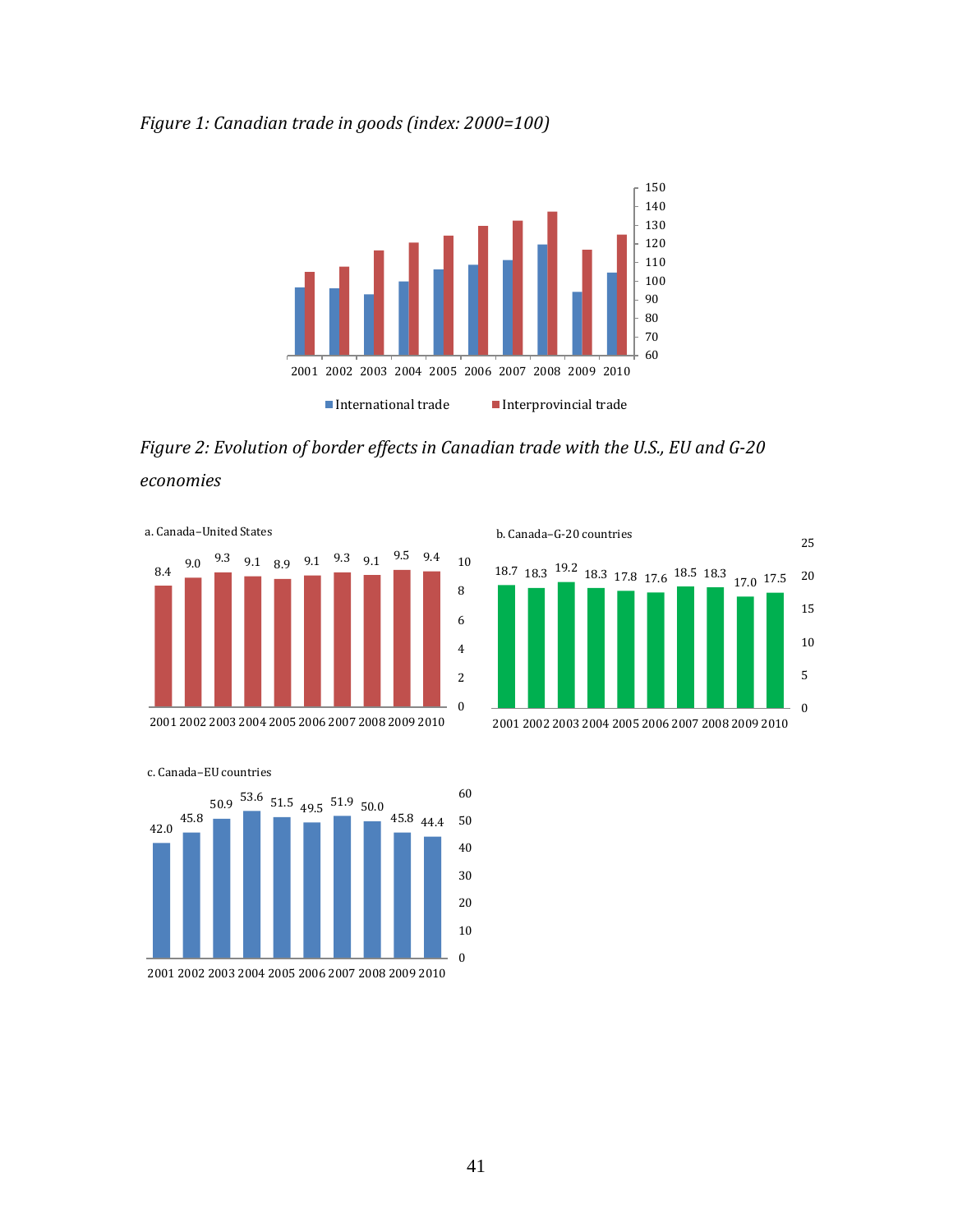*Figure 1: Canadian trade in goods (index: 2000=100)*

*Figure 2: Evolution of border effects in Canadian trade with the U.S., EU and G-20 economies*

a. Canada–United States

| 2001 | 2002 | 2003 | 2004 | 2005 | 2006 | 2007 | 2008 | 2009 | 2010 |
|---|---|---|---|---|---|---|---|---|---|
| 8.4 | 9.0 | 9.3 | 9.1 | 8.9 | 9.1 | 9.3 | 9.1 | 9.5 | 9.4 |

b. Canada–G-20 countries

| 2001 | 2002 | 2003 | 2004 | 2005 | 2006 | 2007 | 2008 | 2009 | 2010 |
|---|---|---|---|---|---|---|---|---|---|
| 18.7 | 18.3 | 19.2 | 18.3 | 17.8 | 17.6 | 18.5 | 18.3 | 17.0 | 17.5 |

c. Canada–EU countries

| 2001 | 2002 | 2003 | 2004 | 2005 | 2006 | 2007 | 2008 | 2009 | 2010 |
|---|---|---|---|---|---|---|---|---|---|
| 42.0 | 45.8 | 50.9 | 53.6 | 51.5 | 49.5 | 51.9 | 50.0 | 45.8 | 44.4 |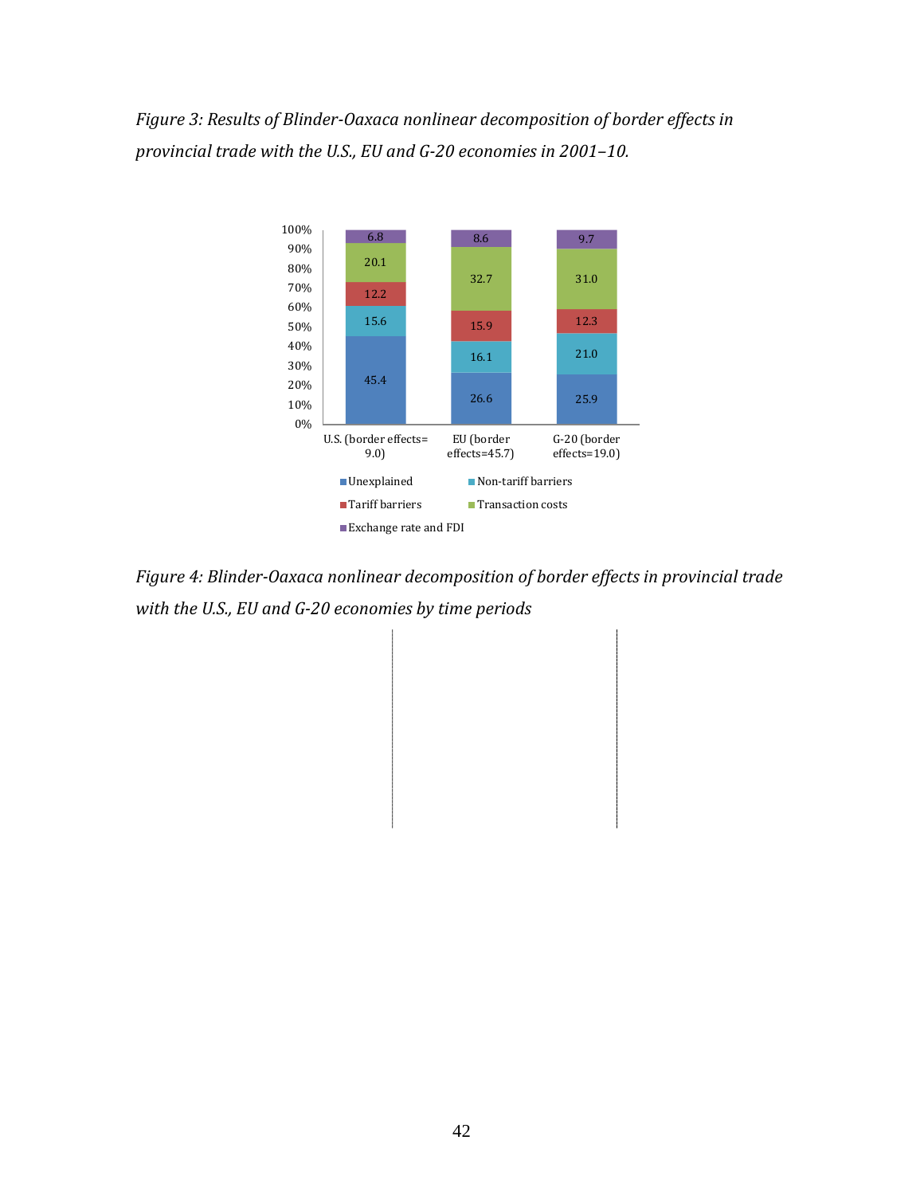*Figure 3: Results of Blinder-Oaxaca nonlinear decomposition of border effects in provincial trade with the U.S., EU and G-20 economies in 2001–10.*

| | U.S. (border effects= 9.0) | EU (border effects=45.7) | G-20 (border effects=19.0) |
|---|---|---|---|
| Unexplained | 45.4 | 26.6 | 25.9 |
| Non-tariff barriers | 15.6 | 16.1 | 21.0 |
| Tariff barriers | 12.2 | 15.9 | 12.3 |
| Transaction costs | 20.1 | 32.7 | 31.0 |
| Exchange rate and FDI | 6.8 | 8.6 | 9.7 |

*Figure 4: Blinder-Oaxaca nonlinear decomposition of border effects in provincial trade with the U.S., EU and G-20 economies by time periods*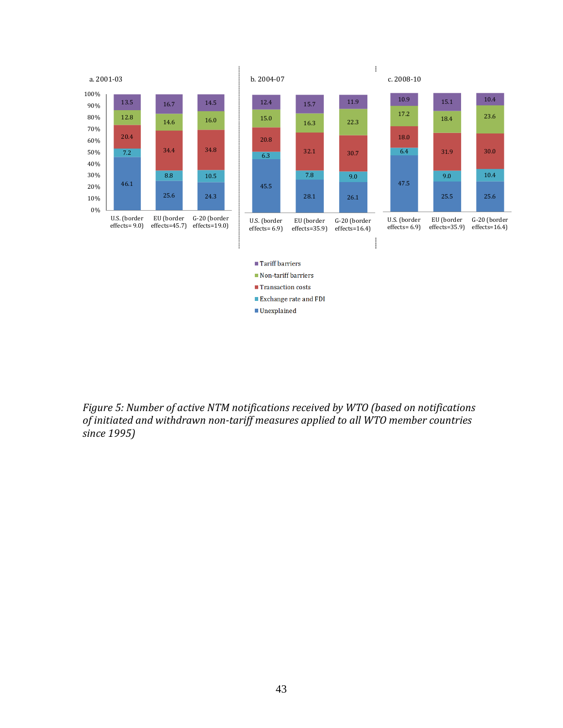a. 2001-03

| | U.S. (border effects= 9.0) | EU (border effects=45.7) | G-20 (border effects=19.0) |
|---|---|---|---|
| Tariff barriers | 13.5 | 16.7 | 14.5 |
| Non-tariff barriers | 12.8 | 14.6 | 16.0 |
| Transaction costs | 20.4 | 34.4 | 34.8 |
| Exchange rate and FDI | 7.2 | 8.8 | 10.5 |
| Unexplained | 46.1 | 25.6 | 24.3 |

b. 2004-07

| | U.S. (border effects= 6.9) | EU (border effects=35.9) | G-20 (border effects=16.4) |
|---|---|---|---|
| Tariff barriers | 12.4 | 15.7 | 11.9 |
| Non-tariff barriers | 15.0 | 16.3 | 22.3 |
| Transaction costs | 20.8 | 32.1 | 30.7 |
| Exchange rate and FDI | 6.3 | 7.8 | 9.0 |
| Unexplained | 45.5 | 28.1 | 26.1 |

c. 2008-10

| | U.S. (border effects= 6.9) | EU (border effects=35.9) | G-20 (border effects=16.4) |
|---|---|---|---|
| Tariff barriers | 10.9 | 15.1 | 10.4 |
| Non-tariff barriers | 17.2 | 18.4 | 23.6 |
| Transaction costs | 18.0 | 31.9 | 30.0 |
| Exchange rate and FDI | 6.4 | 9.0 | 10.4 |
| Unexplained | 47.5 | 25.5 | 25.6 |

*Figure 5: Number of active NTM notifications received by WTO (based on notifications of initiated and withdrawn non-tariff measures applied to all WTO member countries since 1995)*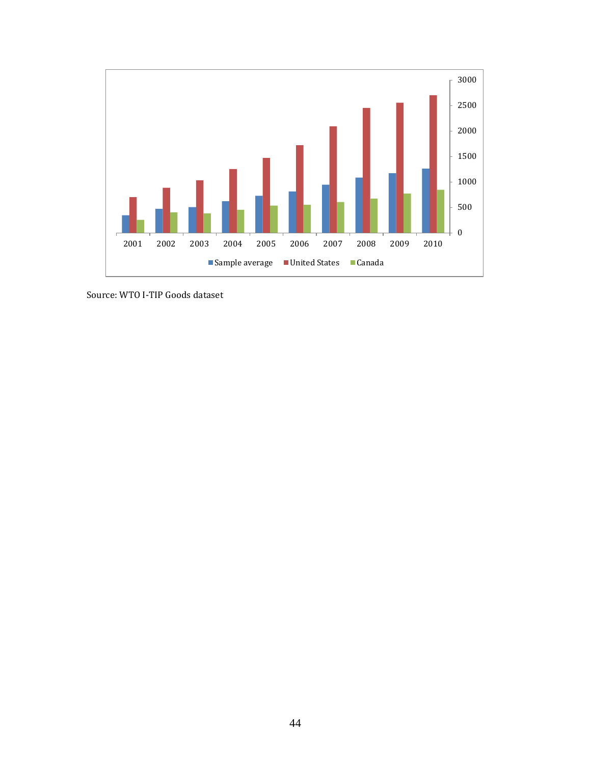Source: WTO I-TIP Goods dataset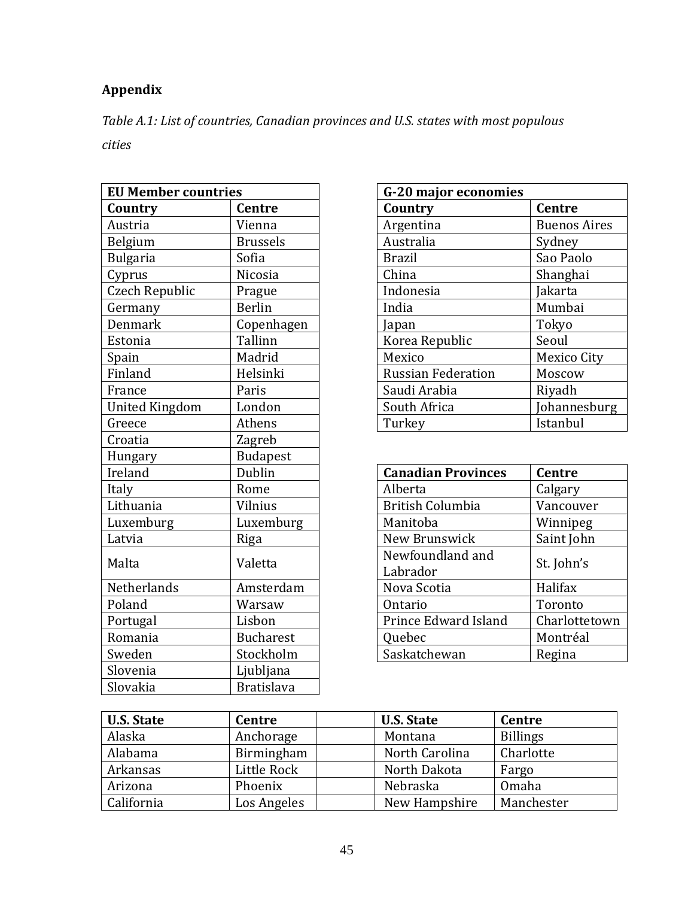**Appendix**

*Table A.1: List of countries, Canadian provinces and U.S. states with most populous cities*

| EU Member countries | |
|---|---|
| **Country** | **Centre** |
| Austria | Vienna |
| Belgium | Brussels |
| Bulgaria | Sofia |
| Cyprus | Nicosia |
| Czech Republic | Prague |
| Germany | Berlin |
| Denmark | Copenhagen |
| Estonia | Tallinn |
| Spain | Madrid |
| Finland | Helsinki |
| France | Paris |
| United Kingdom | London |
| Greece | Athens |
| Croatia | Zagreb |
| Hungary | Budapest |
| Ireland | Dublin |
| Italy | Rome |
| Lithuania | Vilnius |
| Luxemburg | Luxemburg |
| Latvia | Riga |
| Malta | Valetta |
| Netherlands | Amsterdam |
| Poland | Warsaw |
| Portugal | Lisbon |
| Romania | Bucharest |
| Sweden | Stockholm |
| Slovenia | Ljubljana |
| Slovakia | Bratislava |

| G-20 major economies | |
|---|---|
| **Country** | **Centre** |
| Argentina | Buenos Aires |
| Australia | Sydney |
| Brazil | Sao Paolo |
| China | Shanghai |
| Indonesia | Jakarta |
| India | Mumbai |
| Japan | Tokyo |
| Korea Republic | Seoul |
| Mexico | Mexico City |
| Russian Federation | Moscow |
| Saudi Arabia | Riyadh |
| South Africa | Johannesburg |
| Turkey | Istanbul |

| Canadian Provinces | Centre |
|---|---|
| Alberta | Calgary |
| British Columbia | Vancouver |
| Manitoba | Winnipeg |
| New Brunswick | Saint John |
| Newfoundland and Labrador | St. John's |
| Nova Scotia | Halifax |
| Ontario | Toronto |
| Prince Edward Island | Charlottetown |
| Quebec | Montréal |
| Saskatchewan | Regina |

| U.S. State | Centre | | U.S. State | Centre |
|---|---|---|---|---|
| Alaska | Anchorage | | Montana | Billings |
| Alabama | Birmingham | | North Carolina | Charlotte |
| Arkansas | Little Rock | | North Dakota | Fargo |
| Arizona | Phoenix | | Nebraska | Omaha |
| California | Los Angeles | | New Hampshire | Manchester |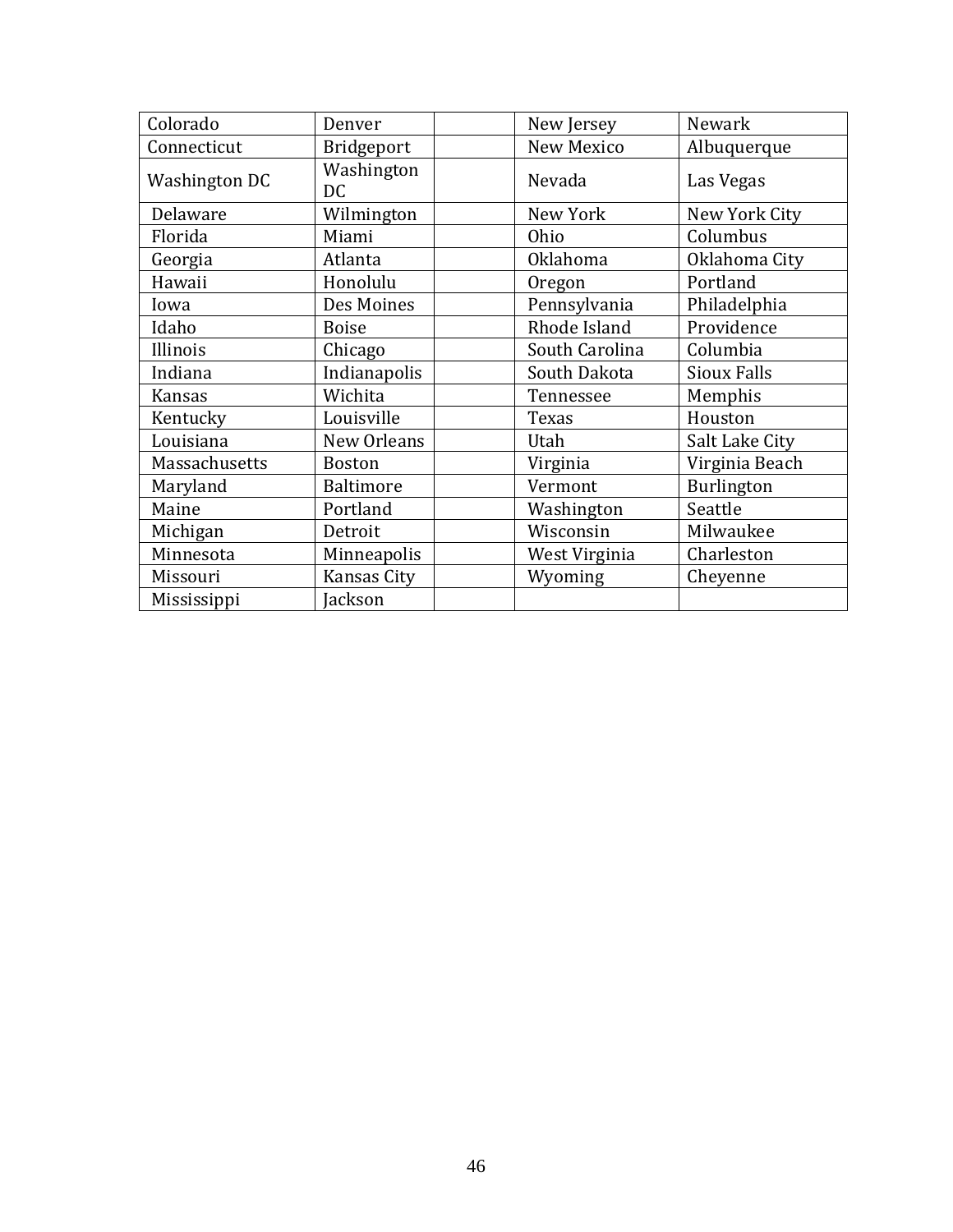| Colorado | Denver | | New Jersey | Newark |
|---|---|---|---|---|
| Connecticut | Bridgeport | | New Mexico | Albuquerque |
| Washington DC | Washington DC | | Nevada | Las Vegas |
| Delaware | Wilmington | | New York | New York City |
| Florida | Miami | | Ohio | Columbus |
| Georgia | Atlanta | | Oklahoma | Oklahoma City |
| Hawaii | Honolulu | | Oregon | Portland |
| Iowa | Des Moines | | Pennsylvania | Philadelphia |
| Idaho | Boise | | Rhode Island | Providence |
| Illinois | Chicago | | South Carolina | Columbia |
| Indiana | Indianapolis | | South Dakota | Sioux Falls |
| Kansas | Wichita | | Tennessee | Memphis |
| Kentucky | Louisville | | Texas | Houston |
| Louisiana | New Orleans | | Utah | Salt Lake City |
| Massachusetts | Boston | | Virginia | Virginia Beach |
| Maryland | Baltimore | | Vermont | Burlington |
| Maine | Portland | | Washington | Seattle |
| Michigan | Detroit | | Wisconsin | Milwaukee |
| Minnesota | Minneapolis | | West Virginia | Charleston |
| Missouri | Kansas City | | Wyoming | Cheyenne |
| Mississippi | Jackson | | | |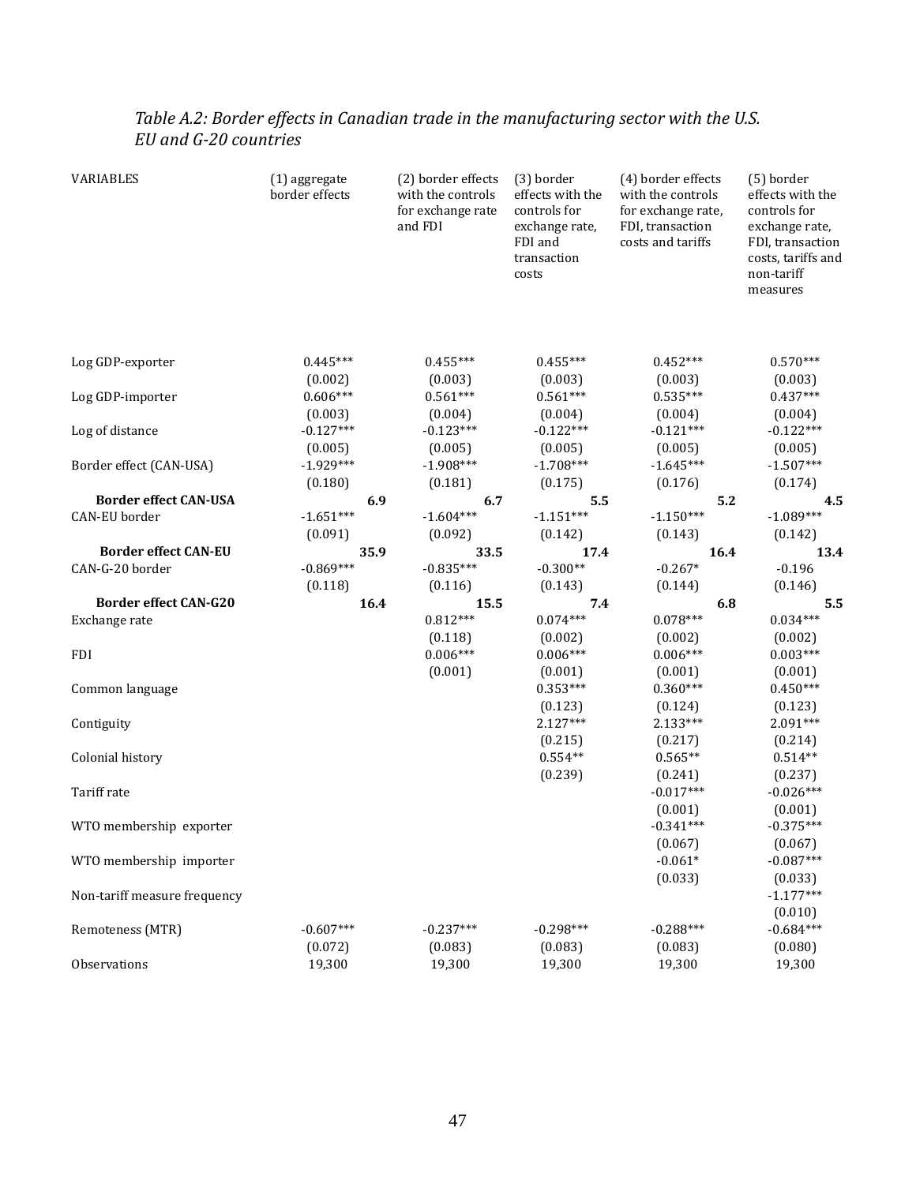*Table A.2: Border effects in Canadian trade in the manufacturing sector with the U.S. EU and G-20 countries*

| VARIABLES | (1) aggregate border effects | (2) border effects with the controls for exchange rate and FDI | (3) border effects with the controls for exchange rate, FDI and transaction costs | (4) border effects with the controls for exchange rate, FDI, transaction costs and tariffs | (5) border effects with the controls for exchange rate, FDI, transaction costs, tariffs and non-tariff measures |
|---|---|---|---|---|---|
| Log GDP-exporter | 0.445*** | 0.455*** | 0.455*** | 0.452*** | 0.570*** |
| | (0.002) | (0.003) | (0.003) | (0.003) | (0.003) |
| Log GDP-importer | 0.606*** | 0.561*** | 0.561*** | 0.535*** | 0.437*** |
| | (0.003) | (0.004) | (0.004) | (0.004) | (0.004) |
| Log of distance | -0.127*** | -0.123*** | -0.122*** | -0.121*** | -0.122*** |
| | (0.005) | (0.005) | (0.005) | (0.005) | (0.005) |
| Border effect (CAN-USA) | -1.929*** | -1.908*** | -1.708*** | -1.645*** | -1.507*** |
| | (0.180) | (0.181) | (0.175) | (0.176) | (0.174) |
| **Border effect CAN-USA** | **6.9** | **6.7** | **5.5** | **5.2** | **4.5** |
| CAN-EU border | -1.651*** | -1.604*** | -1.151*** | -1.150*** | -1.089*** |
| | (0.091) | (0.092) | (0.142) | (0.143) | (0.142) |
| **Border effect CAN-EU** | **35.9** | **33.5** | **17.4** | **16.4** | **13.4** |
| CAN-G-20 border | -0.869*** | -0.835*** | -0.300** | -0.267* | -0.196 |
| | (0.118) | (0.116) | (0.143) | (0.144) | (0.146) |
| **Border effect CAN-G20** | **16.4** | **15.5** | **7.4** | **6.8** | **5.5** |
| Exchange rate | | 0.812*** | 0.074*** | 0.078*** | 0.034*** |
| | | (0.118) | (0.002) | (0.002) | (0.002) |
| FDI | | 0.006*** | 0.006*** | 0.006*** | 0.003*** |
| | | (0.001) | (0.001) | (0.001) | (0.001) |
| Common language | | | 0.353*** | 0.360*** | 0.450*** |
| | | | (0.123) | (0.124) | (0.123) |
| Contiguity | | | 2.127*** | 2.133*** | 2.091*** |
| | | | (0.215) | (0.217) | (0.214) |
| Colonial history | | | 0.554** | 0.565** | 0.514** |
| | | | (0.239) | (0.241) | (0.237) |
| Tariff rate | | | | -0.017*** | -0.026*** |
| | | | | (0.001) | (0.001) |
| WTO membership exporter | | | | -0.341*** | -0.375*** |
| | | | | (0.067) | (0.067) |
| WTO membership importer | | | | -0.061* | -0.087*** |
| | | | | (0.033) | (0.033) |
| Non-tariff measure frequency | | | | | -1.177*** |
| | | | | | (0.010) |
| Remoteness (MTR) | -0.607*** | -0.237*** | -0.298*** | -0.288*** | -0.684*** |
| | (0.072) | (0.083) | (0.083) | (0.083) | (0.080) |
| Observations | 19,300 | 19,300 | 19,300 | 19,300 | 19,300 |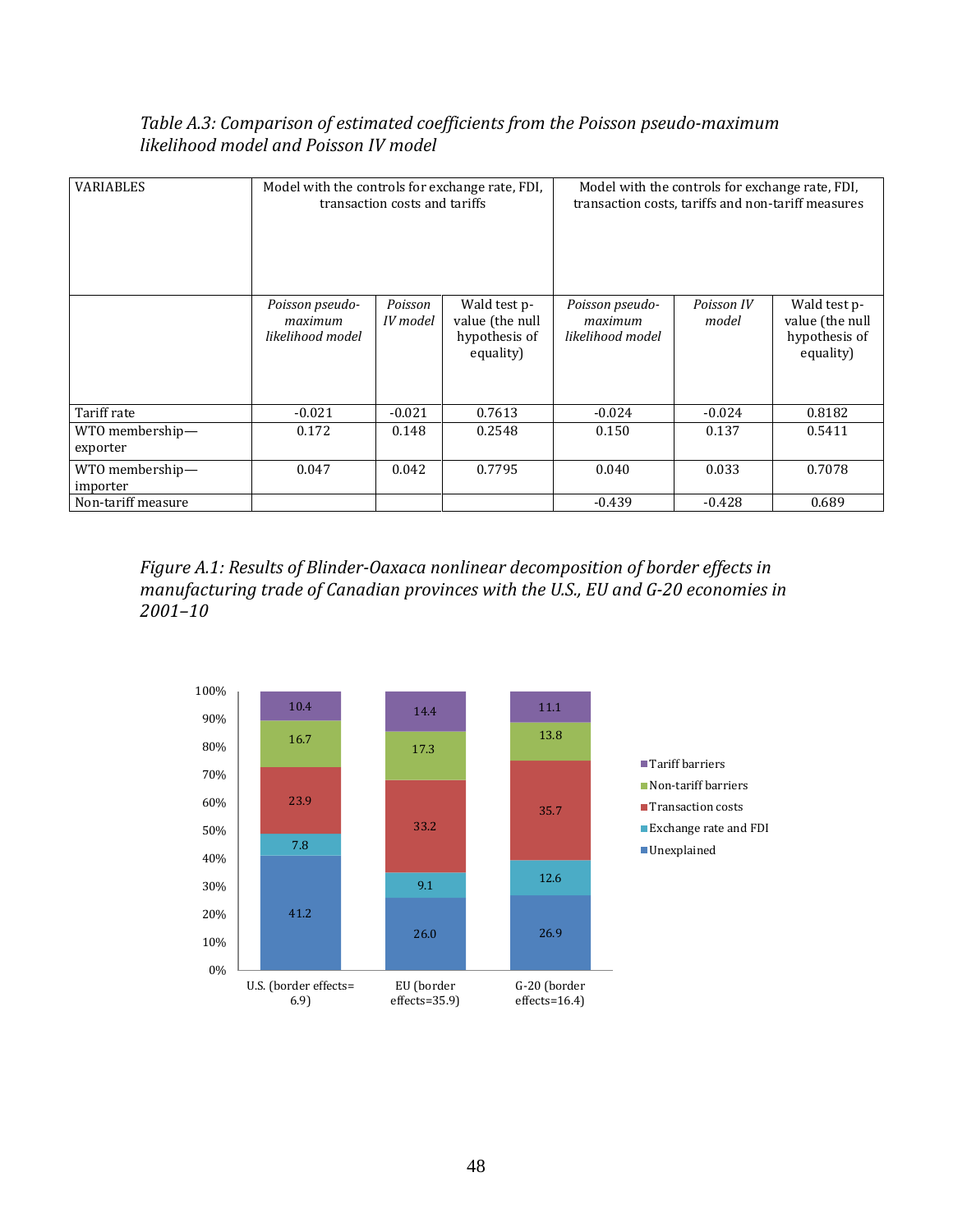*Table A.3: Comparison of estimated coefficients from the Poisson pseudo-maximum likelihood model and Poisson IV model*

| VARIABLES | Model with the controls for exchange rate, FDI, transaction costs and tariffs | | | Model with the controls for exchange rate, FDI, transaction costs, tariffs and non-tariff measures | | |
|---|---|---|---|---|---|---|
| | *Poisson pseudo-maximum likelihood model* | *Poisson IV model* | Wald test p-value (the null hypothesis of equality) | *Poisson pseudo-maximum likelihood model* | *Poisson IV model* | Wald test p-value (the null hypothesis of equality) |
| Tariff rate | -0.021 | -0.021 | 0.7613 | -0.024 | -0.024 | 0.8182 |
| WTO membership—exporter | 0.172 | 0.148 | 0.2548 | 0.150 | 0.137 | 0.5411 |
| WTO membership—importer | 0.047 | 0.042 | 0.7795 | 0.040 | 0.033 | 0.7078 |
| Non-tariff measure | | | | -0.439 | -0.428 | 0.689 |

*Figure A.1: Results of Blinder-Oaxaca nonlinear decomposition of border effects in manufacturing trade of Canadian provinces with the U.S., EU and G-20 economies in 2001–10*

| | U.S. (border effects= 6.9) | EU (border effects=35.9) | G-20 (border effects=16.4) |
|---|---|---|---|
| Tariff barriers | 10.4 | 14.4 | 11.1 |
| Non-tariff barriers | 16.7 | 17.3 | 13.8 |
| Transaction costs | 23.9 | 33.2 | 35.7 |
| Exchange rate and FDI | 7.8 | 9.1 | 12.6 |
| Unexplained | 41.2 | 26.0 | 26.9 |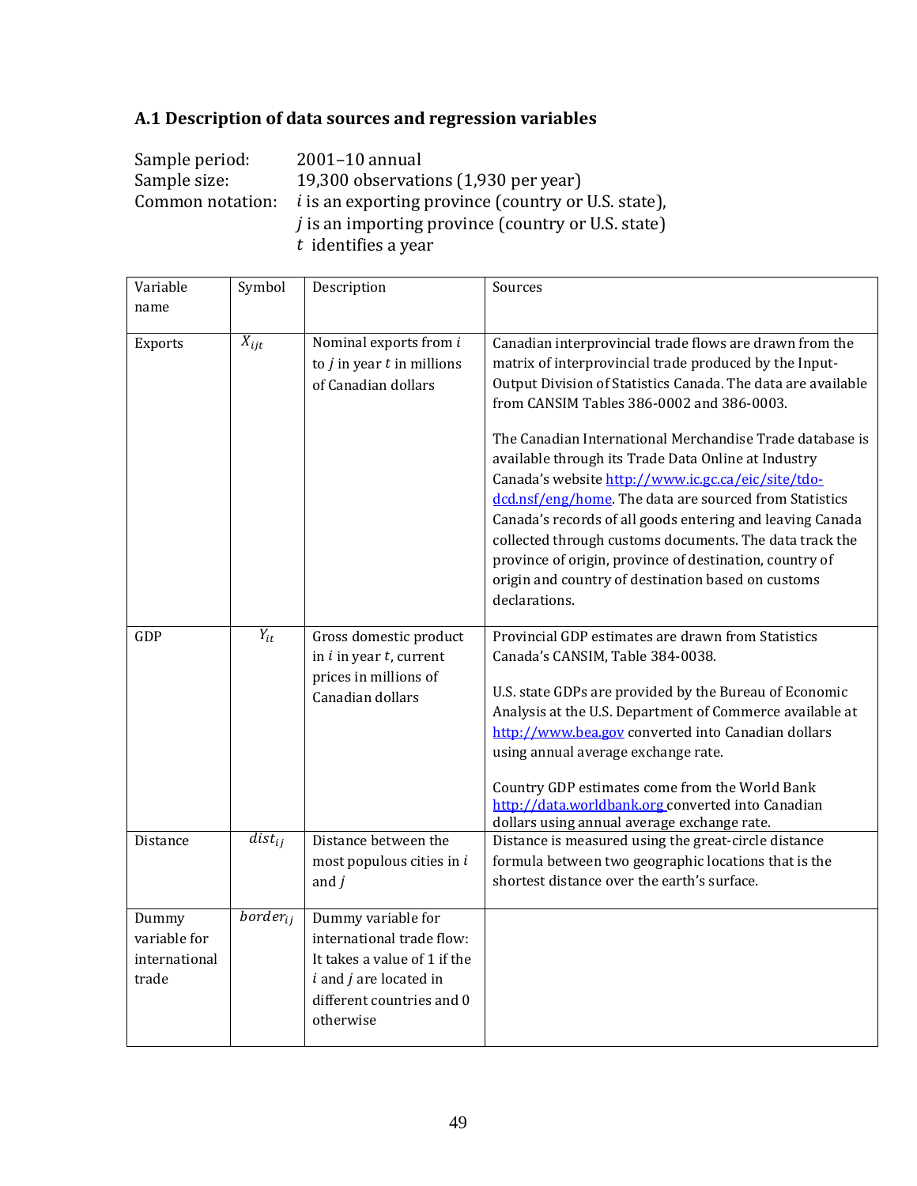### A.1 Description of data sources and regression variables

Sample period: 2001–10 annual
Sample size: 19,300 observations (1,930 per year)
Common notation: $i$ is an exporting province (country or U.S. state),
$j$ is an importing province (country or U.S. state)
$t$ identifies a year

| Variable name | Symbol | Description | Sources |
|---|---|---|---|
| Exports | $X_{ijt}$ | Nominal exports from $i$ to $j$ in year $t$ in millions of Canadian dollars | Canadian interprovincial trade flows are drawn from the matrix of interprovincial trade produced by the Input-Output Division of Statistics Canada. The data are available from CANSIM Tables 386-0002 and 386-0003.<br><br>The Canadian International Merchandise Trade database is available through its Trade Data Online at Industry Canada's website http://www.ic.gc.ca/eic/site/tdo-dcd.nsf/eng/home. The data are sourced from Statistics Canada's records of all goods entering and leaving Canada collected through customs documents. The data track the province of origin, province of destination, country of origin and country of destination based on customs declarations. |
| GDP | $Y_{it}$ | Gross domestic product in $i$ in year $t$, current prices in millions of Canadian dollars | Provincial GDP estimates are drawn from Statistics Canada's CANSIM, Table 384-0038.<br><br>U.S. state GDPs are provided by the Bureau of Economic Analysis at the U.S. Department of Commerce available at http://www.bea.gov converted into Canadian dollars using annual average exchange rate.<br><br>Country GDP estimates come from the World Bank http://data.worldbank.org converted into Canadian dollars using annual average exchange rate. |
| Distance | $dist_{ij}$ | Distance between the most populous cities in $i$ and $j$ | Distance is measured using the great-circle distance formula between two geographic locations that is the shortest distance over the earth's surface. |
| Dummy variable for international trade | $border_{ij}$ | Dummy variable for international trade flow: It takes a value of 1 if the $i$ and $j$ are located in different countries and 0 otherwise | |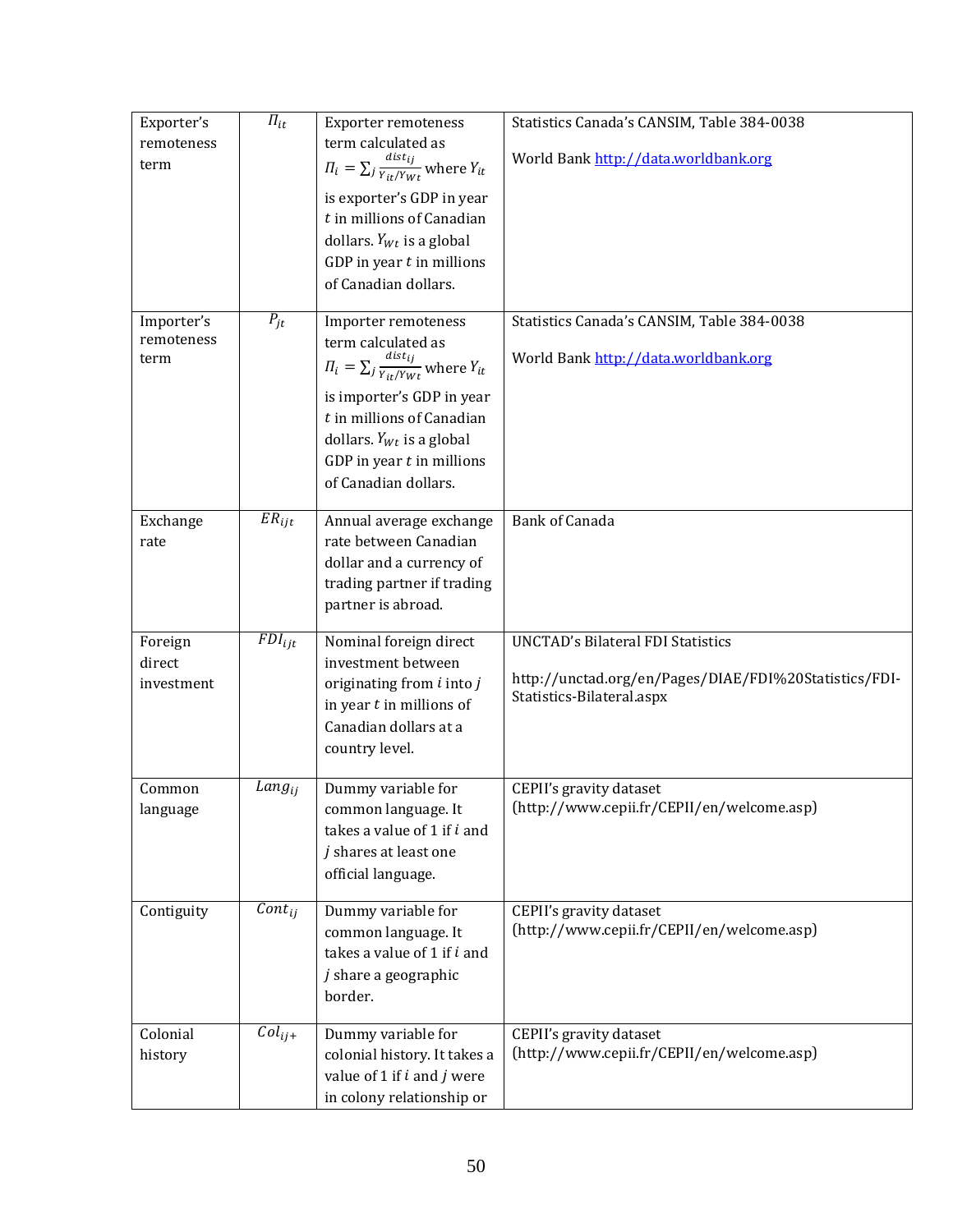| Exporter's remoteness term | $\Pi_{it}$ | Exporter remoteness term calculated as $\Pi_i = \sum_j \frac{dist_{ij}}{Y_{it}/Y_{Wt}}$ where $Y_{it}$ is exporter's GDP in year $t$ in millions of Canadian dollars. $Y_{Wt}$ is a global GDP in year $t$ in millions of Canadian dollars. | Statistics Canada's CANSIM, Table 384-0038<br><br>World Bank http://data.worldbank.org |
|---|---|---|---|
| Importer's remoteness term | $P_{jt}$ | Importer remoteness term calculated as $\Pi_i = \sum_j \frac{dist_{ij}}{Y_{it}/Y_{Wt}}$ where $Y_{it}$ is importer's GDP in year $t$ in millions of Canadian dollars. $Y_{Wt}$ is a global GDP in year $t$ in millions of Canadian dollars. | Statistics Canada's CANSIM, Table 384-0038<br><br>World Bank http://data.worldbank.org |
| Exchange rate | $ER_{ijt}$ | Annual average exchange rate between Canadian dollar and a currency of trading partner if trading partner is abroad. | Bank of Canada |
| Foreign direct investment | $FDI_{ijt}$ | Nominal foreign direct investment between originating from $i$ into $j$ in year $t$ in millions of Canadian dollars at a country level. | UNCTAD's Bilateral FDI Statistics<br><br>http://unctad.org/en/Pages/DIAE/FDI%20Statistics/FDI-Statistics-Bilateral.aspx |
| Common language | $Lang_{ij}$ | Dummy variable for common language. It takes a value of 1 if $i$ and $j$ shares at least one official language. | CEPII's gravity dataset (http://www.cepii.fr/CEPII/en/welcome.asp) |
| Contiguity | $Cont_{ij}$ | Dummy variable for common language. It takes a value of 1 if $i$ and $j$ share a geographic border. | CEPII's gravity dataset (http://www.cepii.fr/CEPII/en/welcome.asp) |
| Colonial history | $Col_{ij+}$ | Dummy variable for colonial history. It takes a value of 1 if $i$ and $j$ were in colony relationship or | CEPII's gravity dataset (http://www.cepii.fr/CEPII/en/welcome.asp) |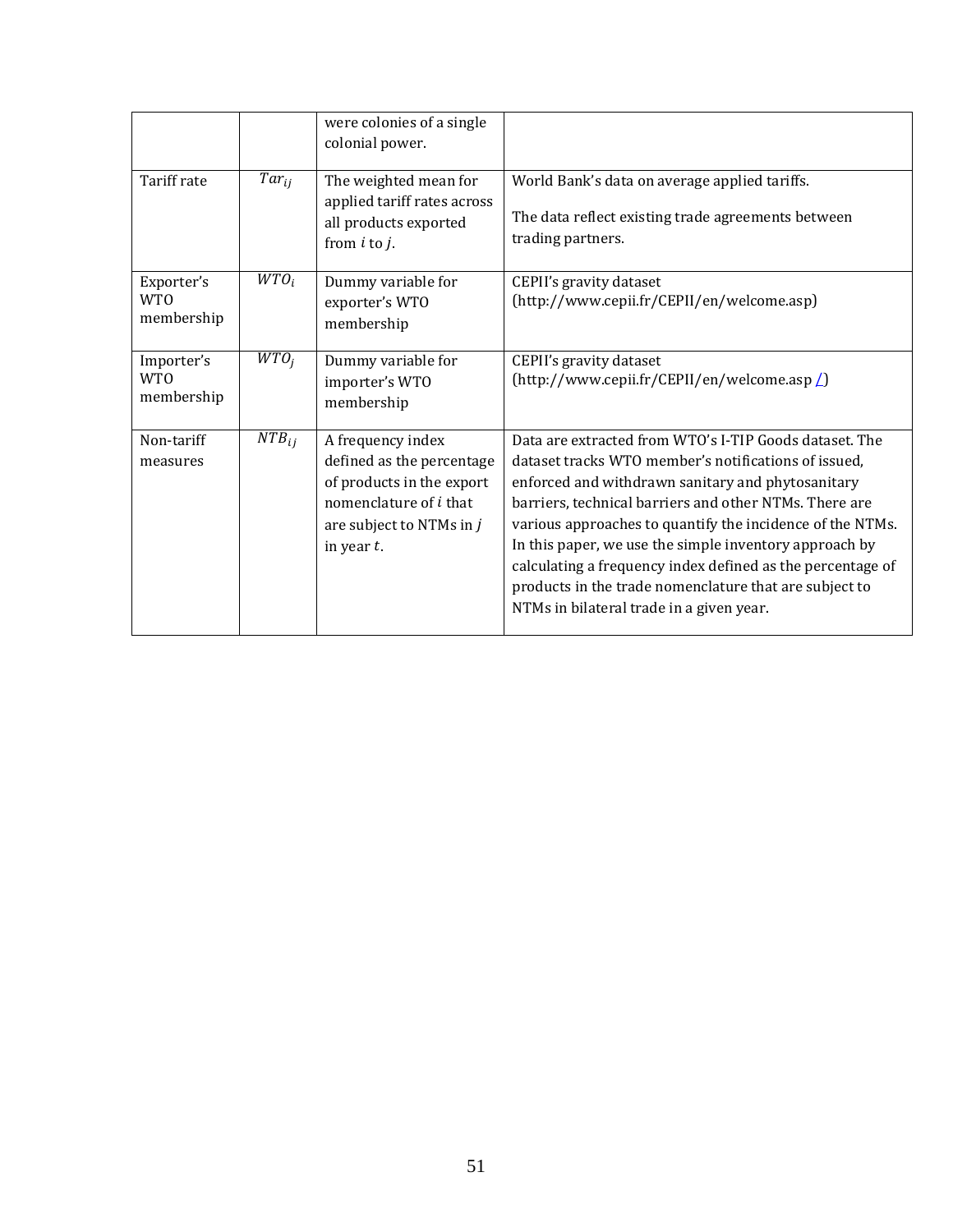| | | | |
|---|---|---|---|
| | | were colonies of a single colonial power. | |
| Tariff rate | $Tar_{ij}$ | The weighted mean for applied tariff rates across all products exported from $i$ to $j$. | World Bank's data on average applied tariffs.<br><br>The data reflect existing trade agreements between trading partners. |
| Exporter's WTO membership | $WTO_i$ | Dummy variable for exporter's WTO membership | CEPII's gravity dataset (http://www.cepii.fr/CEPII/en/welcome.asp) |
| Importer's WTO membership | $WTO_j$ | Dummy variable for importer's WTO membership | CEPII's gravity dataset (http://www.cepii.fr/CEPII/en/welcome.asp /) |
| Non-tariff measures | $NTB_{ij}$ | A frequency index defined as the percentage of products in the export nomenclature of $i$ that are subject to NTMs in $j$ in year $t$. | Data are extracted from WTO's I-TIP Goods dataset. The dataset tracks WTO member's notifications of issued, enforced and withdrawn sanitary and phytosanitary barriers, technical barriers and other NTMs. There are various approaches to quantify the incidence of the NTMs. In this paper, we use the simple inventory approach by calculating a frequency index defined as the percentage of products in the trade nomenclature that are subject to NTMs in bilateral trade in a given year. |